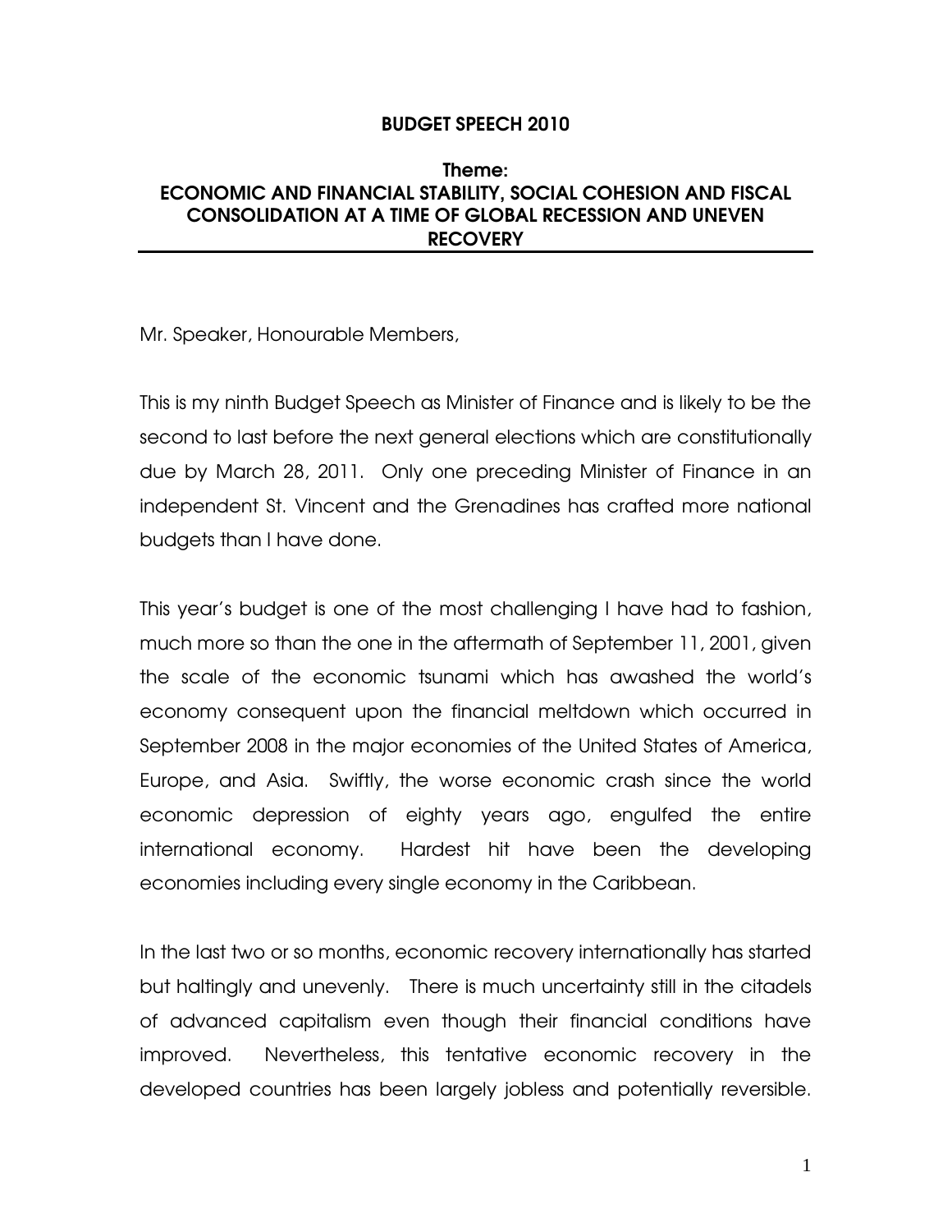# BUDGET SPEECH 2010

## Theme: ECONOMIC AND FINANCIAL STABILITY, SOCIAL COHESION AND FISCAL CONSOLIDATION AT A TIME OF GLOBAL RECESSION AND UNEVEN RECOVERY

Mr. Speaker, Honourable Members,

This is my ninth Budget Speech as Minister of Finance and is likely to be the second to last before the next general elections which are constitutionally due by March 28, 2011. Only one preceding Minister of Finance in an independent St. Vincent and the Grenadines has crafted more national budgets than I have done.

This year's budget is one of the most challenging I have had to fashion, much more so than the one in the aftermath of September 11, 2001, given the scale of the economic tsunami which has awashed the world's economy consequent upon the financial meltdown which occurred in September 2008 in the major economies of the United States of America, Europe, and Asia. Swiftly, the worse economic crash since the world economic depression of eighty years ago, engulfed the entire international economy. Hardest hit have been the developing economies including every single economy in the Caribbean.

In the last two or so months, economic recovery internationally has started but haltingly and unevenly. There is much uncertainty still in the citadels of advanced capitalism even though their financial conditions have improved. Nevertheless, this tentative economic recovery in the developed countries has been largely jobless and potentially reversible.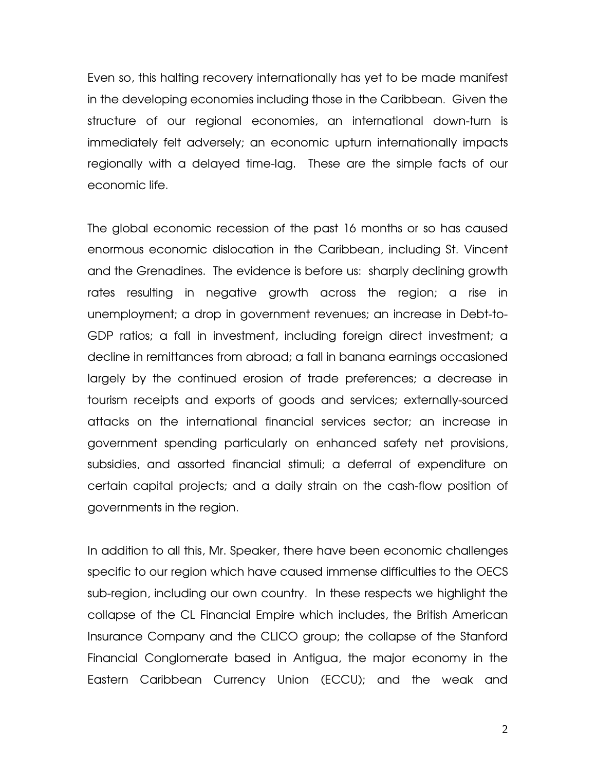Even so, this halting recovery internationally has yet to be made manifest in the developing economies including those in the Caribbean. Given the structure of our regional economies, an international down-turn is immediately felt adversely; an economic upturn internationally impacts regionally with a delayed time-lag. These are the simple facts of our economic life.

The global economic recession of the past 16 months or so has caused enormous economic dislocation in the Caribbean, including St. Vincent and the Grenadines. The evidence is before us: sharply declining growth rates resulting in negative growth across the region; a rise in unemployment; a drop in government revenues; an increase in Debt-to-GDP ratios; a fall in investment, including foreign direct investment; a decline in remittances from abroad; a fall in banana earnings occasioned largely by the continued erosion of trade preferences; a decrease in tourism receipts and exports of goods and services; externally-sourced attacks on the international financial services sector; an increase in government spending particularly on enhanced safety net provisions, subsidies, and assorted financial stimuli; a deferral of expenditure on certain capital projects; and a daily strain on the cash-flow position of governments in the region.

In addition to all this, Mr. Speaker, there have been economic challenges specific to our region which have caused immense difficulties to the OECS sub-region, including our own country. In these respects we highlight the collapse of the CL Financial Empire which includes, the British American Insurance Company and the CLICO group; the collapse of the Stanford Financial Conglomerate based in Antigua, the major economy in the Eastern Caribbean Currency Union (ECCU); and the weak and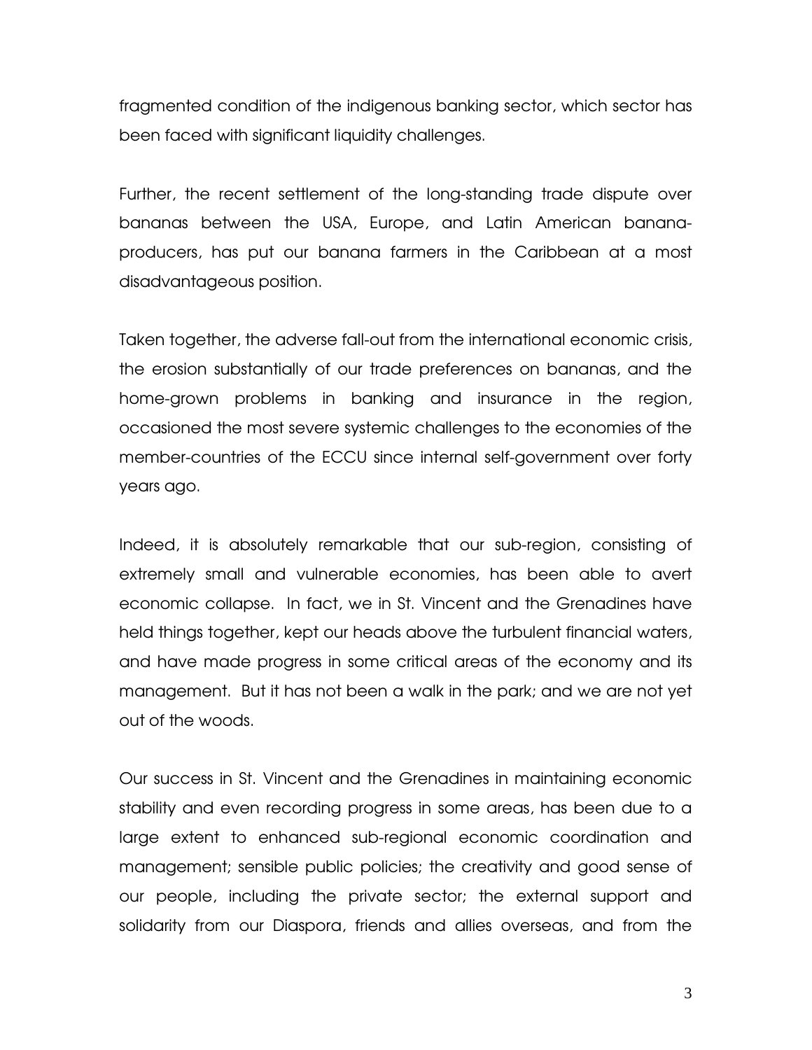fragmented condition of the indigenous banking sector, which sector has been faced with significant liquidity challenges.

Further, the recent settlement of the long-standing trade dispute over bananas between the USA, Europe, and Latin American banana-producers, has put our banana farmers in the Caribbean at a most disadvantageous position.

Taken together, the adverse fall-out from the international economic crisis, the erosion substantially of our trade preferences on bananas, and the home-grown problems in banking and insurance in the region, occasioned the most severe systemic challenges to the economies of the member-countries of the ECCU since internal self-government over forty years ago.

Indeed, it is absolutely remarkable that our sub-region, consisting of extremely small and vulnerable economies, has been able to avert economic collapse. In fact, we in St. Vincent and the Grenadines have held things together, kept our heads above the turbulent financial waters, and have made progress in some critical areas of the economy and its management. But it has not been a walk in the park; and we are not yet out of the woods.

Our success in St. Vincent and the Grenadines in maintaining economic stability and even recording progress in some areas, has been due to a large extent to enhanced sub-regional economic coordination and management; sensible public policies; the creativity and good sense of our people, including the private sector; the external support and solidarity from our Diaspora, friends and allies overseas, and from the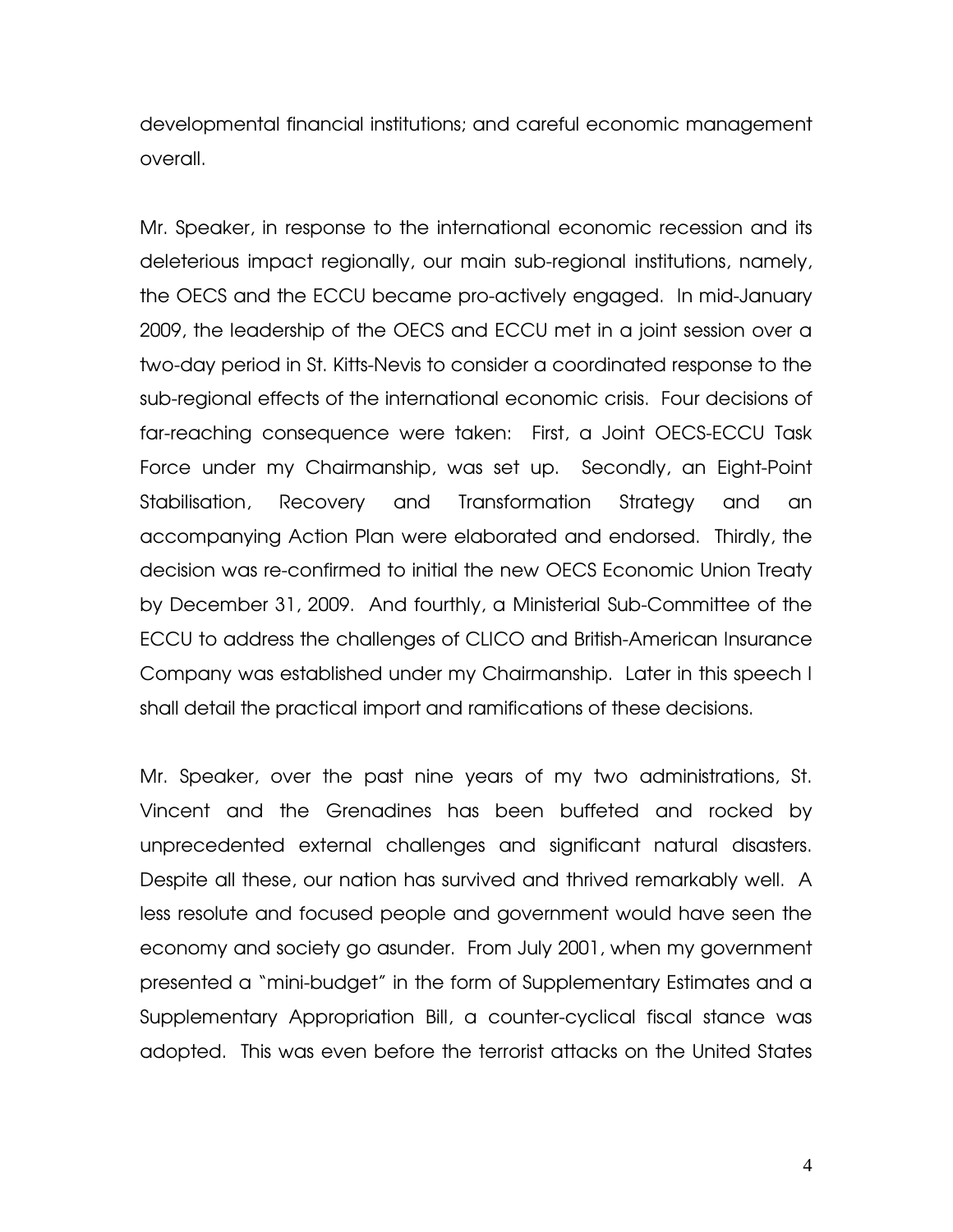developmental financial institutions; and careful economic management overall.

Mr. Speaker, in response to the international economic recession and its deleterious impact regionally, our main sub-regional institutions, namely, the OECS and the ECCU became pro-actively engaged. In mid-January 2009, the leadership of the OECS and ECCU met in a joint session over a two-day period in St. Kitts-Nevis to consider a coordinated response to the sub-regional effects of the international economic crisis. Four decisions of far-reaching consequence were taken: First, a Joint OECS-ECCU Task Force under my Chairmanship, was set up. Secondly, an Eight-Point Stabilisation, Recovery and Transformation Strategy and an accompanying Action Plan were elaborated and endorsed. Thirdly, the decision was re-confirmed to initial the new OECS Economic Union Treaty by December 31, 2009. And fourthly, a Ministerial Sub-Committee of the ECCU to address the challenges of CLICO and British-American Insurance Company was established under my Chairmanship. Later in this speech I shall detail the practical import and ramifications of these decisions.

Mr. Speaker, over the past nine years of my two administrations, St. Vincent and the Grenadines has been buffeted and rocked by unprecedented external challenges and significant natural disasters. Despite all these, our nation has survived and thrived remarkably well. A less resolute and focused people and government would have seen the economy and society go asunder. From July 2001, when my government presented a "mini-budget" in the form of Supplementary Estimates and a Supplementary Appropriation Bill, a counter-cyclical fiscal stance was adopted. This was even before the terrorist attacks on the United States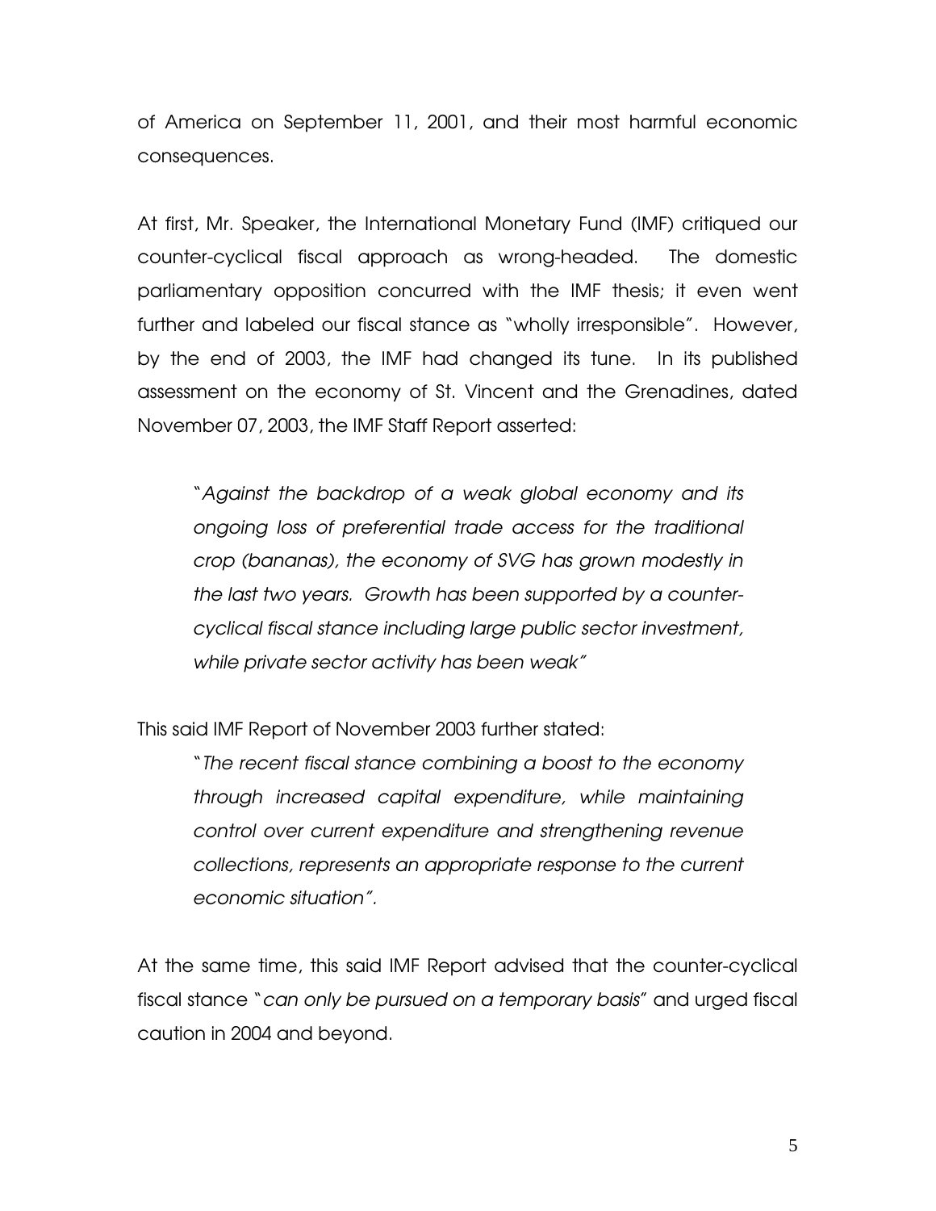of America on September 11, 2001, and their most harmful economic consequences.

At first, Mr. Speaker, the International Monetary Fund (IMF) critiqued our counter-cyclical fiscal approach as wrong-headed. The domestic parliamentary opposition concurred with the IMF thesis; it even went further and labeled our fiscal stance as "wholly irresponsible". However, by the end of 2003, the IMF had changed its tune. In its published assessment on the economy of St. Vincent and the Grenadines, dated November 07, 2003, the IMF Staff Report asserted:

> "*Against the backdrop of a weak global economy and its ongoing loss of preferential trade access for the traditional crop (bananas), the economy of SVG has grown modestly in the last two years. Growth has been supported by a counter-cyclical fiscal stance including large public sector investment, while private sector activity has been weak*"

This said IMF Report of November 2003 further stated:

> "*The recent fiscal stance combining a boost to the economy through increased capital expenditure, while maintaining control over current expenditure and strengthening revenue collections, represents an appropriate response to the current economic situation*".

At the same time, this said IMF Report advised that the counter-cyclical fiscal stance "*can only be pursued on a temporary basis*" and urged fiscal caution in 2004 and beyond.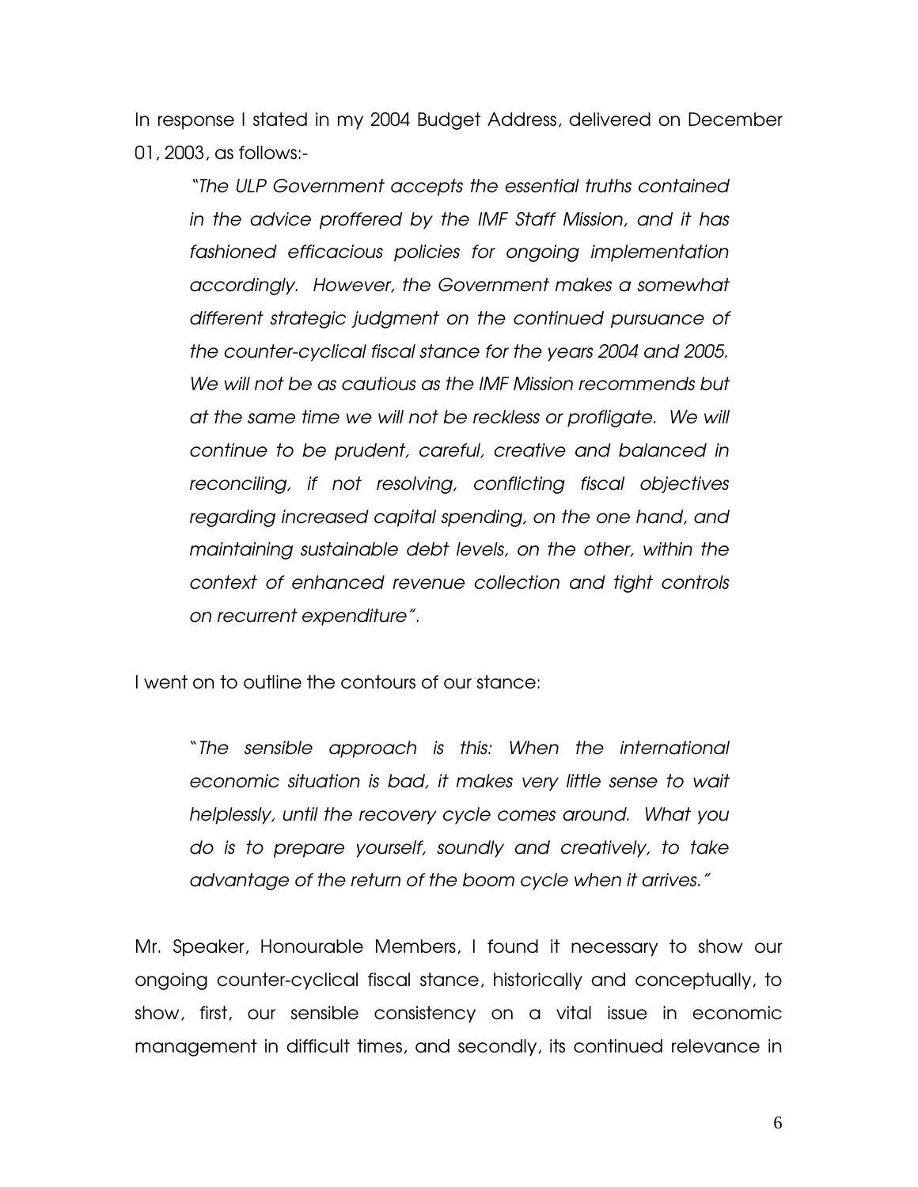In response I stated in my 2004 Budget Address, delivered on December 01, 2003, as follows:-

> *"The ULP Government accepts the essential truths contained in the advice proffered by the IMF Staff Mission, and it has fashioned efficacious policies for ongoing implementation accordingly. However, the Government makes a somewhat different strategic judgment on the continued pursuance of the counter-cyclical fiscal stance for the years 2004 and 2005. We will not be as cautious as the IMF Mission recommends but at the same time we will not be reckless or profligate. We will continue to be prudent, careful, creative and balanced in reconciling, if not resolving, conflicting fiscal objectives regarding increased capital spending, on the one hand, and maintaining sustainable debt levels, on the other, within the context of enhanced revenue collection and tight controls on recurrent expenditure".*

I went on to outline the contours of our stance:

> "*The sensible approach is this: When the international economic situation is bad, it makes very little sense to wait helplessly, until the recovery cycle comes around. What you do is to prepare yourself, soundly and creatively, to take advantage of the return of the boom cycle when it arrives."*

Mr. Speaker, Honourable Members, I found it necessary to show our ongoing counter-cyclical fiscal stance, historically and conceptually, to show, first, our sensible consistency on a vital issue in economic management in difficult times, and secondly, its continued relevance in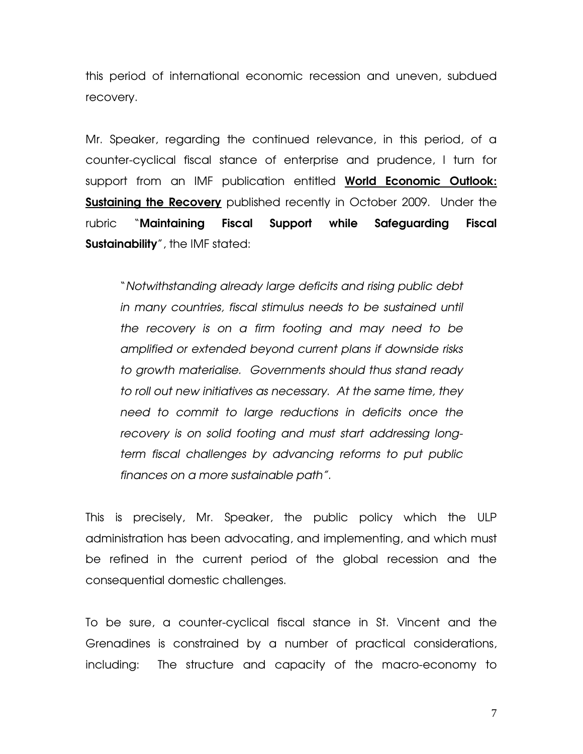this period of international economic recession and uneven, subdued recovery.

Mr. Speaker, regarding the continued relevance, in this period, of a counter-cyclical fiscal stance of enterprise and prudence, I turn for support from an IMF publication entitled **<u>World Economic Outlook: Sustaining the Recovery</u>** published recently in October 2009. Under the rubric "**Maintaining Fiscal Support while Safeguarding Fiscal Sustainability**", the IMF stated:

> "*Notwithstanding already large deficits and rising public debt in many countries, fiscal stimulus needs to be sustained until the recovery is on a firm footing and may need to be amplified or extended beyond current plans if downside risks to growth materialise. Governments should thus stand ready to roll out new initiatives as necessary. At the same time, they need to commit to large reductions in deficits once the recovery is on solid footing and must start addressing long-term fiscal challenges by advancing reforms to put public finances on a more sustainable path".*

This is precisely, Mr. Speaker, the public policy which the ULP administration has been advocating, and implementing, and which must be refined in the current period of the global recession and the consequential domestic challenges.

To be sure, a counter-cyclical fiscal stance in St. Vincent and the Grenadines is constrained by a number of practical considerations, including: The structure and capacity of the macro-economy to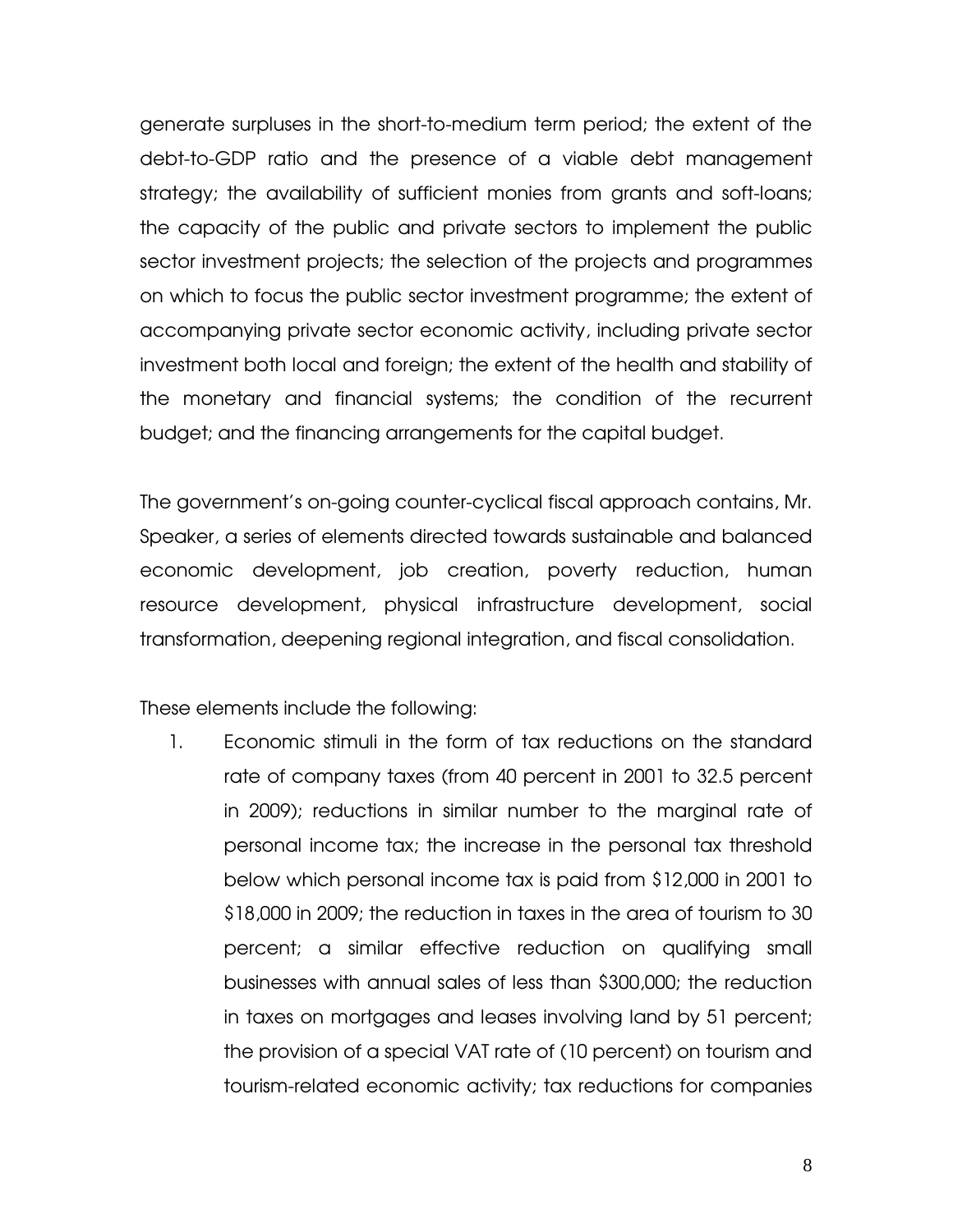generate surpluses in the short-to-medium term period; the extent of the debt-to-GDP ratio and the presence of a viable debt management strategy; the availability of sufficient monies from grants and soft-loans; the capacity of the public and private sectors to implement the public sector investment projects; the selection of the projects and programmes on which to focus the public sector investment programme; the extent of accompanying private sector economic activity, including private sector investment both local and foreign; the extent of the health and stability of the monetary and financial systems; the condition of the recurrent budget; and the financing arrangements for the capital budget.

The government's on-going counter-cyclical fiscal approach contains, Mr. Speaker, a series of elements directed towards sustainable and balanced economic development, job creation, poverty reduction, human resource development, physical infrastructure development, social transformation, deepening regional integration, and fiscal consolidation.

These elements include the following:

1. Economic stimuli in the form of tax reductions on the standard rate of company taxes (from 40 percent in 2001 to 32.5 percent in 2009); reductions in similar number to the marginal rate of personal income tax; the increase in the personal tax threshold below which personal income tax is paid from $12,000 in 2001 to $18,000 in 2009; the reduction in taxes in the area of tourism to 30 percent; a similar effective reduction on qualifying small businesses with annual sales of less than $300,000; the reduction in taxes on mortgages and leases involving land by 51 percent; the provision of a special VAT rate of (10 percent) on tourism and tourism-related economic activity; tax reductions for companies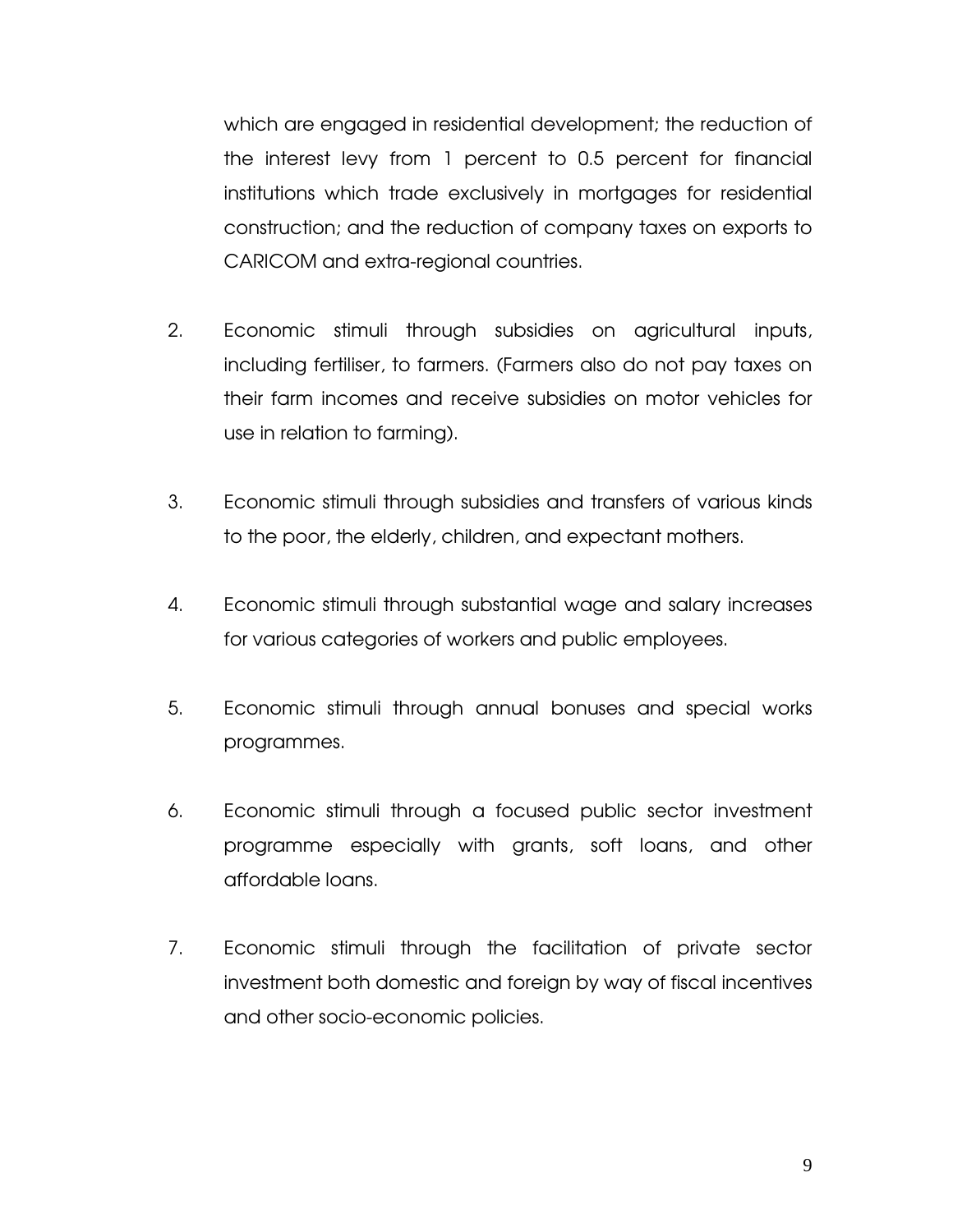which are engaged in residential development; the reduction of the interest levy from 1 percent to 0.5 percent for financial institutions which trade exclusively in mortgages for residential construction; and the reduction of company taxes on exports to CARICOM and extra-regional countries.

2. Economic stimuli through subsidies on agricultural inputs, including fertiliser, to farmers. (Farmers also do not pay taxes on their farm incomes and receive subsidies on motor vehicles for use in relation to farming).

3. Economic stimuli through subsidies and transfers of various kinds to the poor, the elderly, children, and expectant mothers.

4. Economic stimuli through substantial wage and salary increases for various categories of workers and public employees.

5. Economic stimuli through annual bonuses and special works programmes.

6. Economic stimuli through a focused public sector investment programme especially with grants, soft loans, and other affordable loans.

7. Economic stimuli through the facilitation of private sector investment both domestic and foreign by way of fiscal incentives and other socio-economic policies.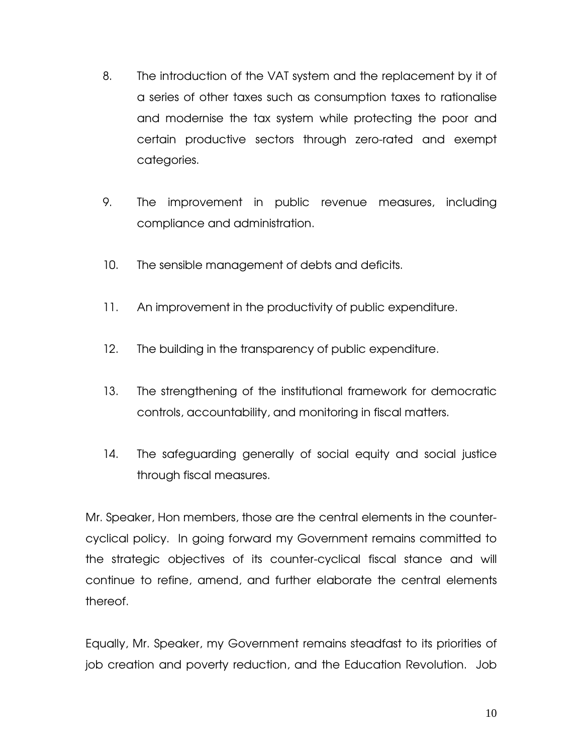8. The introduction of the VAT system and the replacement by it of a series of other taxes such as consumption taxes to rationalise and modernise the tax system while protecting the poor and certain productive sectors through zero-rated and exempt categories.

9. The improvement in public revenue measures, including compliance and administration.

10. The sensible management of debts and deficits.

11. An improvement in the productivity of public expenditure.

12. The building in the transparency of public expenditure.

13. The strengthening of the institutional framework for democratic controls, accountability, and monitoring in fiscal matters.

14. The safeguarding generally of social equity and social justice through fiscal measures.

Mr. Speaker, Hon members, those are the central elements in the counter-cyclical policy. In going forward my Government remains committed to the strategic objectives of its counter-cyclical fiscal stance and will continue to refine, amend, and further elaborate the central elements thereof.

Equally, Mr. Speaker, my Government remains steadfast to its priorities of job creation and poverty reduction, and the Education Revolution. Job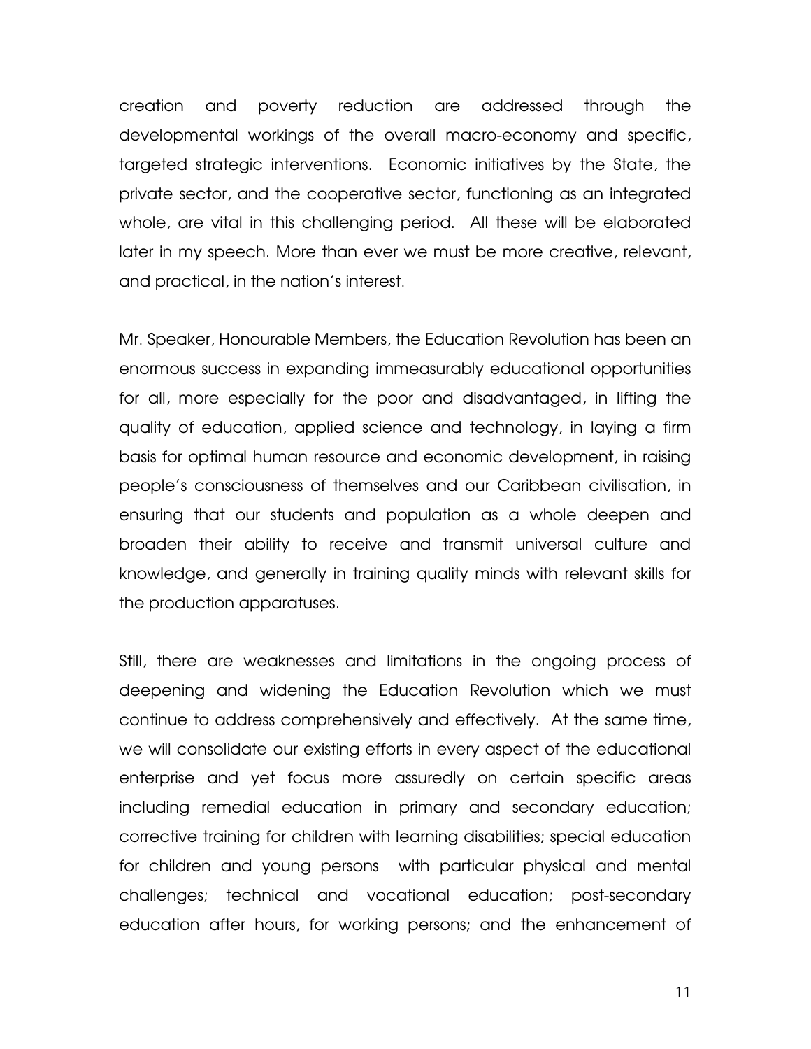creation and poverty reduction are addressed through the developmental workings of the overall macro-economy and specific, targeted strategic interventions. Economic initiatives by the State, the private sector, and the cooperative sector, functioning as an integrated whole, are vital in this challenging period. All these will be elaborated later in my speech. More than ever we must be more creative, relevant, and practical, in the nation's interest.

Mr. Speaker, Honourable Members, the Education Revolution has been an enormous success in expanding immeasurably educational opportunities for all, more especially for the poor and disadvantaged, in lifting the quality of education, applied science and technology, in laying a firm basis for optimal human resource and economic development, in raising people's consciousness of themselves and our Caribbean civilisation, in ensuring that our students and population as a whole deepen and broaden their ability to receive and transmit universal culture and knowledge, and generally in training quality minds with relevant skills for the production apparatuses.

Still, there are weaknesses and limitations in the ongoing process of deepening and widening the Education Revolution which we must continue to address comprehensively and effectively. At the same time, we will consolidate our existing efforts in every aspect of the educational enterprise and yet focus more assuredly on certain specific areas including remedial education in primary and secondary education; corrective training for children with learning disabilities; special education for children and young persons with particular physical and mental challenges; technical and vocational education; post-secondary education after hours, for working persons; and the enhancement of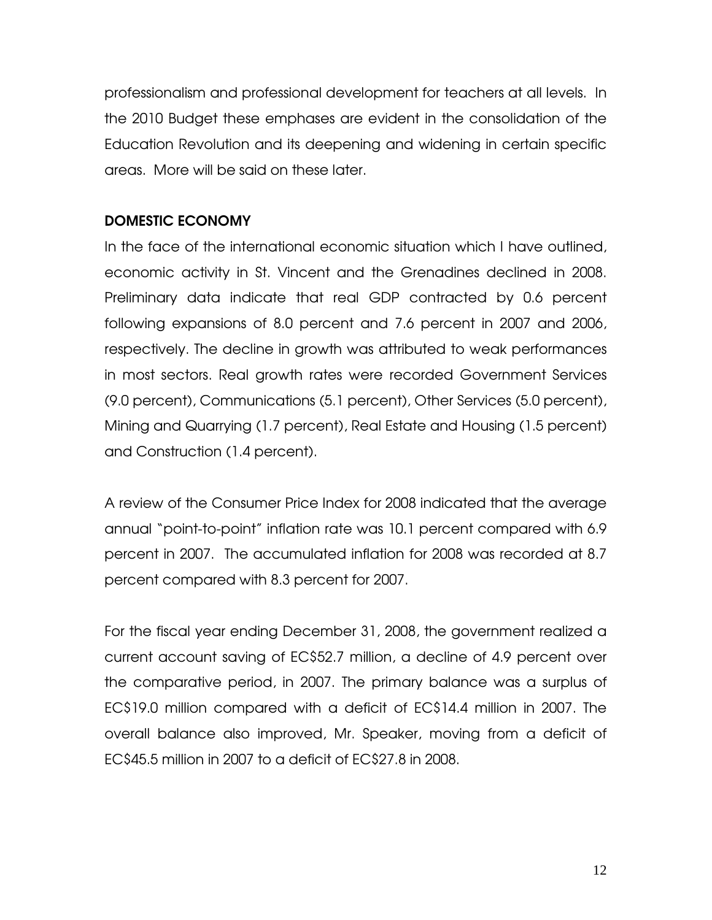professionalism and professional development for teachers at all levels. In the 2010 Budget these emphases are evident in the consolidation of the Education Revolution and its deepening and widening in certain specific areas. More will be said on these later.

## DOMESTIC ECONOMY

In the face of the international economic situation which I have outlined, economic activity in St. Vincent and the Grenadines declined in 2008. Preliminary data indicate that real GDP contracted by 0.6 percent following expansions of 8.0 percent and 7.6 percent in 2007 and 2006, respectively. The decline in growth was attributed to weak performances in most sectors. Real growth rates were recorded Government Services (9.0 percent), Communications (5.1 percent), Other Services (5.0 percent), Mining and Quarrying (1.7 percent), Real Estate and Housing (1.5 percent) and Construction (1.4 percent).

A review of the Consumer Price Index for 2008 indicated that the average annual "point-to-point" inflation rate was 10.1 percent compared with 6.9 percent in 2007. The accumulated inflation for 2008 was recorded at 8.7 percent compared with 8.3 percent for 2007.

For the fiscal year ending December 31, 2008, the government realized a current account saving of EC$52.7 million, a decline of 4.9 percent over the comparative period, in 2007. The primary balance was a surplus of EC$19.0 million compared with a deficit of EC$14.4 million in 2007. The overall balance also improved, Mr. Speaker, moving from a deficit of EC$45.5 million in 2007 to a deficit of EC$27.8 in 2008.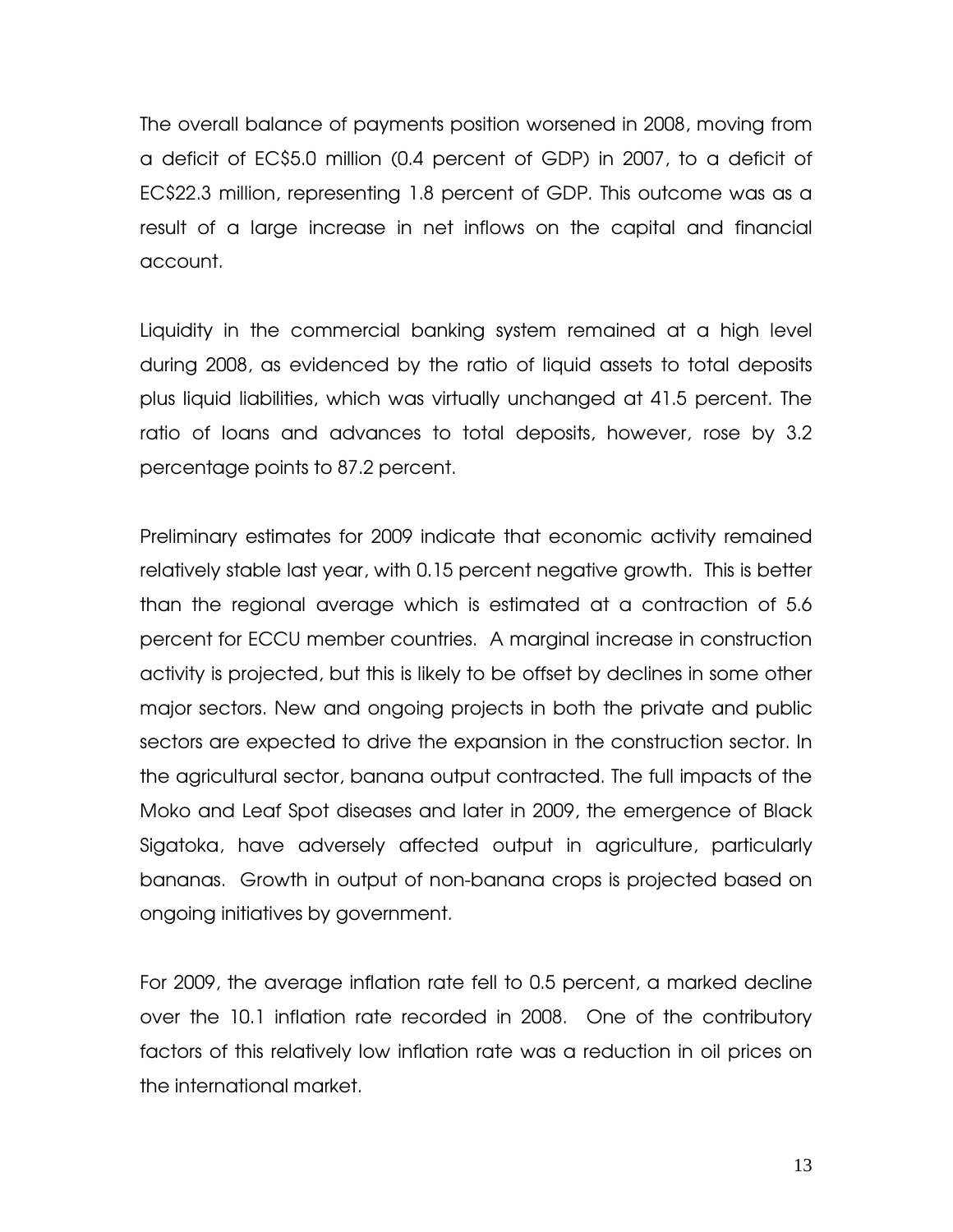The overall balance of payments position worsened in 2008, moving from a deficit of EC$5.0 million (0.4 percent of GDP) in 2007, to a deficit of EC$22.3 million, representing 1.8 percent of GDP. This outcome was as a result of a large increase in net inflows on the capital and financial account.

Liquidity in the commercial banking system remained at a high level during 2008, as evidenced by the ratio of liquid assets to total deposits plus liquid liabilities, which was virtually unchanged at 41.5 percent. The ratio of loans and advances to total deposits, however, rose by 3.2 percentage points to 87.2 percent.

Preliminary estimates for 2009 indicate that economic activity remained relatively stable last year, with 0.15 percent negative growth. This is better than the regional average which is estimated at a contraction of 5.6 percent for ECCU member countries. A marginal increase in construction activity is projected, but this is likely to be offset by declines in some other major sectors. New and ongoing projects in both the private and public sectors are expected to drive the expansion in the construction sector. In the agricultural sector, banana output contracted. The full impacts of the Moko and Leaf Spot diseases and later in 2009, the emergence of Black Sigatoka, have adversely affected output in agriculture, particularly bananas. Growth in output of non-banana crops is projected based on ongoing initiatives by government.

For 2009, the average inflation rate fell to 0.5 percent, a marked decline over the 10.1 inflation rate recorded in 2008. One of the contributory factors of this relatively low inflation rate was a reduction in oil prices on the international market.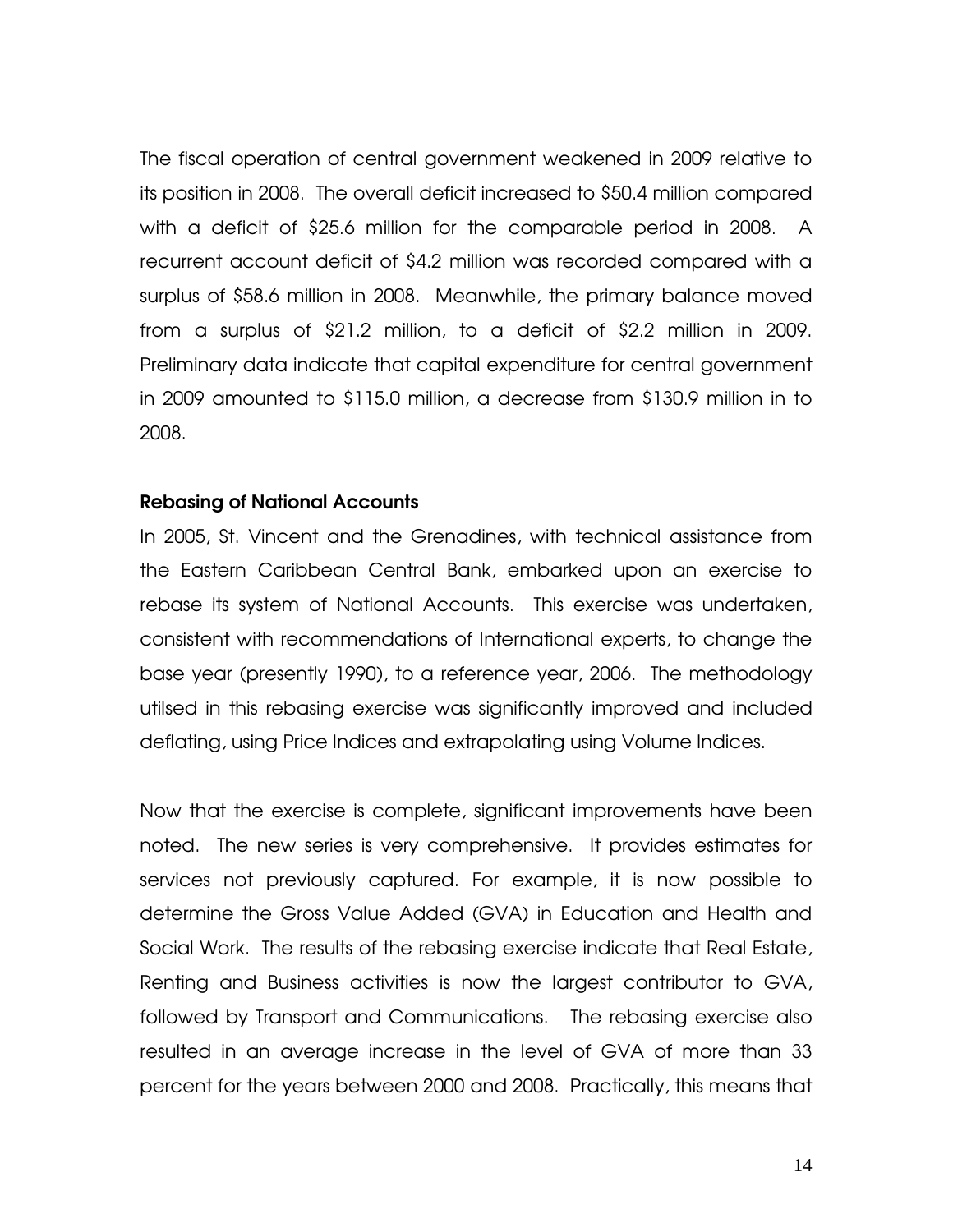The fiscal operation of central government weakened in 2009 relative to its position in 2008. The overall deficit increased to $50.4 million compared with a deficit of $25.6 million for the comparable period in 2008. A recurrent account deficit of $4.2 million was recorded compared with a surplus of $58.6 million in 2008. Meanwhile, the primary balance moved from a surplus of $21.2 million, to a deficit of $2.2 million in 2009. Preliminary data indicate that capital expenditure for central government in 2009 amounted to $115.0 million, a decrease from $130.9 million in to 2008.

**Rebasing of National Accounts**

In 2005, St. Vincent and the Grenadines, with technical assistance from the Eastern Caribbean Central Bank, embarked upon an exercise to rebase its system of National Accounts. This exercise was undertaken, consistent with recommendations of International experts, to change the base year (presently 1990), to a reference year, 2006. The methodology utilsed in this rebasing exercise was significantly improved and included deflating, using Price Indices and extrapolating using Volume Indices.

Now that the exercise is complete, significant improvements have been noted. The new series is very comprehensive. It provides estimates for services not previously captured. For example, it is now possible to determine the Gross Value Added (GVA) in Education and Health and Social Work. The results of the rebasing exercise indicate that Real Estate, Renting and Business activities is now the largest contributor to GVA, followed by Transport and Communications. The rebasing exercise also resulted in an average increase in the level of GVA of more than 33 percent for the years between 2000 and 2008. Practically, this means that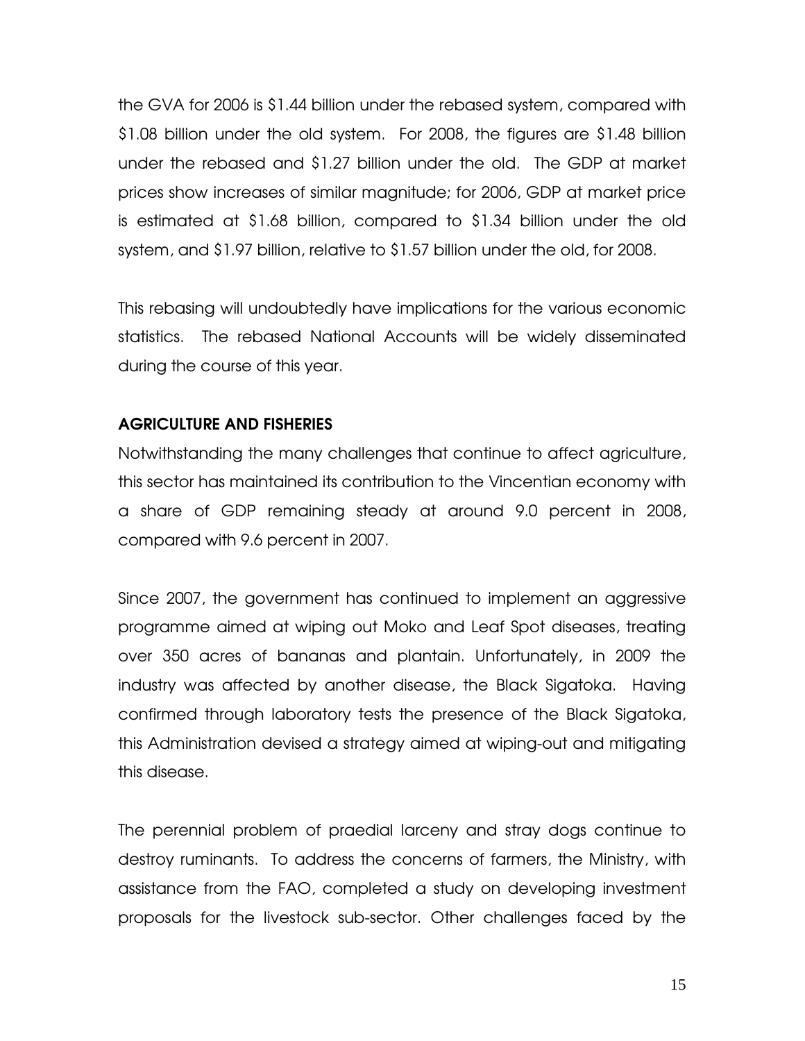the GVA for 2006 is $1.44 billion under the rebased system, compared with $1.08 billion under the old system. For 2008, the figures are $1.48 billion under the rebased and $1.27 billion under the old. The GDP at market prices show increases of similar magnitude; for 2006, GDP at market price is estimated at $1.68 billion, compared to $1.34 billion under the old system, and $1.97 billion, relative to $1.57 billion under the old, for 2008.

This rebasing will undoubtedly have implications for the various economic statistics. The rebased National Accounts will be widely disseminated during the course of this year.

## AGRICULTURE AND FISHERIES

Notwithstanding the many challenges that continue to affect agriculture, this sector has maintained its contribution to the Vincentian economy with a share of GDP remaining steady at around 9.0 percent in 2008, compared with 9.6 percent in 2007.

Since 2007, the government has continued to implement an aggressive programme aimed at wiping out Moko and Leaf Spot diseases, treating over 350 acres of bananas and plantain. Unfortunately, in 2009 the industry was affected by another disease, the Black Sigatoka. Having confirmed through laboratory tests the presence of the Black Sigatoka, this Administration devised a strategy aimed at wiping-out and mitigating this disease.

The perennial problem of praedial larceny and stray dogs continue to destroy ruminants. To address the concerns of farmers, the Ministry, with assistance from the FAO, completed a study on developing investment proposals for the livestock sub-sector. Other challenges faced by the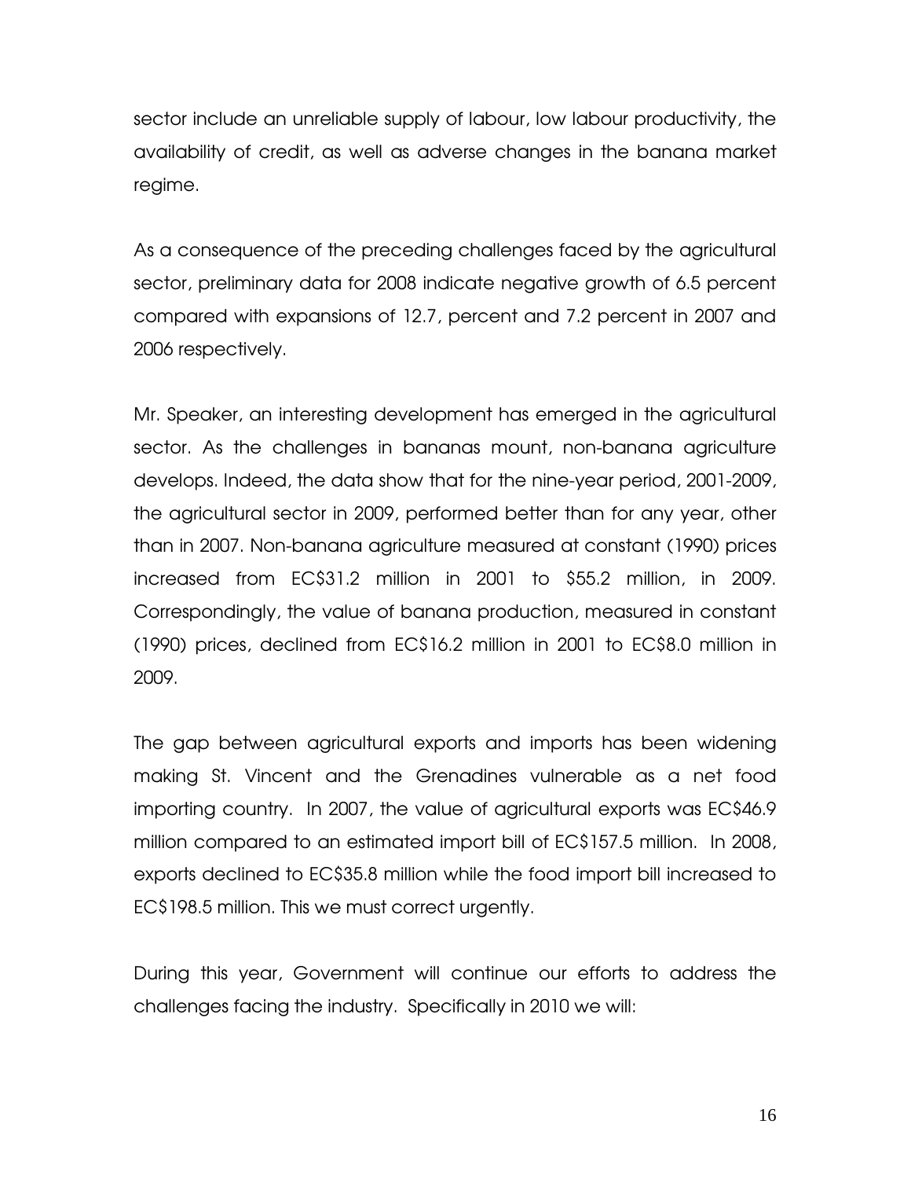sector include an unreliable supply of labour, low labour productivity, the availability of credit, as well as adverse changes in the banana market regime.

As a consequence of the preceding challenges faced by the agricultural sector, preliminary data for 2008 indicate negative growth of 6.5 percent compared with expansions of 12.7, percent and 7.2 percent in 2007 and 2006 respectively.

Mr. Speaker, an interesting development has emerged in the agricultural sector. As the challenges in bananas mount, non-banana agriculture develops. Indeed, the data show that for the nine-year period, 2001-2009, the agricultural sector in 2009, performed better than for any year, other than in 2007. Non-banana agriculture measured at constant (1990) prices increased from EC$31.2 million in 2001 to $55.2 million, in 2009. Correspondingly, the value of banana production, measured in constant (1990) prices, declined from EC$16.2 million in 2001 to EC$8.0 million in 2009.

The gap between agricultural exports and imports has been widening making St. Vincent and the Grenadines vulnerable as a net food importing country. In 2007, the value of agricultural exports was EC$46.9 million compared to an estimated import bill of EC$157.5 million. In 2008, exports declined to EC$35.8 million while the food import bill increased to EC$198.5 million. This we must correct urgently.

During this year, Government will continue our efforts to address the challenges facing the industry. Specifically in 2010 we will: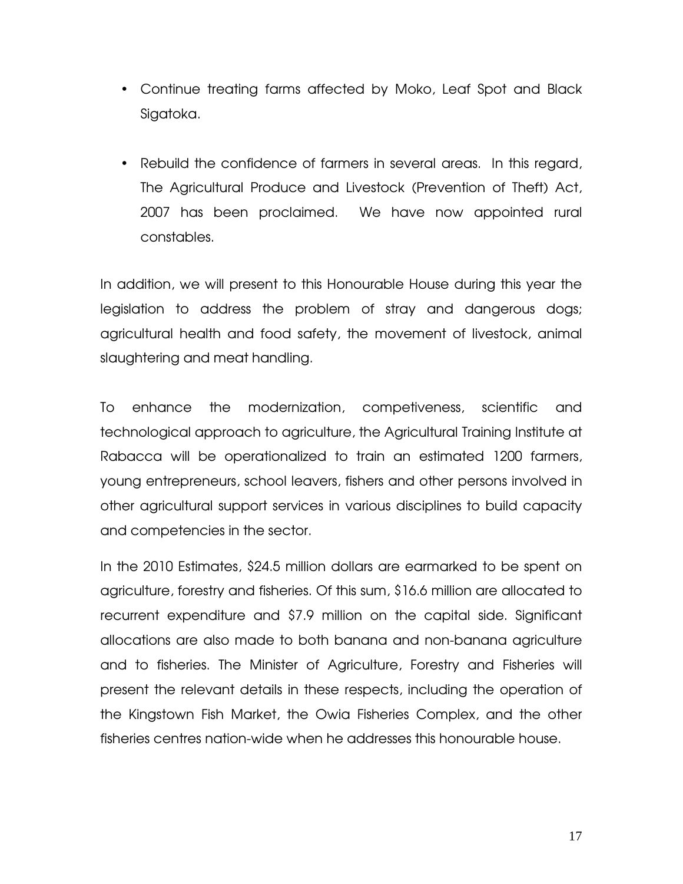- Continue treating farms affected by Moko, Leaf Spot and Black Sigatoka.

- Rebuild the confidence of farmers in several areas. In this regard, The Agricultural Produce and Livestock (Prevention of Theft) Act, 2007 has been proclaimed. We have now appointed rural constables.

In addition, we will present to this Honourable House during this year the legislation to address the problem of stray and dangerous dogs; agricultural health and food safety, the movement of livestock, animal slaughtering and meat handling.

To enhance the modernization, competiveness, scientific and technological approach to agriculture, the Agricultural Training Institute at Rabacca will be operationalized to train an estimated 1200 farmers, young entrepreneurs, school leavers, fishers and other persons involved in other agricultural support services in various disciplines to build capacity and competencies in the sector.

In the 2010 Estimates, $24.5 million dollars are earmarked to be spent on agriculture, forestry and fisheries. Of this sum, $16.6 million are allocated to recurrent expenditure and $7.9 million on the capital side. Significant allocations are also made to both banana and non-banana agriculture and to fisheries. The Minister of Agriculture, Forestry and Fisheries will present the relevant details in these respects, including the operation of the Kingstown Fish Market, the Owia Fisheries Complex, and the other fisheries centres nation-wide when he addresses this honourable house.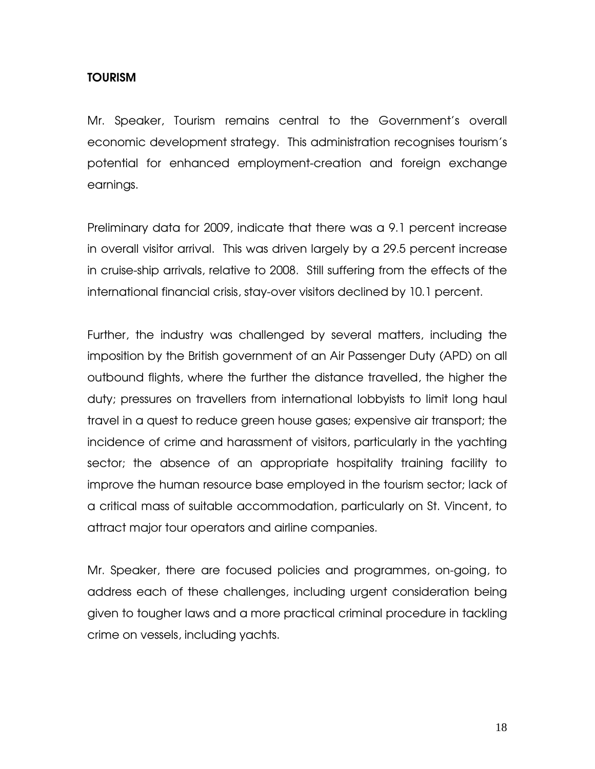## TOURISM

Mr. Speaker, Tourism remains central to the Government's overall economic development strategy. This administration recognises tourism's potential for enhanced employment-creation and foreign exchange earnings.

Preliminary data for 2009, indicate that there was a 9.1 percent increase in overall visitor arrival. This was driven largely by a 29.5 percent increase in cruise-ship arrivals, relative to 2008. Still suffering from the effects of the international financial crisis, stay-over visitors declined by 10.1 percent.

Further, the industry was challenged by several matters, including the imposition by the British government of an Air Passenger Duty (APD) on all outbound flights, where the further the distance travelled, the higher the duty; pressures on travellers from international lobbyists to limit long haul travel in a quest to reduce green house gases; expensive air transport; the incidence of crime and harassment of visitors, particularly in the yachting sector; the absence of an appropriate hospitality training facility to improve the human resource base employed in the tourism sector; lack of a critical mass of suitable accommodation, particularly on St. Vincent, to attract major tour operators and airline companies.

Mr. Speaker, there are focused policies and programmes, on-going, to address each of these challenges, including urgent consideration being given to tougher laws and a more practical criminal procedure in tackling crime on vessels, including yachts.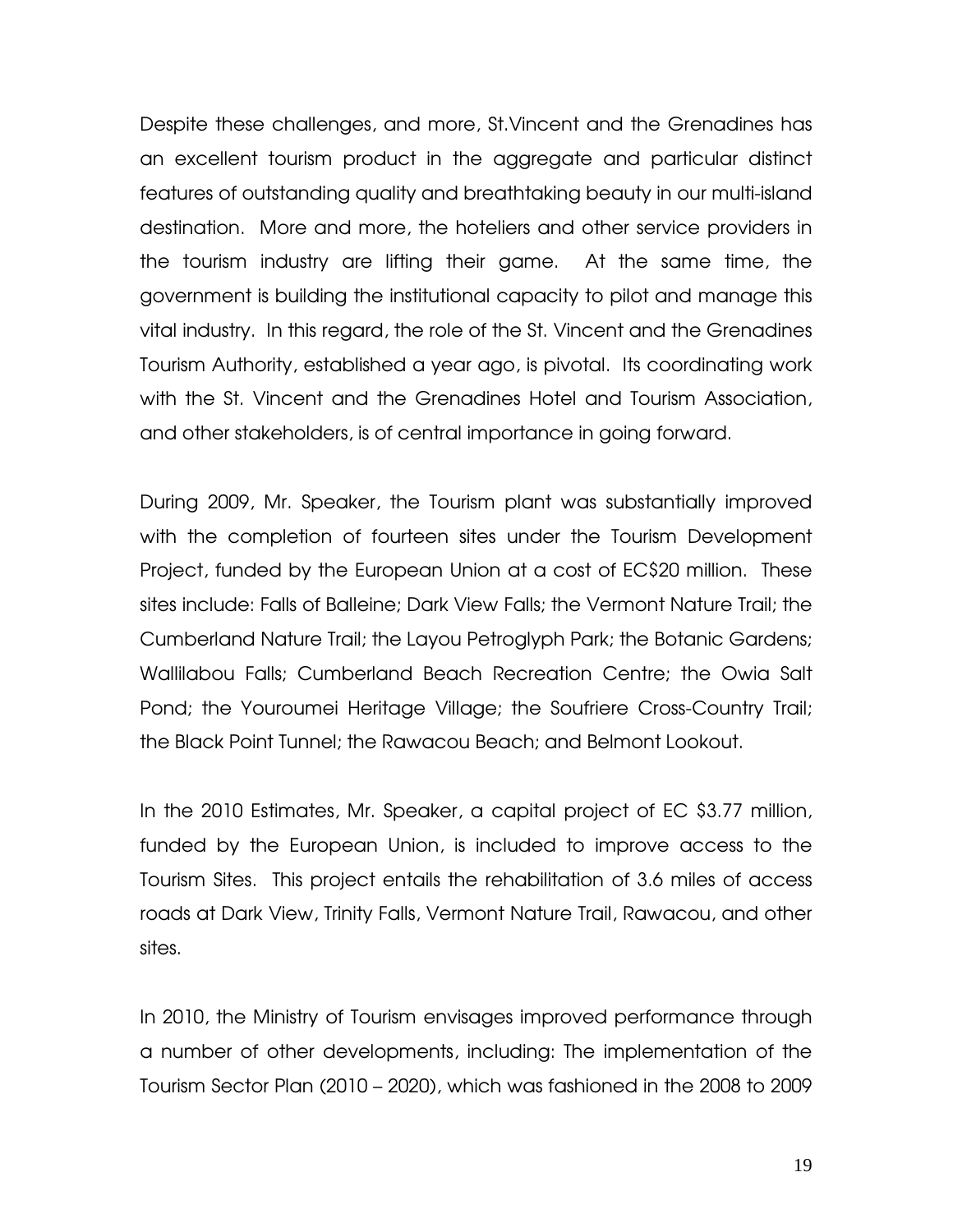Despite these challenges, and more, St.Vincent and the Grenadines has an excellent tourism product in the aggregate and particular distinct features of outstanding quality and breathtaking beauty in our multi-island destination. More and more, the hoteliers and other service providers in the tourism industry are lifting their game. At the same time, the government is building the institutional capacity to pilot and manage this vital industry. In this regard, the role of the St. Vincent and the Grenadines Tourism Authority, established a year ago, is pivotal. Its coordinating work with the St. Vincent and the Grenadines Hotel and Tourism Association, and other stakeholders, is of central importance in going forward.

During 2009, Mr. Speaker, the Tourism plant was substantially improved with the completion of fourteen sites under the Tourism Development Project, funded by the European Union at a cost of EC$20 million. These sites include: Falls of Balleine; Dark View Falls; the Vermont Nature Trail; the Cumberland Nature Trail; the Layou Petroglyph Park; the Botanic Gardens; Wallilabou Falls; Cumberland Beach Recreation Centre; the Owia Salt Pond; the Youroumei Heritage Village; the Soufriere Cross-Country Trail; the Black Point Tunnel; the Rawacou Beach; and Belmont Lookout.

In the 2010 Estimates, Mr. Speaker, a capital project of EC $3.77 million, funded by the European Union, is included to improve access to the Tourism Sites. This project entails the rehabilitation of 3.6 miles of access roads at Dark View, Trinity Falls, Vermont Nature Trail, Rawacou, and other sites.

In 2010, the Ministry of Tourism envisages improved performance through a number of other developments, including: The implementation of the Tourism Sector Plan (2010 – 2020), which was fashioned in the 2008 to 2009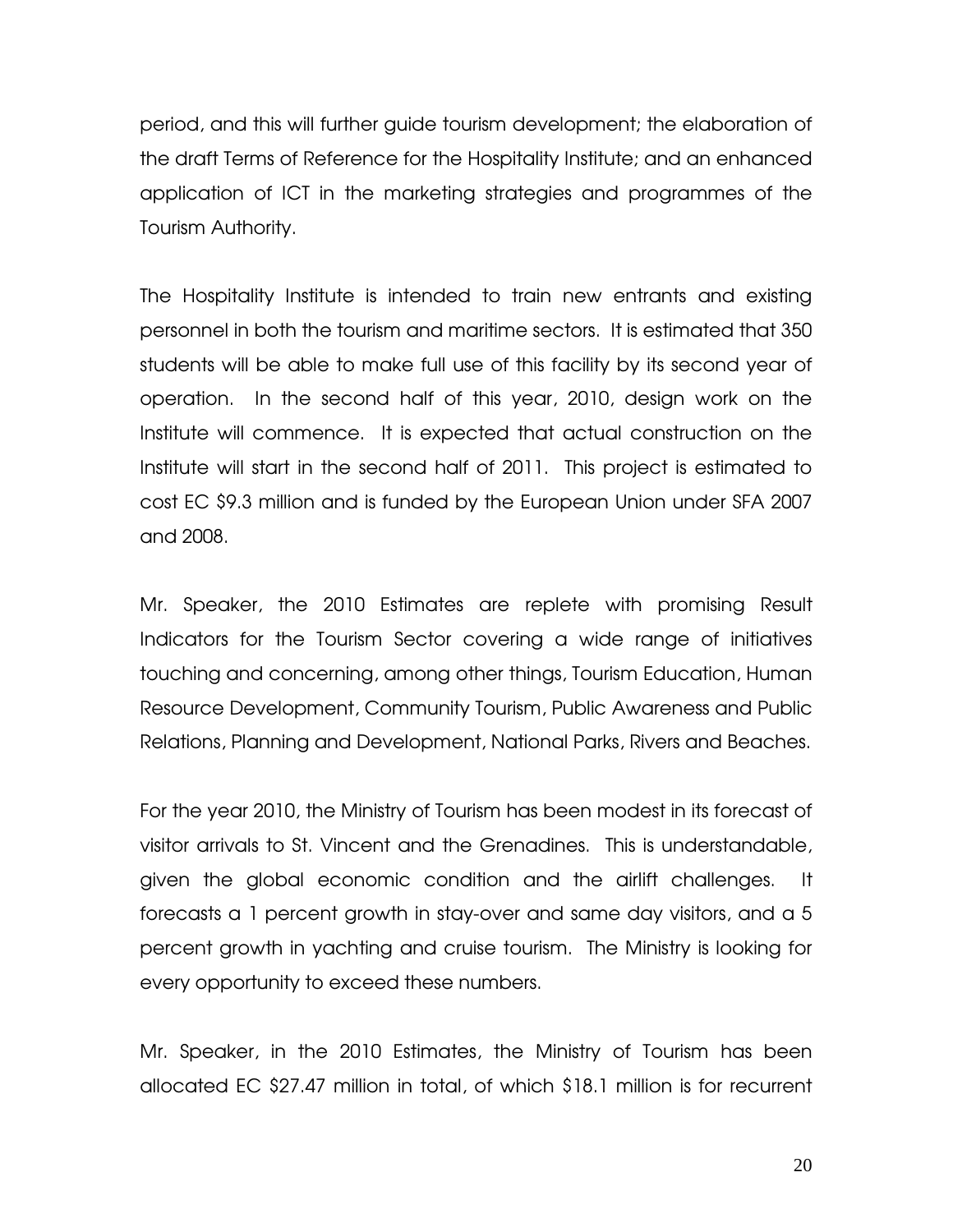period, and this will further guide tourism development; the elaboration of the draft Terms of Reference for the Hospitality Institute; and an enhanced application of ICT in the marketing strategies and programmes of the Tourism Authority.

The Hospitality Institute is intended to train new entrants and existing personnel in both the tourism and maritime sectors. It is estimated that 350 students will be able to make full use of this facility by its second year of operation. In the second half of this year, 2010, design work on the Institute will commence. It is expected that actual construction on the Institute will start in the second half of 2011. This project is estimated to cost EC $9.3 million and is funded by the European Union under SFA 2007 and 2008.

Mr. Speaker, the 2010 Estimates are replete with promising Result Indicators for the Tourism Sector covering a wide range of initiatives touching and concerning, among other things, Tourism Education, Human Resource Development, Community Tourism, Public Awareness and Public Relations, Planning and Development, National Parks, Rivers and Beaches.

For the year 2010, the Ministry of Tourism has been modest in its forecast of visitor arrivals to St. Vincent and the Grenadines. This is understandable, given the global economic condition and the airlift challenges. It forecasts a 1 percent growth in stay-over and same day visitors, and a 5 percent growth in yachting and cruise tourism. The Ministry is looking for every opportunity to exceed these numbers.

Mr. Speaker, in the 2010 Estimates, the Ministry of Tourism has been allocated EC $27.47 million in total, of which $18.1 million is for recurrent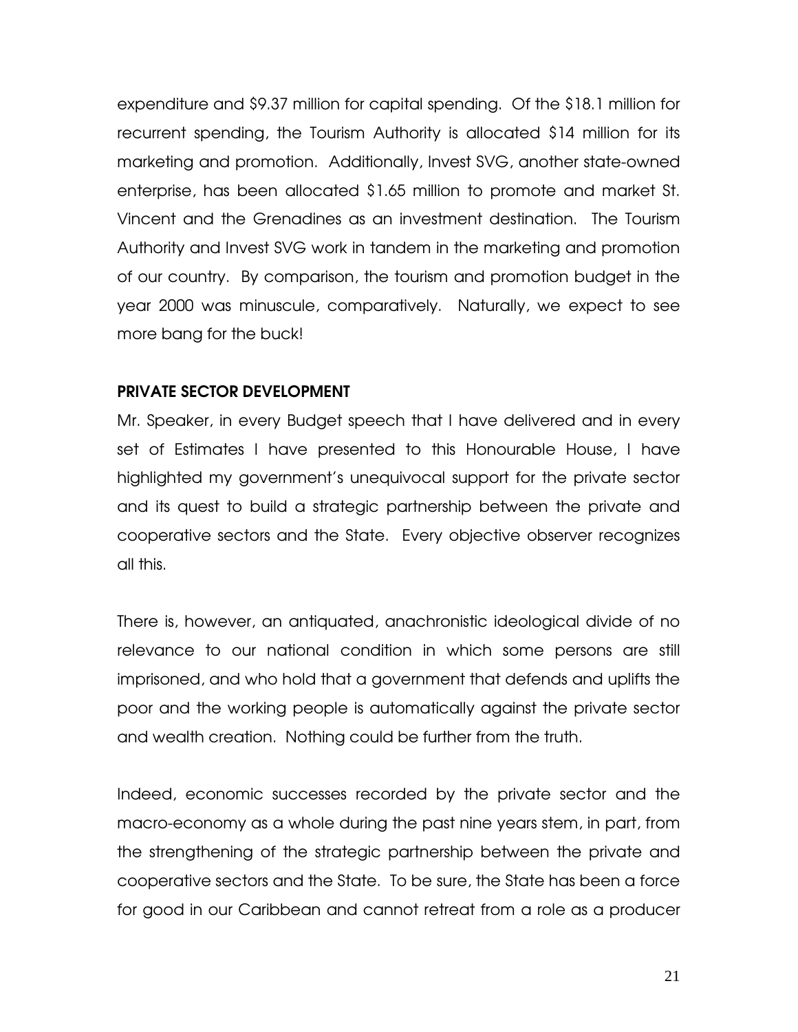expenditure and $9.37 million for capital spending. Of the $18.1 million for recurrent spending, the Tourism Authority is allocated $14 million for its marketing and promotion. Additionally, Invest SVG, another state-owned enterprise, has been allocated $1.65 million to promote and market St. Vincent and the Grenadines as an investment destination. The Tourism Authority and Invest SVG work in tandem in the marketing and promotion of our country. By comparison, the tourism and promotion budget in the year 2000 was minuscule, comparatively. Naturally, we expect to see more bang for the buck!

**PRIVATE SECTOR DEVELOPMENT**

Mr. Speaker, in every Budget speech that I have delivered and in every set of Estimates I have presented to this Honourable House, I have highlighted my government's unequivocal support for the private sector and its quest to build a strategic partnership between the private and cooperative sectors and the State. Every objective observer recognizes all this.

There is, however, an antiquated, anachronistic ideological divide of no relevance to our national condition in which some persons are still imprisoned, and who hold that a government that defends and uplifts the poor and the working people is automatically against the private sector and wealth creation. Nothing could be further from the truth.

Indeed, economic successes recorded by the private sector and the macro-economy as a whole during the past nine years stem, in part, from the strengthening of the strategic partnership between the private and cooperative sectors and the State. To be sure, the State has been a force for good in our Caribbean and cannot retreat from a role as a producer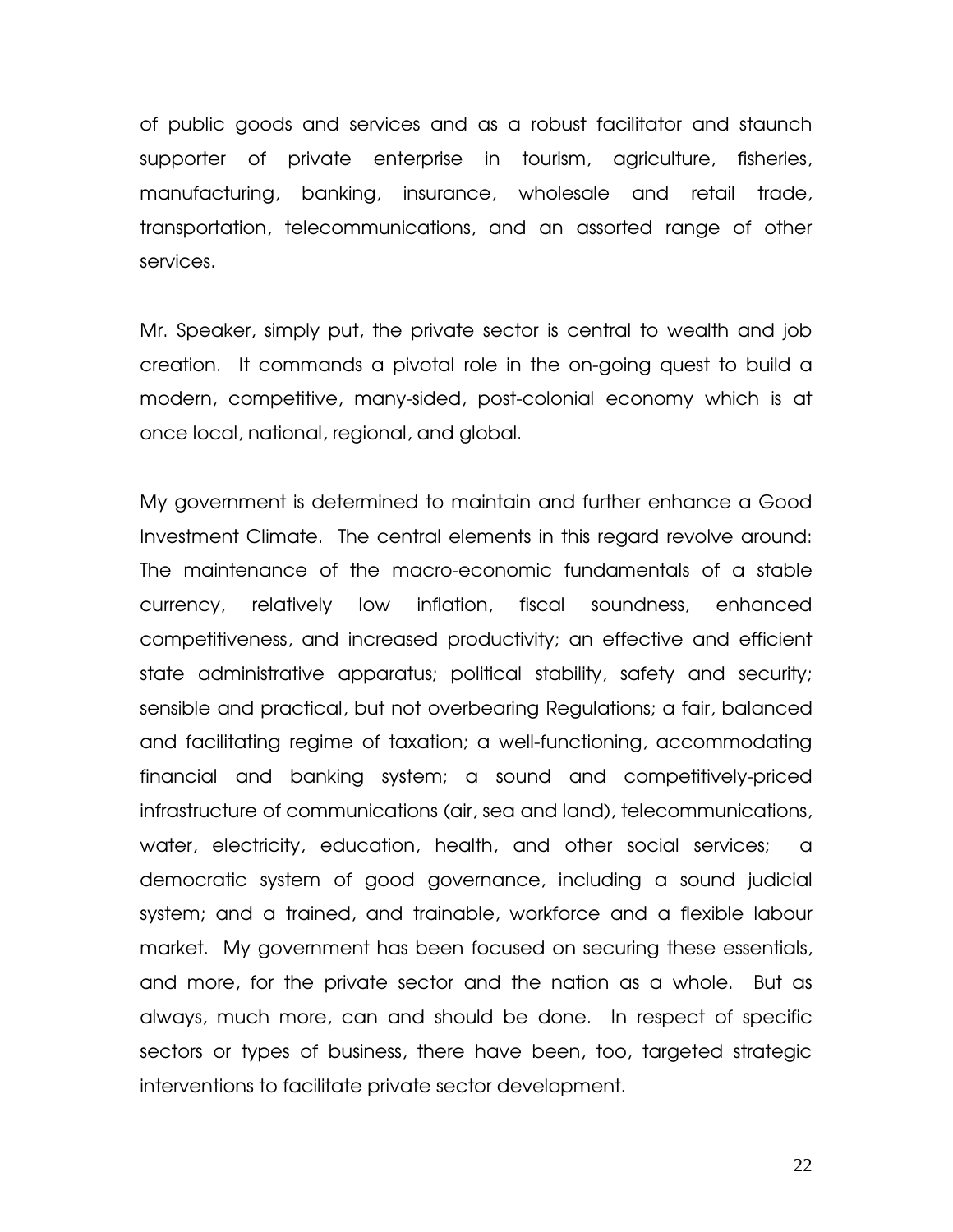of public goods and services and as a robust facilitator and staunch supporter of private enterprise in tourism, agriculture, fisheries, manufacturing, banking, insurance, wholesale and retail trade, transportation, telecommunications, and an assorted range of other services.

Mr. Speaker, simply put, the private sector is central to wealth and job creation. It commands a pivotal role in the on-going quest to build a modern, competitive, many-sided, post-colonial economy which is at once local, national, regional, and global.

My government is determined to maintain and further enhance a Good Investment Climate. The central elements in this regard revolve around: The maintenance of the macro-economic fundamentals of a stable currency, relatively low inflation, fiscal soundness, enhanced competitiveness, and increased productivity; an effective and efficient state administrative apparatus; political stability, safety and security; sensible and practical, but not overbearing Regulations; a fair, balanced and facilitating regime of taxation; a well-functioning, accommodating financial and banking system; a sound and competitively-priced infrastructure of communications (air, sea and land), telecommunications, water, electricity, education, health, and other social services; a democratic system of good governance, including a sound judicial system; and a trained, and trainable, workforce and a flexible labour market. My government has been focused on securing these essentials, and more, for the private sector and the nation as a whole. But as always, much more, can and should be done. In respect of specific sectors or types of business, there have been, too, targeted strategic interventions to facilitate private sector development.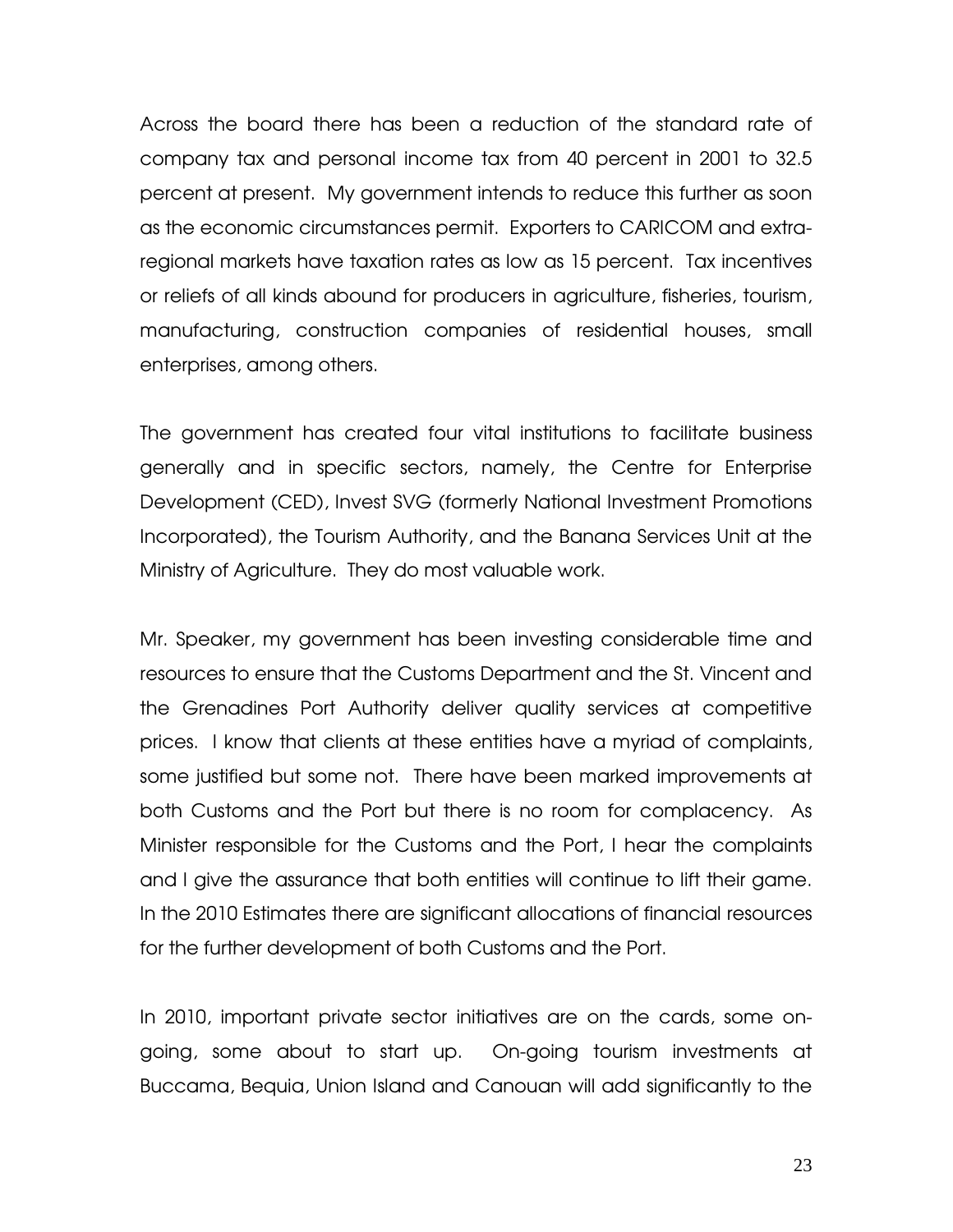Across the board there has been a reduction of the standard rate of company tax and personal income tax from 40 percent in 2001 to 32.5 percent at present. My government intends to reduce this further as soon as the economic circumstances permit. Exporters to CARICOM and extra-regional markets have taxation rates as low as 15 percent. Tax incentives or reliefs of all kinds abound for producers in agriculture, fisheries, tourism, manufacturing, construction companies of residential houses, small enterprises, among others.

The government has created four vital institutions to facilitate business generally and in specific sectors, namely, the Centre for Enterprise Development (CED), Invest SVG (formerly National Investment Promotions Incorporated), the Tourism Authority, and the Banana Services Unit at the Ministry of Agriculture. They do most valuable work.

Mr. Speaker, my government has been investing considerable time and resources to ensure that the Customs Department and the St. Vincent and the Grenadines Port Authority deliver quality services at competitive prices. I know that clients at these entities have a myriad of complaints, some justified but some not. There have been marked improvements at both Customs and the Port but there is no room for complacency. As Minister responsible for the Customs and the Port, I hear the complaints and I give the assurance that both entities will continue to lift their game. In the 2010 Estimates there are significant allocations of financial resources for the further development of both Customs and the Port.

In 2010, important private sector initiatives are on the cards, some on-going, some about to start up. On-going tourism investments at Buccama, Bequia, Union Island and Canouan will add significantly to the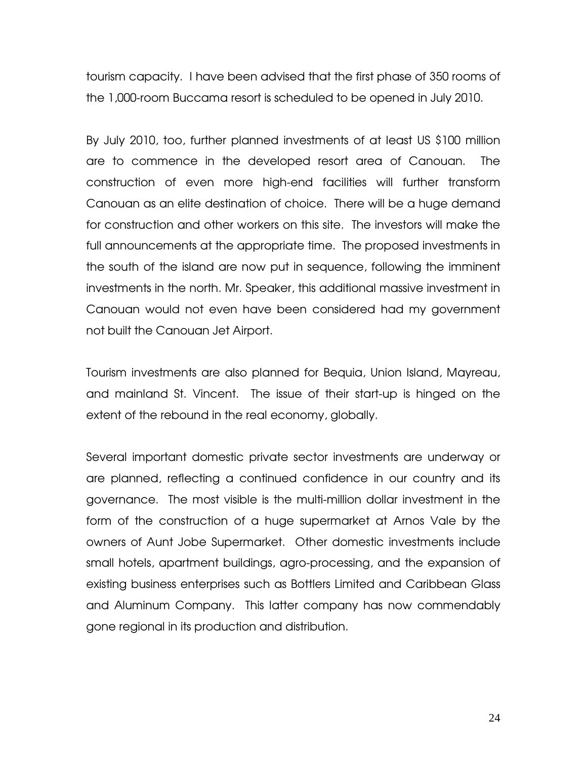tourism capacity. I have been advised that the first phase of 350 rooms of the 1,000-room Buccama resort is scheduled to be opened in July 2010.

By July 2010, too, further planned investments of at least US $100 million are to commence in the developed resort area of Canouan. The construction of even more high-end facilities will further transform Canouan as an elite destination of choice. There will be a huge demand for construction and other workers on this site. The investors will make the full announcements at the appropriate time. The proposed investments in the south of the island are now put in sequence, following the imminent investments in the north. Mr. Speaker, this additional massive investment in Canouan would not even have been considered had my government not built the Canouan Jet Airport.

Tourism investments are also planned for Bequia, Union Island, Mayreau, and mainland St. Vincent. The issue of their start-up is hinged on the extent of the rebound in the real economy, globally.

Several important domestic private sector investments are underway or are planned, reflecting a continued confidence in our country and its governance. The most visible is the multi-million dollar investment in the form of the construction of a huge supermarket at Arnos Vale by the owners of Aunt Jobe Supermarket. Other domestic investments include small hotels, apartment buildings, agro-processing, and the expansion of existing business enterprises such as Bottlers Limited and Caribbean Glass and Aluminum Company. This latter company has now commendably gone regional in its production and distribution.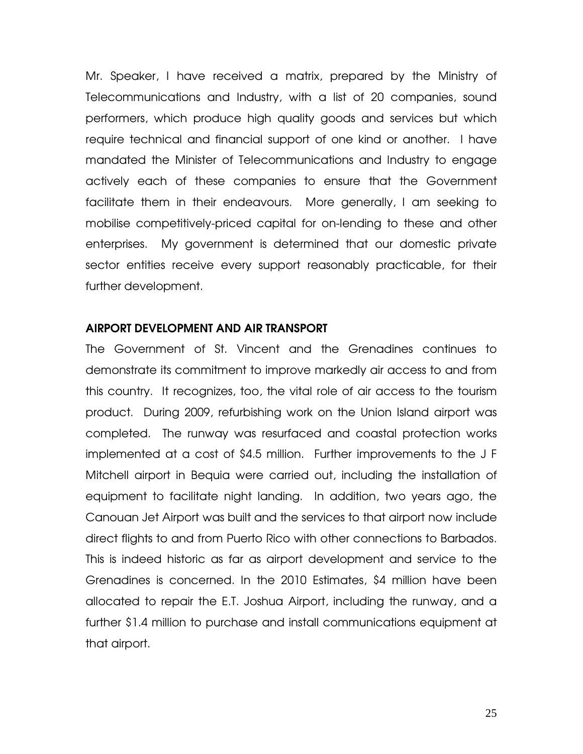Mr. Speaker, I have received a matrix, prepared by the Ministry of Telecommunications and Industry, with a list of 20 companies, sound performers, which produce high quality goods and services but which require technical and financial support of one kind or another. I have mandated the Minister of Telecommunications and Industry to engage actively each of these companies to ensure that the Government facilitate them in their endeavours. More generally, I am seeking to mobilise competitively-priced capital for on-lending to these and other enterprises. My government is determined that our domestic private sector entities receive every support reasonably practicable, for their further development.

## AIRPORT DEVELOPMENT AND AIR TRANSPORT

The Government of St. Vincent and the Grenadines continues to demonstrate its commitment to improve markedly air access to and from this country. It recognizes, too, the vital role of air access to the tourism product. During 2009, refurbishing work on the Union Island airport was completed. The runway was resurfaced and coastal protection works implemented at a cost of \$4.5 million. Further improvements to the J F Mitchell airport in Bequia were carried out, including the installation of equipment to facilitate night landing. In addition, two years ago, the Canouan Jet Airport was built and the services to that airport now include direct flights to and from Puerto Rico with other connections to Barbados. This is indeed historic as far as airport development and service to the Grenadines is concerned. In the 2010 Estimates, \$4 million have been allocated to repair the E.T. Joshua Airport, including the runway, and a further \$1.4 million to purchase and install communications equipment at that airport.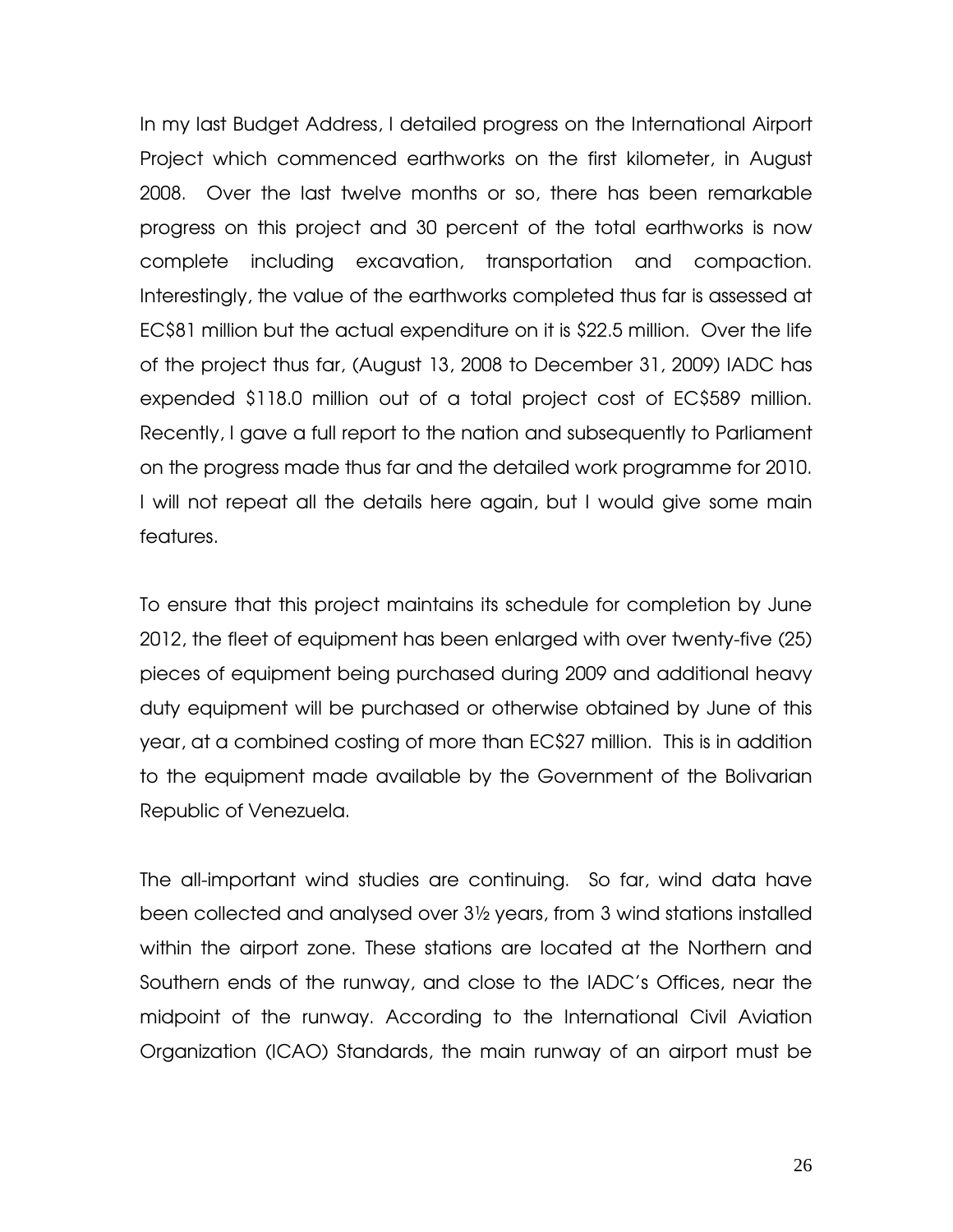In my last Budget Address, I detailed progress on the International Airport Project which commenced earthworks on the first kilometer, in August 2008. Over the last twelve months or so, there has been remarkable progress on this project and 30 percent of the total earthworks is now complete including excavation, transportation and compaction. Interestingly, the value of the earthworks completed thus far is assessed at EC$81 million but the actual expenditure on it is $22.5 million. Over the life of the project thus far, (August 13, 2008 to December 31, 2009) IADC has expended $118.0 million out of a total project cost of EC$589 million. Recently, I gave a full report to the nation and subsequently to Parliament on the progress made thus far and the detailed work programme for 2010. I will not repeat all the details here again, but I would give some main features.

To ensure that this project maintains its schedule for completion by June 2012, the fleet of equipment has been enlarged with over twenty-five (25) pieces of equipment being purchased during 2009 and additional heavy duty equipment will be purchased or otherwise obtained by June of this year, at a combined costing of more than EC$27 million. This is in addition to the equipment made available by the Government of the Bolivarian Republic of Venezuela.

The all-important wind studies are continuing. So far, wind data have been collected and analysed over 3½ years, from 3 wind stations installed within the airport zone. These stations are located at the Northern and Southern ends of the runway, and close to the IADC's Offices, near the midpoint of the runway. According to the International Civil Aviation Organization (ICAO) Standards, the main runway of an airport must be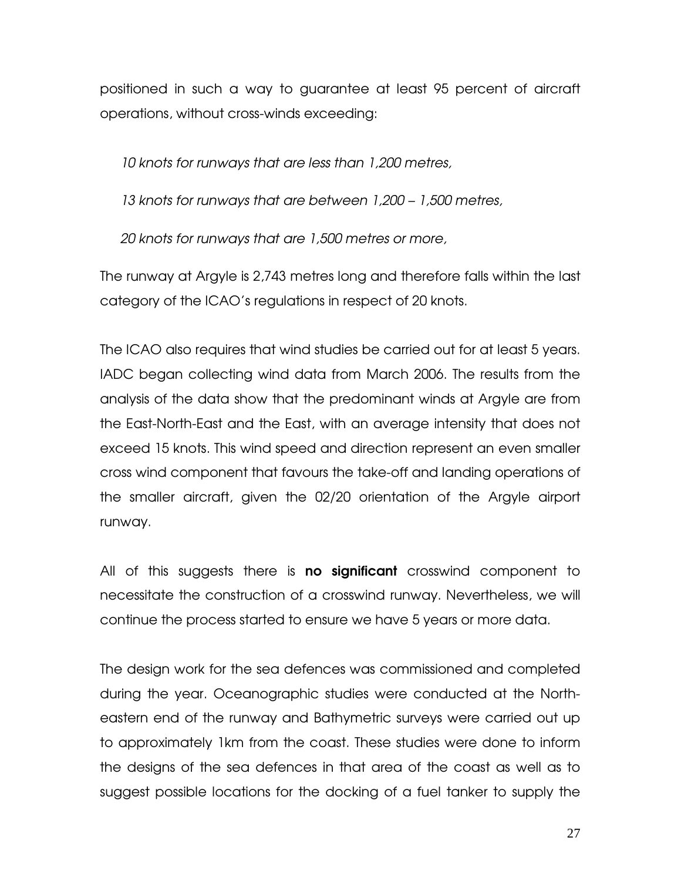positioned in such a way to guarantee at least 95 percent of aircraft operations, without cross-winds exceeding:

*10 knots for runways that are less than 1,200 metres,*

*13 knots for runways that are between 1,200 – 1,500 metres,*

*20 knots for runways that are 1,500 metres or more,*

The runway at Argyle is 2,743 metres long and therefore falls within the last category of the ICAO's regulations in respect of 20 knots.

The ICAO also requires that wind studies be carried out for at least 5 years. IADC began collecting wind data from March 2006. The results from the analysis of the data show that the predominant winds at Argyle are from the East-North-East and the East, with an average intensity that does not exceed 15 knots. This wind speed and direction represent an even smaller cross wind component that favours the take-off and landing operations of the smaller aircraft, given the 02/20 orientation of the Argyle airport runway.

All of this suggests there is **no significant** crosswind component to necessitate the construction of a crosswind runway. Nevertheless, we will continue the process started to ensure we have 5 years or more data.

The design work for the sea defences was commissioned and completed during the year. Oceanographic studies were conducted at the North-eastern end of the runway and Bathymetric surveys were carried out up to approximately 1km from the coast. These studies were done to inform the designs of the sea defences in that area of the coast as well as to suggest possible locations for the docking of a fuel tanker to supply the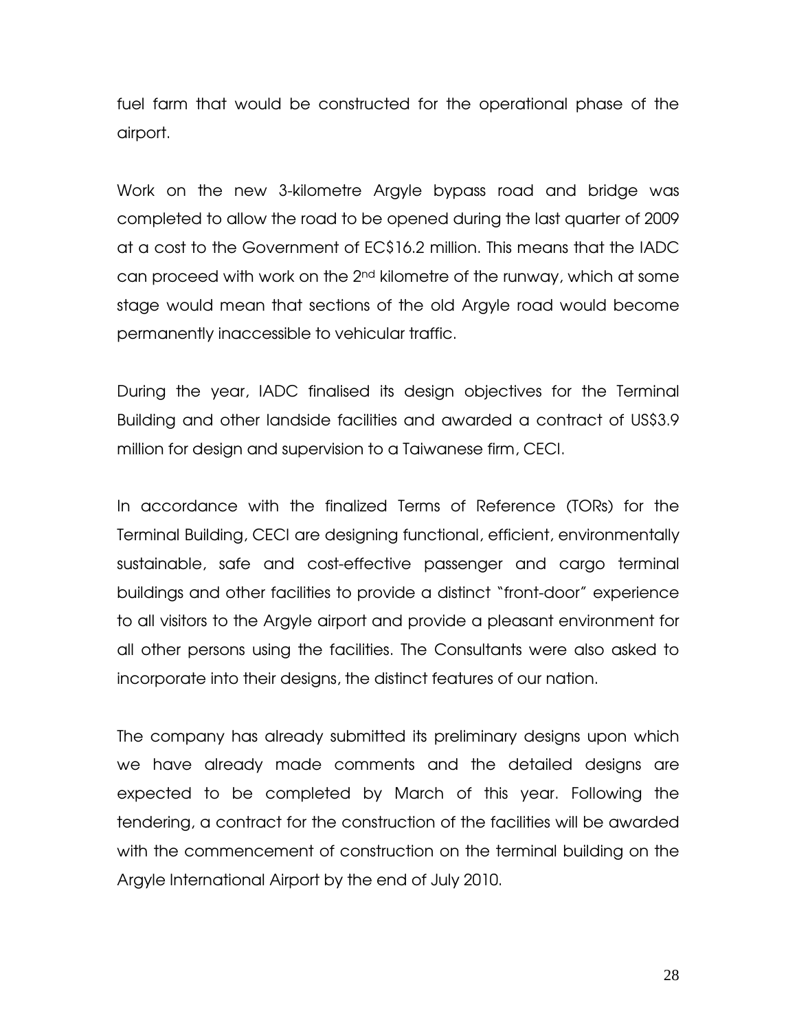fuel farm that would be constructed for the operational phase of the airport.

Work on the new 3-kilometre Argyle bypass road and bridge was completed to allow the road to be opened during the last quarter of 2009 at a cost to the Government of EC$16.2 million. This means that the IADC can proceed with work on the 2nd kilometre of the runway, which at some stage would mean that sections of the old Argyle road would become permanently inaccessible to vehicular traffic.

During the year, IADC finalised its design objectives for the Terminal Building and other landside facilities and awarded a contract of US$3.9 million for design and supervision to a Taiwanese firm, CECI.

In accordance with the finalized Terms of Reference (TORs) for the Terminal Building, CECI are designing functional, efficient, environmentally sustainable, safe and cost-effective passenger and cargo terminal buildings and other facilities to provide a distinct "front-door" experience to all visitors to the Argyle airport and provide a pleasant environment for all other persons using the facilities. The Consultants were also asked to incorporate into their designs, the distinct features of our nation.

The company has already submitted its preliminary designs upon which we have already made comments and the detailed designs are expected to be completed by March of this year. Following the tendering, a contract for the construction of the facilities will be awarded with the commencement of construction on the terminal building on the Argyle International Airport by the end of July 2010.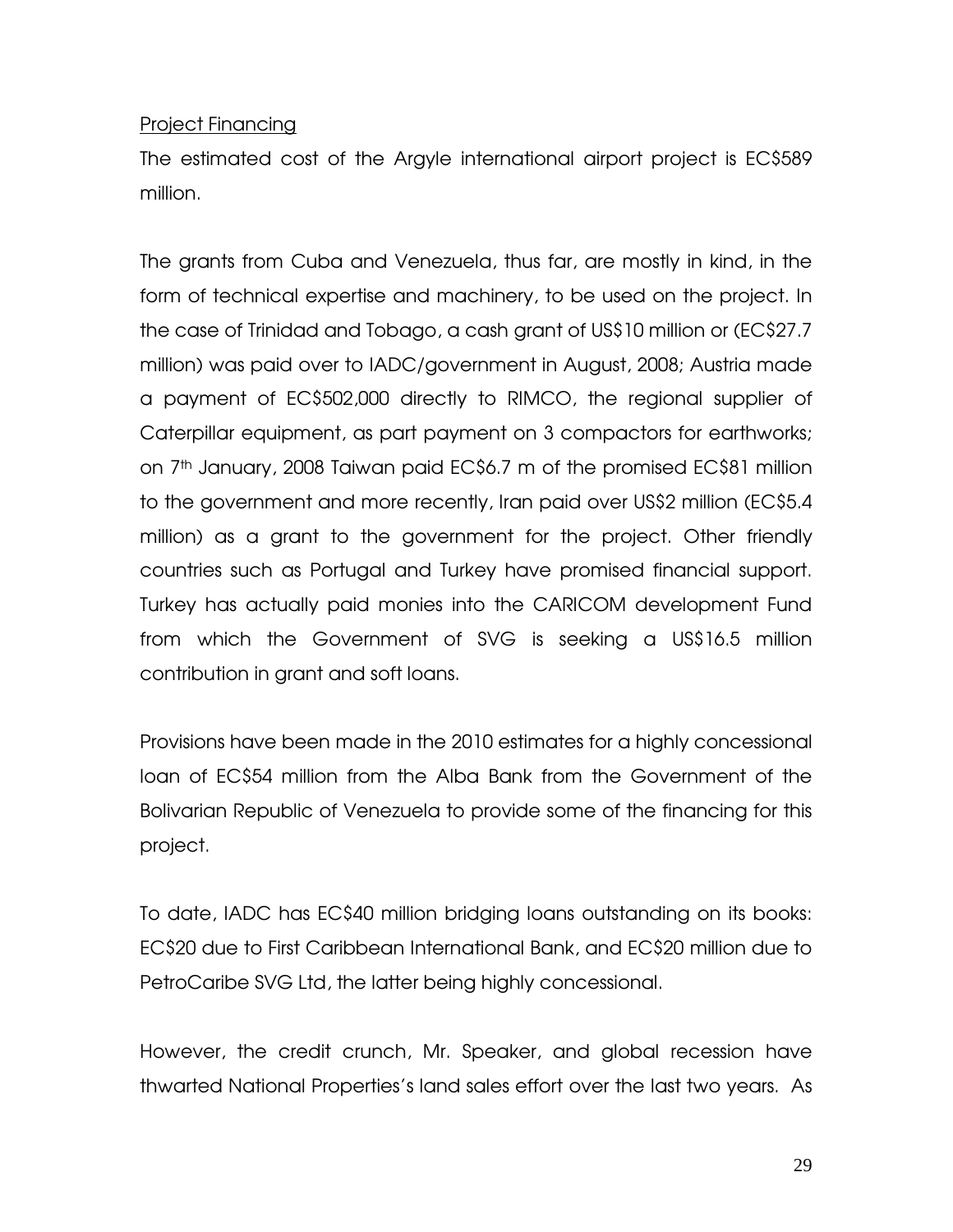Project Financing

The estimated cost of the Argyle international airport project is EC$589 million.

The grants from Cuba and Venezuela, thus far, are mostly in kind, in the form of technical expertise and machinery, to be used on the project. In the case of Trinidad and Tobago, a cash grant of US$10 million or (EC$27.7 million) was paid over to IADC/government in August, 2008; Austria made a payment of EC$502,000 directly to RIMCO, the regional supplier of Caterpillar equipment, as part payment on 3 compactors for earthworks; on 7th January, 2008 Taiwan paid EC$6.7 m of the promised EC$81 million to the government and more recently, Iran paid over US$2 million (EC$5.4 million) as a grant to the government for the project. Other friendly countries such as Portugal and Turkey have promised financial support. Turkey has actually paid monies into the CARICOM development Fund from which the Government of SVG is seeking a US$16.5 million contribution in grant and soft loans.

Provisions have been made in the 2010 estimates for a highly concessional loan of EC$54 million from the Alba Bank from the Government of the Bolivarian Republic of Venezuela to provide some of the financing for this project.

To date, IADC has EC$40 million bridging loans outstanding on its books: EC$20 due to First Caribbean International Bank, and EC$20 million due to PetroCaribe SVG Ltd, the latter being highly concessional.

However, the credit crunch, Mr. Speaker, and global recession have thwarted National Properties's land sales effort over the last two years. As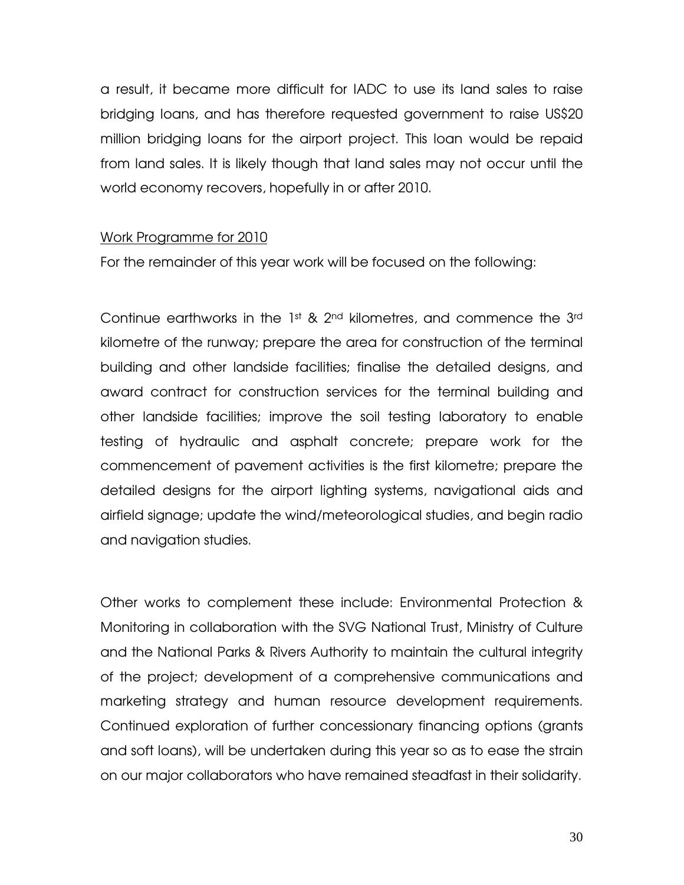a result, it became more difficult for IADC to use its land sales to raise bridging loans, and has therefore requested government to raise US$20 million bridging loans for the airport project. This loan would be repaid from land sales. It is likely though that land sales may not occur until the world economy recovers, hopefully in or after 2010.

<u>Work Programme for 2010</u>

For the remainder of this year work will be focused on the following:

Continue earthworks in the 1st & 2nd kilometres, and commence the 3rd kilometre of the runway; prepare the area for construction of the terminal building and other landside facilities; finalise the detailed designs, and award contract for construction services for the terminal building and other landside facilities; improve the soil testing laboratory to enable testing of hydraulic and asphalt concrete; prepare work for the commencement of pavement activities is the first kilometre; prepare the detailed designs for the airport lighting systems, navigational aids and airfield signage; update the wind/meteorological studies, and begin radio and navigation studies.

Other works to complement these include: Environmental Protection & Monitoring in collaboration with the SVG National Trust, Ministry of Culture and the National Parks & Rivers Authority to maintain the cultural integrity of the project; development of a comprehensive communications and marketing strategy and human resource development requirements. Continued exploration of further concessionary financing options (grants and soft loans), will be undertaken during this year so as to ease the strain on our major collaborators who have remained steadfast in their solidarity.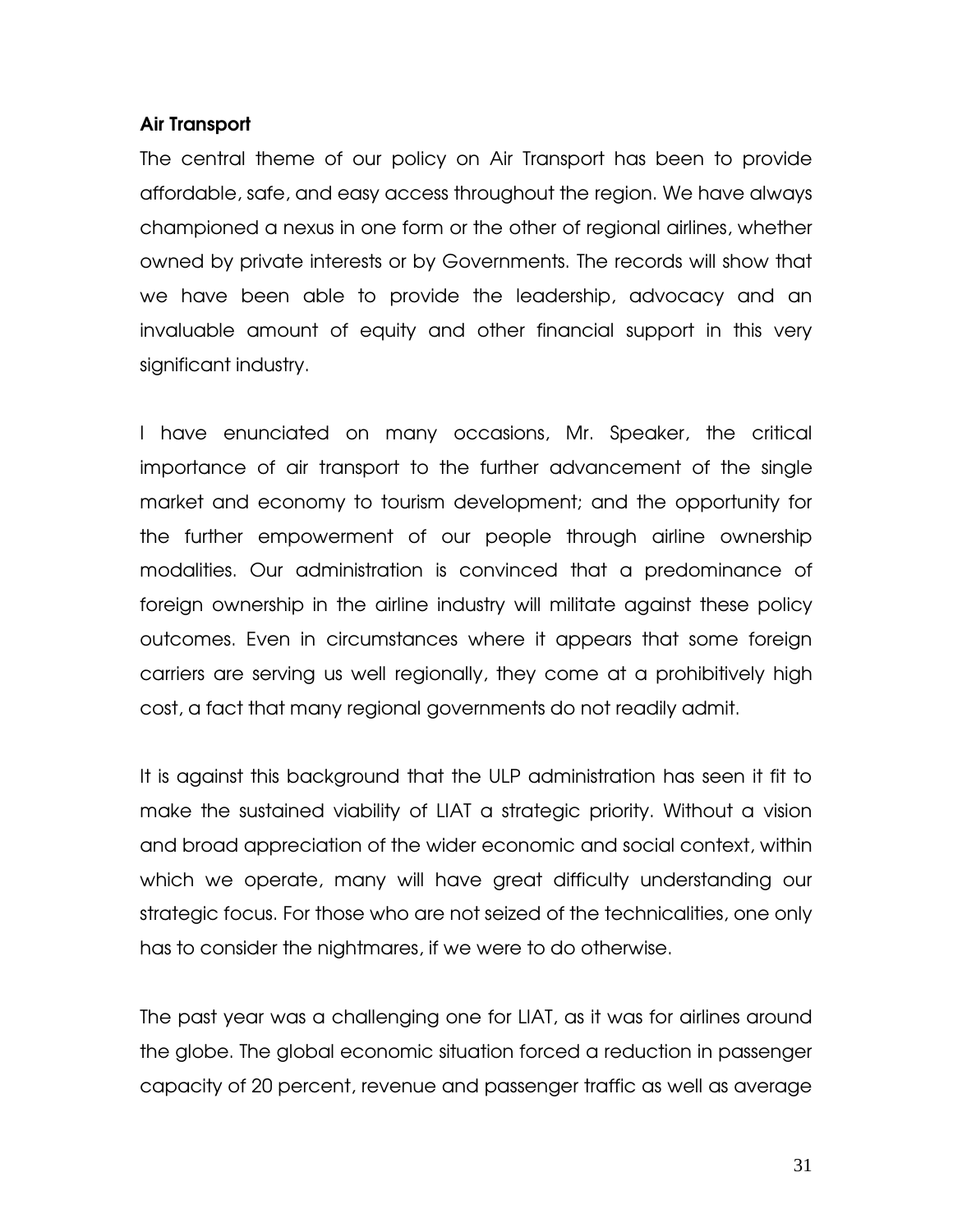**Air Transport**

The central theme of our policy on Air Transport has been to provide affordable, safe, and easy access throughout the region. We have always championed a nexus in one form or the other of regional airlines, whether owned by private interests or by Governments. The records will show that we have been able to provide the leadership, advocacy and an invaluable amount of equity and other financial support in this very significant industry.

I have enunciated on many occasions, Mr. Speaker, the critical importance of air transport to the further advancement of the single market and economy to tourism development; and the opportunity for the further empowerment of our people through airline ownership modalities. Our administration is convinced that a predominance of foreign ownership in the airline industry will militate against these policy outcomes. Even in circumstances where it appears that some foreign carriers are serving us well regionally, they come at a prohibitively high cost, a fact that many regional governments do not readily admit.

It is against this background that the ULP administration has seen it fit to make the sustained viability of LIAT a strategic priority. Without a vision and broad appreciation of the wider economic and social context, within which we operate, many will have great difficulty understanding our strategic focus. For those who are not seized of the technicalities, one only has to consider the nightmares, if we were to do otherwise.

The past year was a challenging one for LIAT, as it was for airlines around the globe. The global economic situation forced a reduction in passenger capacity of 20 percent, revenue and passenger traffic as well as average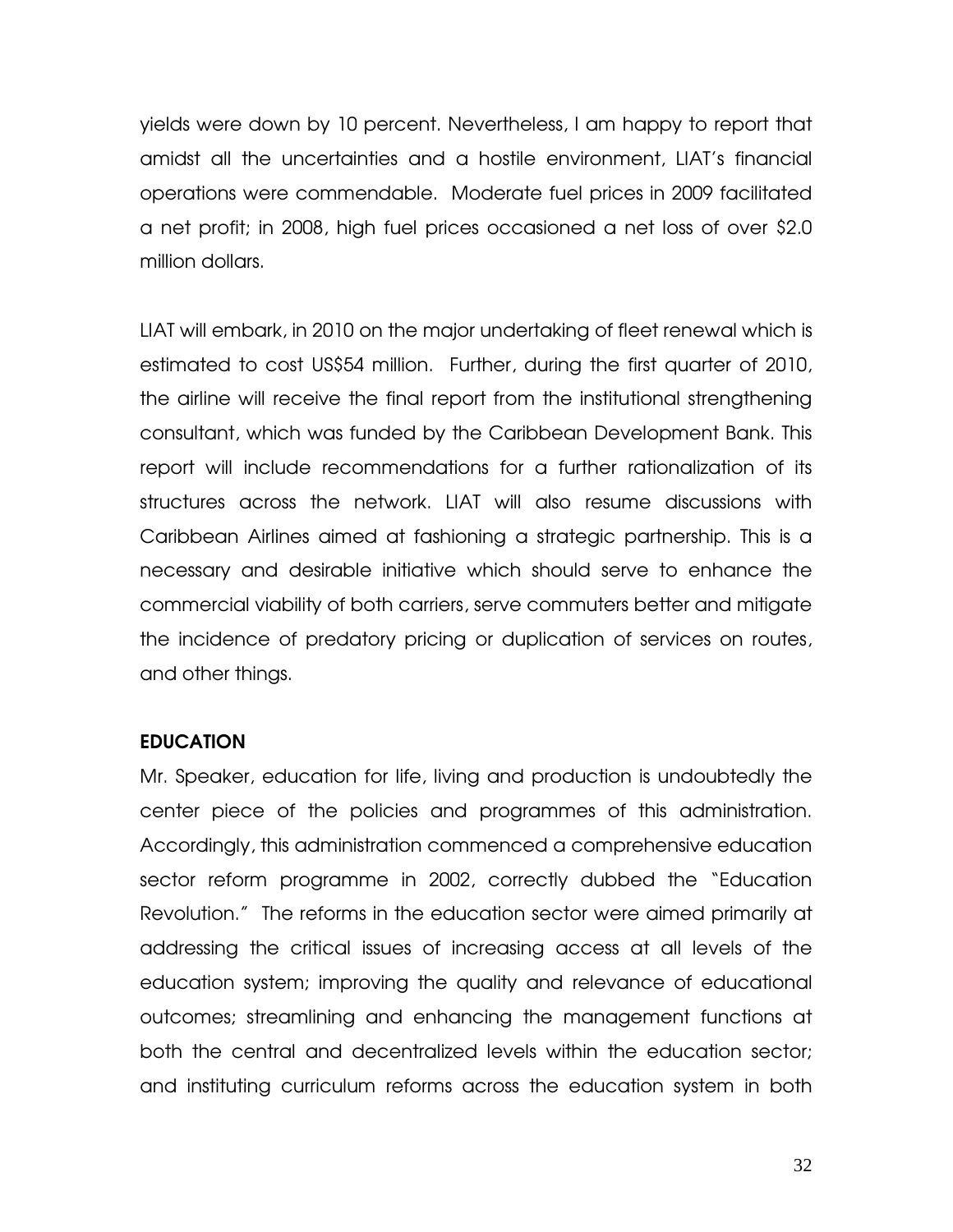yields were down by 10 percent. Nevertheless, I am happy to report that amidst all the uncertainties and a hostile environment, LIAT's financial operations were commendable. Moderate fuel prices in 2009 facilitated a net profit; in 2008, high fuel prices occasioned a net loss of over $2.0 million dollars.

LIAT will embark, in 2010 on the major undertaking of fleet renewal which is estimated to cost US$54 million. Further, during the first quarter of 2010, the airline will receive the final report from the institutional strengthening consultant, which was funded by the Caribbean Development Bank. This report will include recommendations for a further rationalization of its structures across the network. LIAT will also resume discussions with Caribbean Airlines aimed at fashioning a strategic partnership. This is a necessary and desirable initiative which should serve to enhance the commercial viability of both carriers, serve commuters better and mitigate the incidence of predatory pricing or duplication of services on routes, and other things.

**EDUCATION**

Mr. Speaker, education for life, living and production is undoubtedly the center piece of the policies and programmes of this administration. Accordingly, this administration commenced a comprehensive education sector reform programme in 2002, correctly dubbed the "Education Revolution." The reforms in the education sector were aimed primarily at addressing the critical issues of increasing access at all levels of the education system; improving the quality and relevance of educational outcomes; streamlining and enhancing the management functions at both the central and decentralized levels within the education sector; and instituting curriculum reforms across the education system in both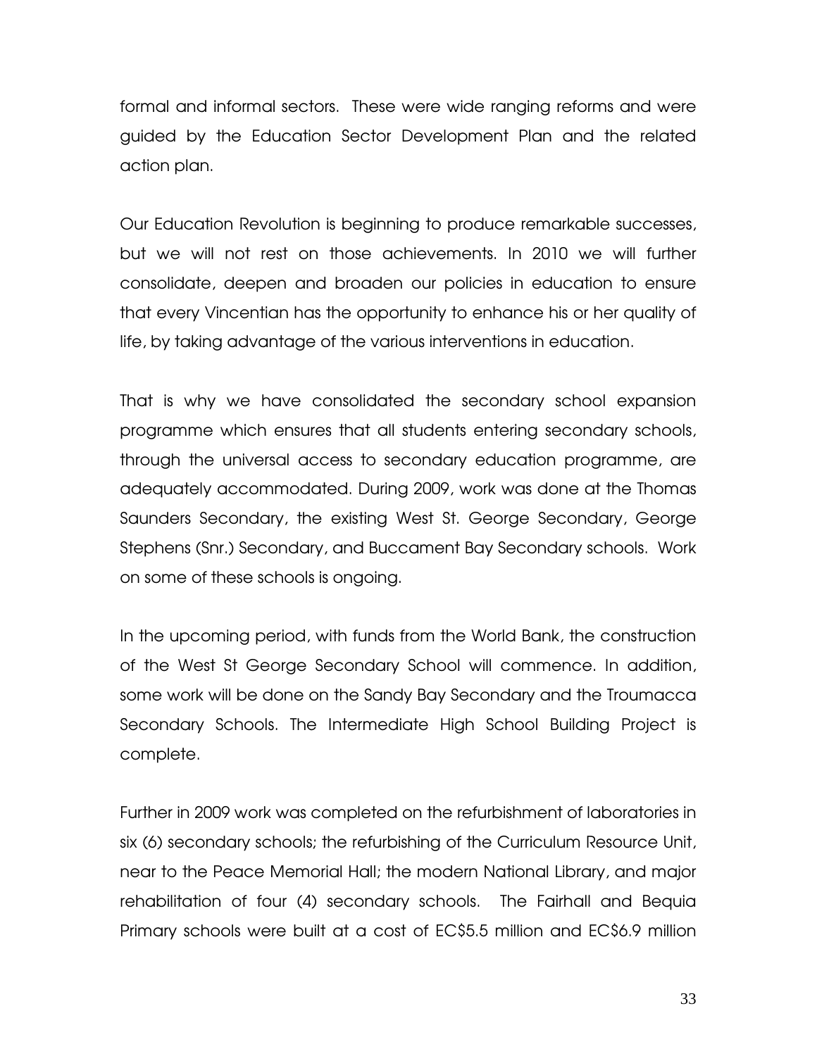formal and informal sectors. These were wide ranging reforms and were guided by the Education Sector Development Plan and the related action plan.

Our Education Revolution is beginning to produce remarkable successes, but we will not rest on those achievements. In 2010 we will further consolidate, deepen and broaden our policies in education to ensure that every Vincentian has the opportunity to enhance his or her quality of life, by taking advantage of the various interventions in education.

That is why we have consolidated the secondary school expansion programme which ensures that all students entering secondary schools, through the universal access to secondary education programme, are adequately accommodated. During 2009, work was done at the Thomas Saunders Secondary, the existing West St. George Secondary, George Stephens (Snr.) Secondary, and Buccament Bay Secondary schools. Work on some of these schools is ongoing.

In the upcoming period, with funds from the World Bank, the construction of the West St George Secondary School will commence. In addition, some work will be done on the Sandy Bay Secondary and the Troumacca Secondary Schools. The Intermediate High School Building Project is complete.

Further in 2009 work was completed on the refurbishment of laboratories in six (6) secondary schools; the refurbishing of the Curriculum Resource Unit, near to the Peace Memorial Hall; the modern National Library, and major rehabilitation of four (4) secondary schools. The Fairhall and Bequia Primary schools were built at a cost of EC$5.5 million and EC$6.9 million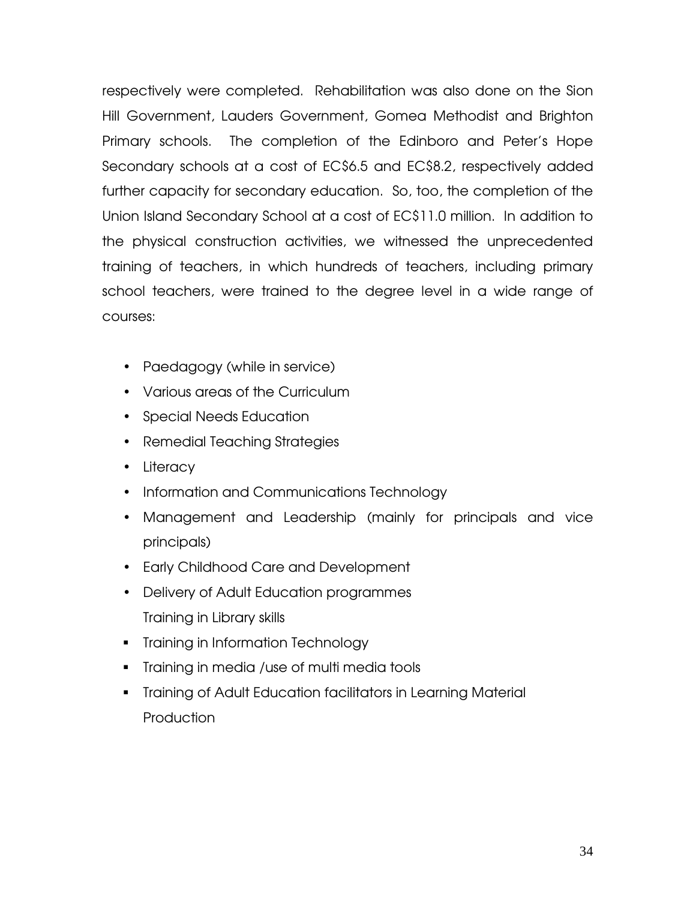respectively were completed. Rehabilitation was also done on the Sion Hill Government, Lauders Government, Gomea Methodist and Brighton Primary schools. The completion of the Edinboro and Peter's Hope Secondary schools at a cost of EC$6.5 and EC$8.2, respectively added further capacity for secondary education. So, too, the completion of the Union Island Secondary School at a cost of EC$11.0 million. In addition to the physical construction activities, we witnessed the unprecedented training of teachers, in which hundreds of teachers, including primary school teachers, were trained to the degree level in a wide range of courses:

- Paedagogy (while in service)
- Various areas of the Curriculum
- Special Needs Education
- Remedial Teaching Strategies
- Literacy
- Information and Communications Technology
- Management and Leadership (mainly for principals and vice principals)
- Early Childhood Care and Development
- Delivery of Adult Education programmes
  Training in Library skills
- Training in Information Technology
- Training in media /use of multi media tools
- Training of Adult Education facilitators in Learning Material Production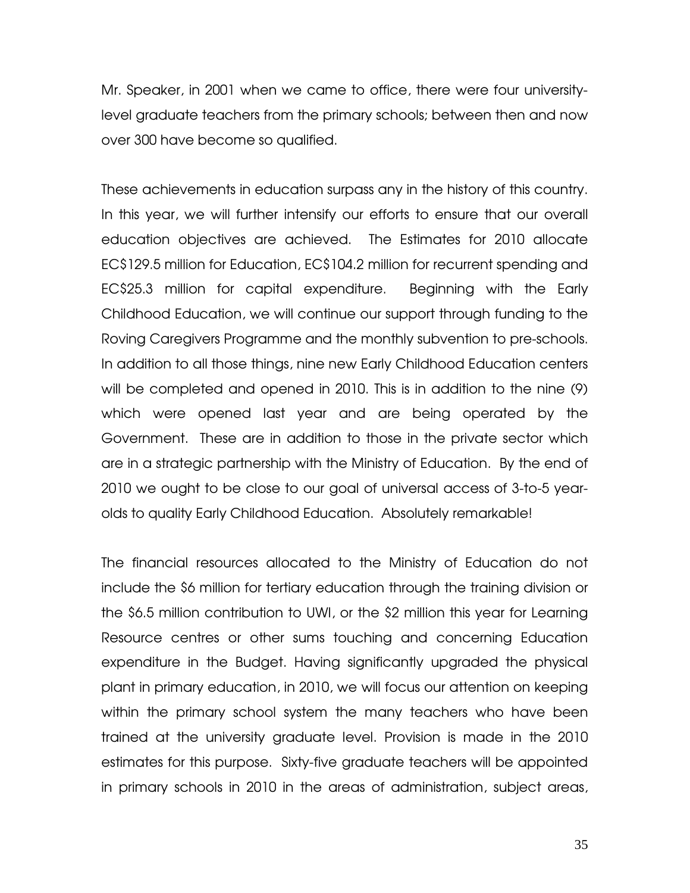Mr. Speaker, in 2001 when we came to office, there were four university-level graduate teachers from the primary schools; between then and now over 300 have become so qualified.

These achievements in education surpass any in the history of this country. In this year, we will further intensify our efforts to ensure that our overall education objectives are achieved. The Estimates for 2010 allocate EC$129.5 million for Education, EC$104.2 million for recurrent spending and EC$25.3 million for capital expenditure. Beginning with the Early Childhood Education, we will continue our support through funding to the Roving Caregivers Programme and the monthly subvention to pre-schools. In addition to all those things, nine new Early Childhood Education centers will be completed and opened in 2010. This is in addition to the nine (9) which were opened last year and are being operated by the Government. These are in addition to those in the private sector which are in a strategic partnership with the Ministry of Education. By the end of 2010 we ought to be close to our goal of universal access of 3-to-5 year-olds to quality Early Childhood Education. Absolutely remarkable!

The financial resources allocated to the Ministry of Education do not include the $6 million for tertiary education through the training division or the $6.5 million contribution to UWI, or the $2 million this year for Learning Resource centres or other sums touching and concerning Education expenditure in the Budget. Having significantly upgraded the physical plant in primary education, in 2010, we will focus our attention on keeping within the primary school system the many teachers who have been trained at the university graduate level. Provision is made in the 2010 estimates for this purpose. Sixty-five graduate teachers will be appointed in primary schools in 2010 in the areas of administration, subject areas,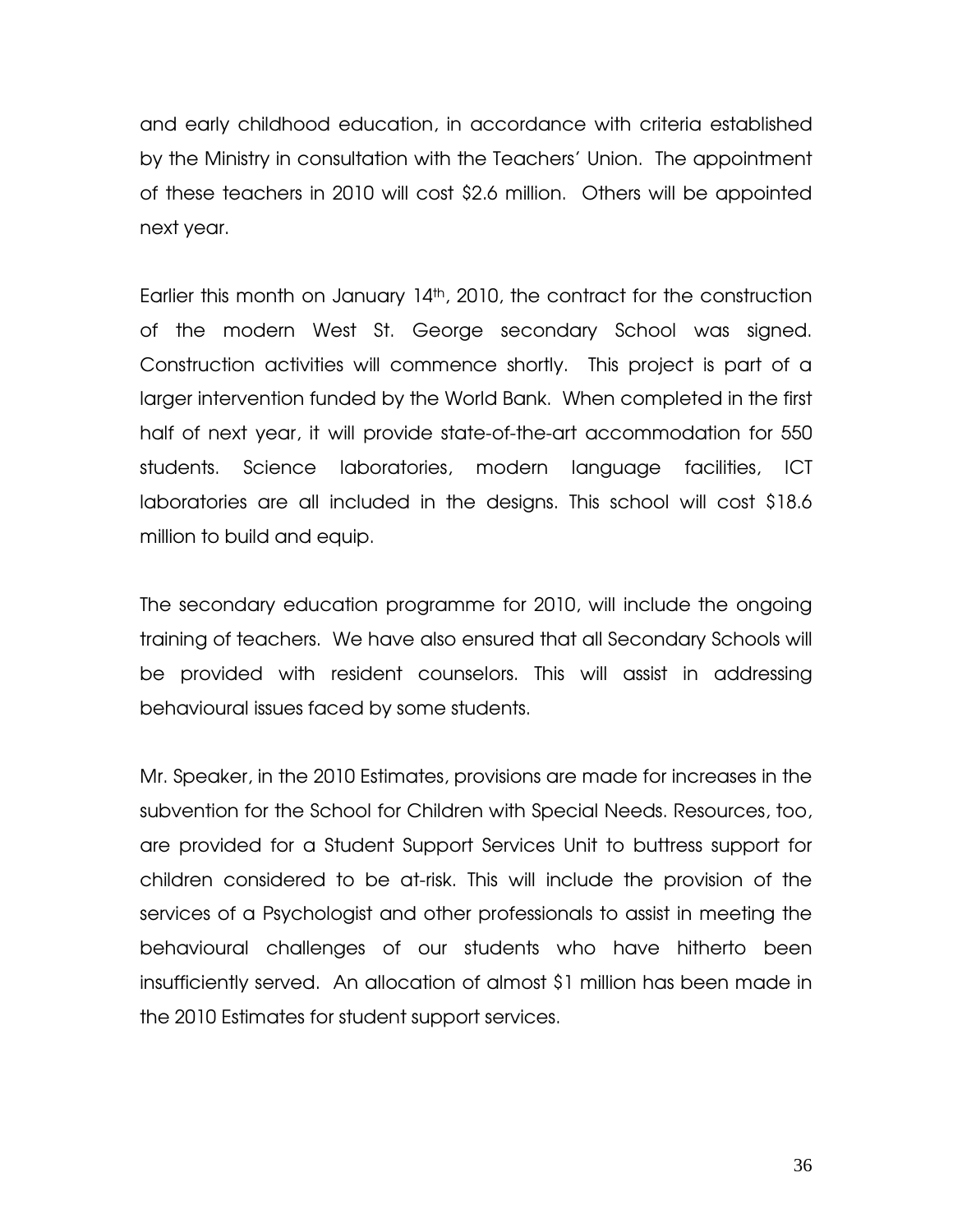and early childhood education, in accordance with criteria established by the Ministry in consultation with the Teachers' Union. The appointment of these teachers in 2010 will cost $2.6 million. Others will be appointed next year.

Earlier this month on January 14th, 2010, the contract for the construction of the modern West St. George secondary School was signed. Construction activities will commence shortly. This project is part of a larger intervention funded by the World Bank. When completed in the first half of next year, it will provide state-of-the-art accommodation for 550 students. Science laboratories, modern language facilities, ICT laboratories are all included in the designs. This school will cost $18.6 million to build and equip.

The secondary education programme for 2010, will include the ongoing training of teachers. We have also ensured that all Secondary Schools will be provided with resident counselors. This will assist in addressing behavioural issues faced by some students.

Mr. Speaker, in the 2010 Estimates, provisions are made for increases in the subvention for the School for Children with Special Needs. Resources, too, are provided for a Student Support Services Unit to buttress support for children considered to be at-risk. This will include the provision of the services of a Psychologist and other professionals to assist in meeting the behavioural challenges of our students who have hitherto been insufficiently served. An allocation of almost $1 million has been made in the 2010 Estimates for student support services.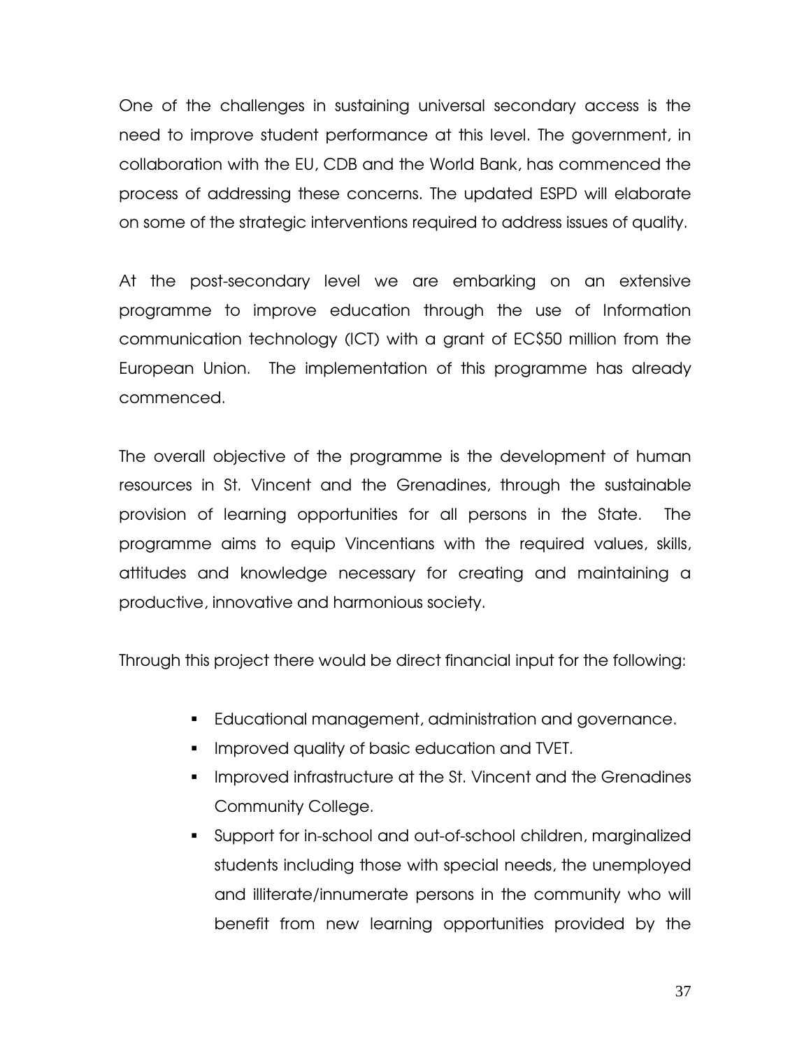One of the challenges in sustaining universal secondary access is the need to improve student performance at this level. The government, in collaboration with the EU, CDB and the World Bank, has commenced the process of addressing these concerns. The updated ESPD will elaborate on some of the strategic interventions required to address issues of quality.

At the post-secondary level we are embarking on an extensive programme to improve education through the use of Information communication technology (ICT) with a grant of EC$50 million from the European Union. The implementation of this programme has already commenced.

The overall objective of the programme is the development of human resources in St. Vincent and the Grenadines, through the sustainable provision of learning opportunities for all persons in the State. The programme aims to equip Vincentians with the required values, skills, attitudes and knowledge necessary for creating and maintaining a productive, innovative and harmonious society.

Through this project there would be direct financial input for the following:

- Educational management, administration and governance.
- Improved quality of basic education and TVET.
- Improved infrastructure at the St. Vincent and the Grenadines Community College.
- Support for in-school and out-of-school children, marginalized students including those with special needs, the unemployed and illiterate/innumerate persons in the community who will benefit from new learning opportunities provided by the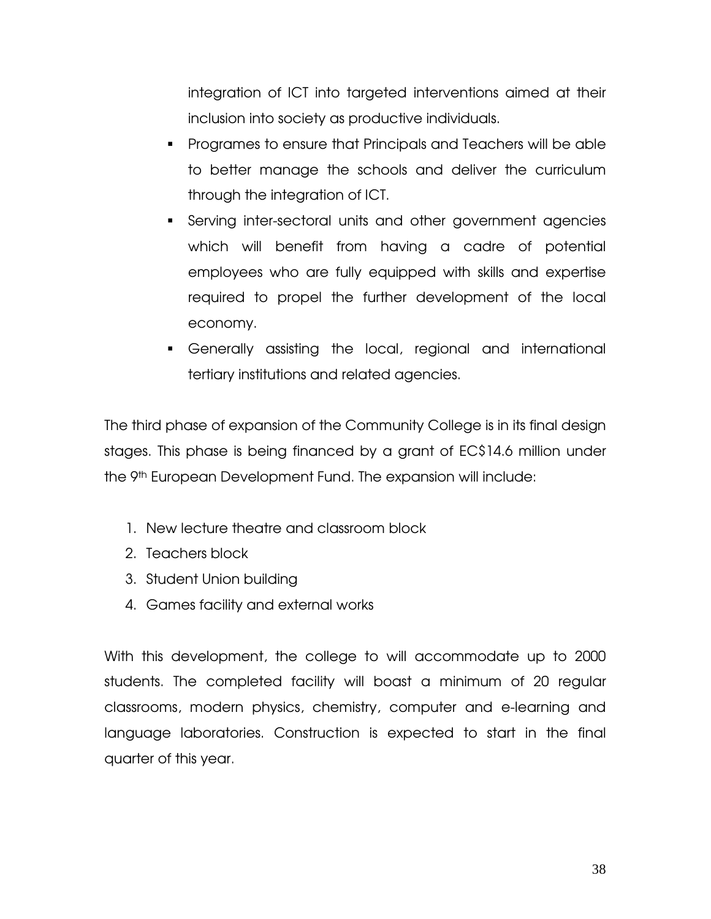integration of ICT into targeted interventions aimed at their inclusion into society as productive individuals.

- Programes to ensure that Principals and Teachers will be able to better manage the schools and deliver the curriculum through the integration of ICT.
- Serving inter-sectoral units and other government agencies which will benefit from having a cadre of potential employees who are fully equipped with skills and expertise required to propel the further development of the local economy.
- Generally assisting the local, regional and international tertiary institutions and related agencies.

The third phase of expansion of the Community College is in its final design stages. This phase is being financed by a grant of EC$14.6 million under the 9th European Development Fund. The expansion will include:

1. New lecture theatre and classroom block
2. Teachers block
3. Student Union building
4. Games facility and external works

With this development, the college to will accommodate up to 2000 students. The completed facility will boast a minimum of 20 regular classrooms, modern physics, chemistry, computer and e-learning and language laboratories. Construction is expected to start in the final quarter of this year.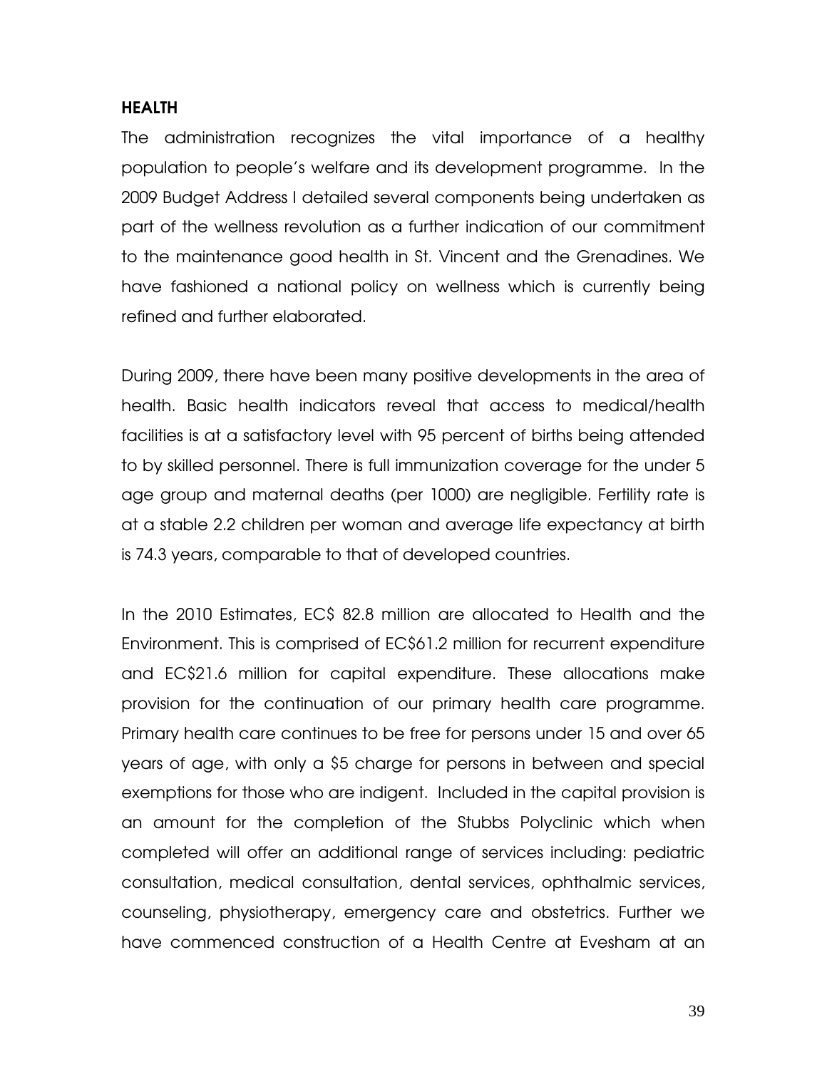## HEALTH

The administration recognizes the vital importance of a healthy population to people's welfare and its development programme. In the 2009 Budget Address I detailed several components being undertaken as part of the wellness revolution as a further indication of our commitment to the maintenance good health in St. Vincent and the Grenadines. We have fashioned a national policy on wellness which is currently being refined and further elaborated.

During 2009, there have been many positive developments in the area of health. Basic health indicators reveal that access to medical/health facilities is at a satisfactory level with 95 percent of births being attended to by skilled personnel. There is full immunization coverage for the under 5 age group and maternal deaths (per 1000) are negligible. Fertility rate is at a stable 2.2 children per woman and average life expectancy at birth is 74.3 years, comparable to that of developed countries.

In the 2010 Estimates, EC$ 82.8 million are allocated to Health and the Environment. This is comprised of EC$61.2 million for recurrent expenditure and EC$21.6 million for capital expenditure. These allocations make provision for the continuation of our primary health care programme. Primary health care continues to be free for persons under 15 and over 65 years of age, with only a $5 charge for persons in between and special exemptions for those who are indigent. Included in the capital provision is an amount for the completion of the Stubbs Polyclinic which when completed will offer an additional range of services including: pediatric consultation, medical consultation, dental services, ophthalmic services, counseling, physiotherapy, emergency care and obstetrics. Further we have commenced construction of a Health Centre at Evesham at an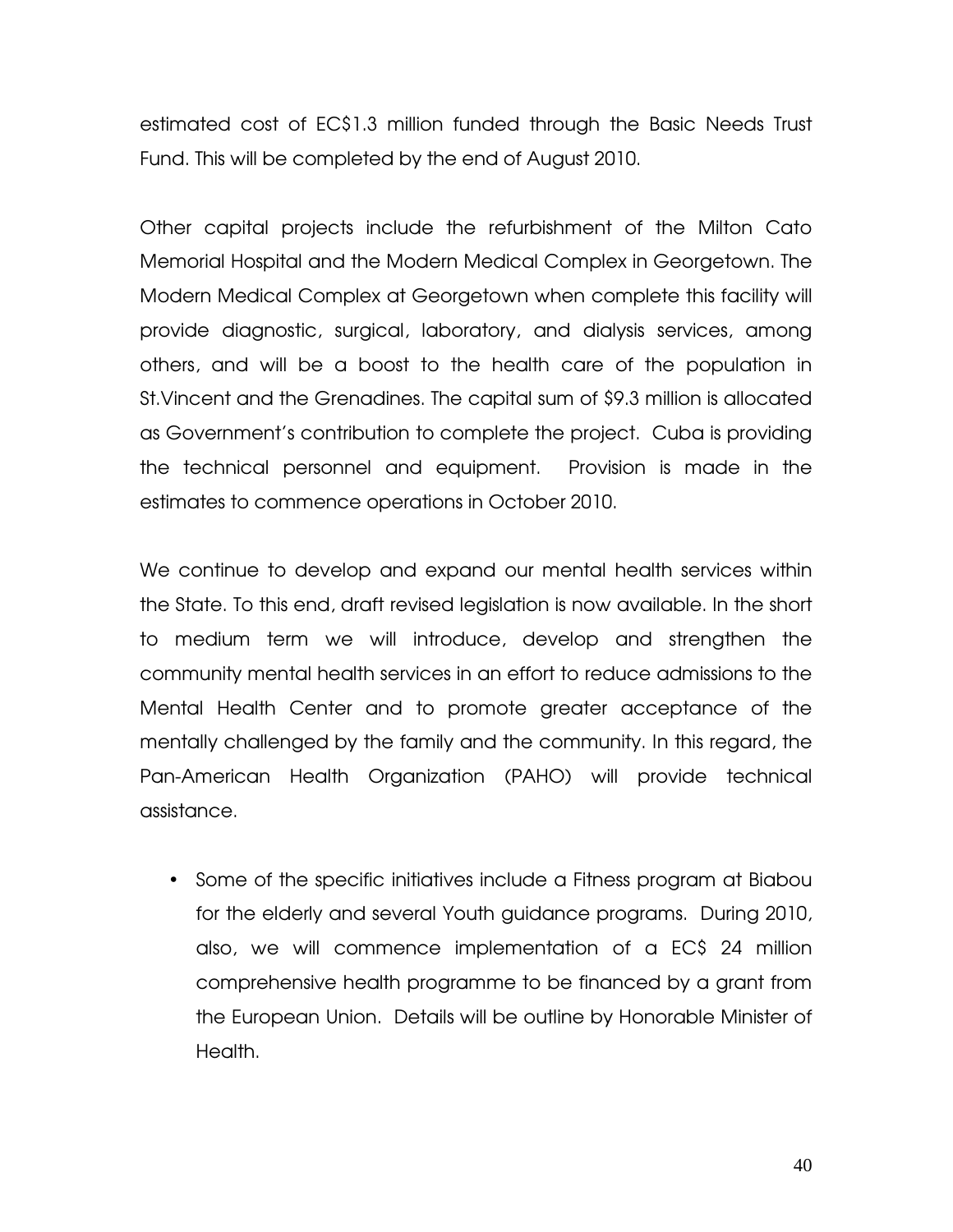estimated cost of EC$1.3 million funded through the Basic Needs Trust Fund. This will be completed by the end of August 2010.

Other capital projects include the refurbishment of the Milton Cato Memorial Hospital and the Modern Medical Complex in Georgetown. The Modern Medical Complex at Georgetown when complete this facility will provide diagnostic, surgical, laboratory, and dialysis services, among others, and will be a boost to the health care of the population in St.Vincent and the Grenadines. The capital sum of $9.3 million is allocated as Government's contribution to complete the project. Cuba is providing the technical personnel and equipment. Provision is made in the estimates to commence operations in October 2010.

We continue to develop and expand our mental health services within the State. To this end, draft revised legislation is now available. In the short to medium term we will introduce, develop and strengthen the community mental health services in an effort to reduce admissions to the Mental Health Center and to promote greater acceptance of the mentally challenged by the family and the community. In this regard, the Pan-American Health Organization (PAHO) will provide technical assistance.

- Some of the specific initiatives include a Fitness program at Biabou for the elderly and several Youth guidance programs. During 2010, also, we will commence implementation of a EC$ 24 million comprehensive health programme to be financed by a grant from the European Union. Details will be outline by Honorable Minister of Health.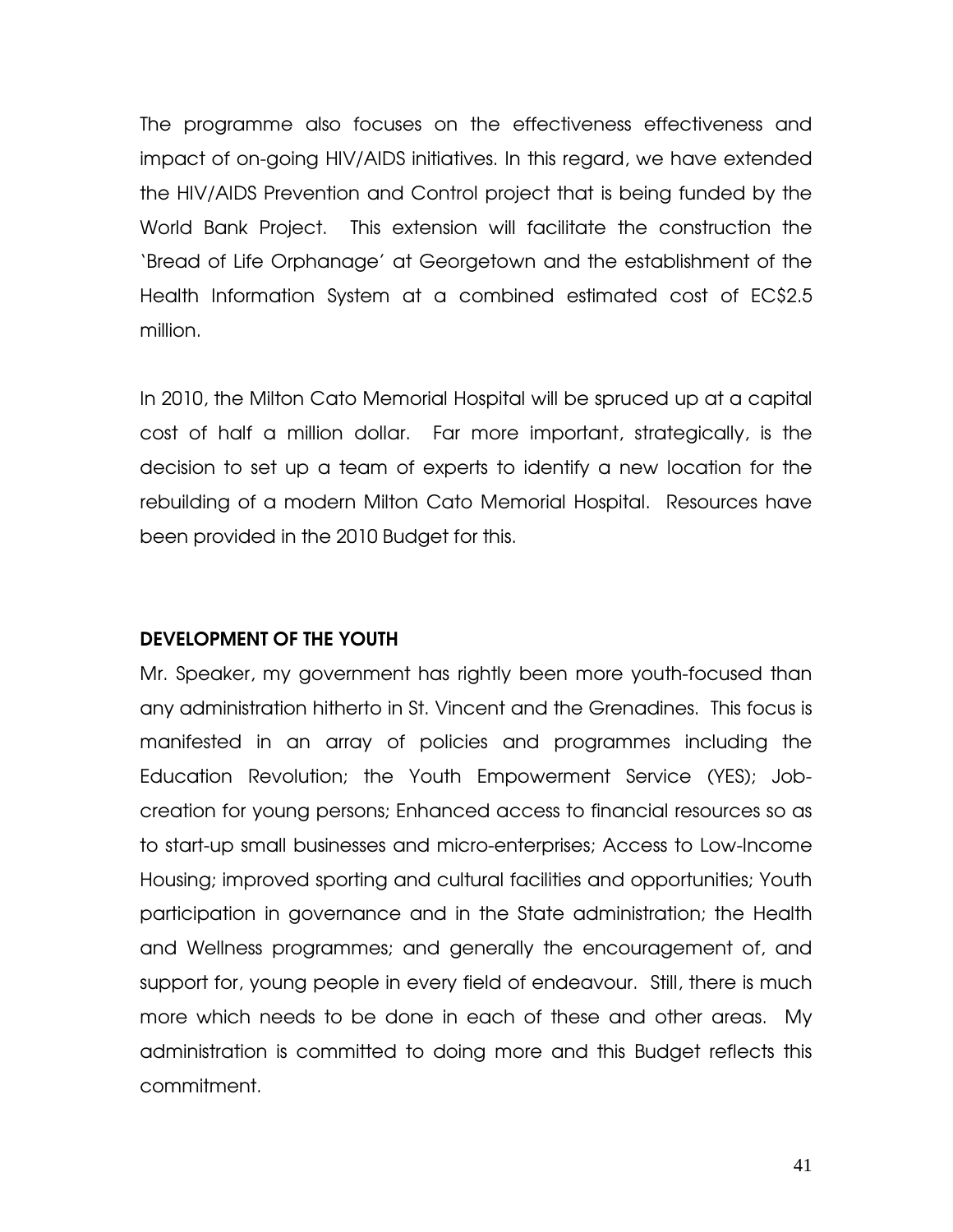The programme also focuses on the effectiveness effectiveness and impact of on-going HIV/AIDS initiatives. In this regard, we have extended the HIV/AIDS Prevention and Control project that is being funded by the World Bank Project. This extension will facilitate the construction the 'Bread of Life Orphanage' at Georgetown and the establishment of the Health Information System at a combined estimated cost of EC$2.5 million.

In 2010, the Milton Cato Memorial Hospital will be spruced up at a capital cost of half a million dollar. Far more important, strategically, is the decision to set up a team of experts to identify a new location for the rebuilding of a modern Milton Cato Memorial Hospital. Resources have been provided in the 2010 Budget for this.

## DEVELOPMENT OF THE YOUTH

Mr. Speaker, my government has rightly been more youth-focused than any administration hitherto in St. Vincent and the Grenadines. This focus is manifested in an array of policies and programmes including the Education Revolution; the Youth Empowerment Service (YES); Job-creation for young persons; Enhanced access to financial resources so as to start-up small businesses and micro-enterprises; Access to Low-Income Housing; improved sporting and cultural facilities and opportunities; Youth participation in governance and in the State administration; the Health and Wellness programmes; and generally the encouragement of, and support for, young people in every field of endeavour. Still, there is much more which needs to be done in each of these and other areas. My administration is committed to doing more and this Budget reflects this commitment.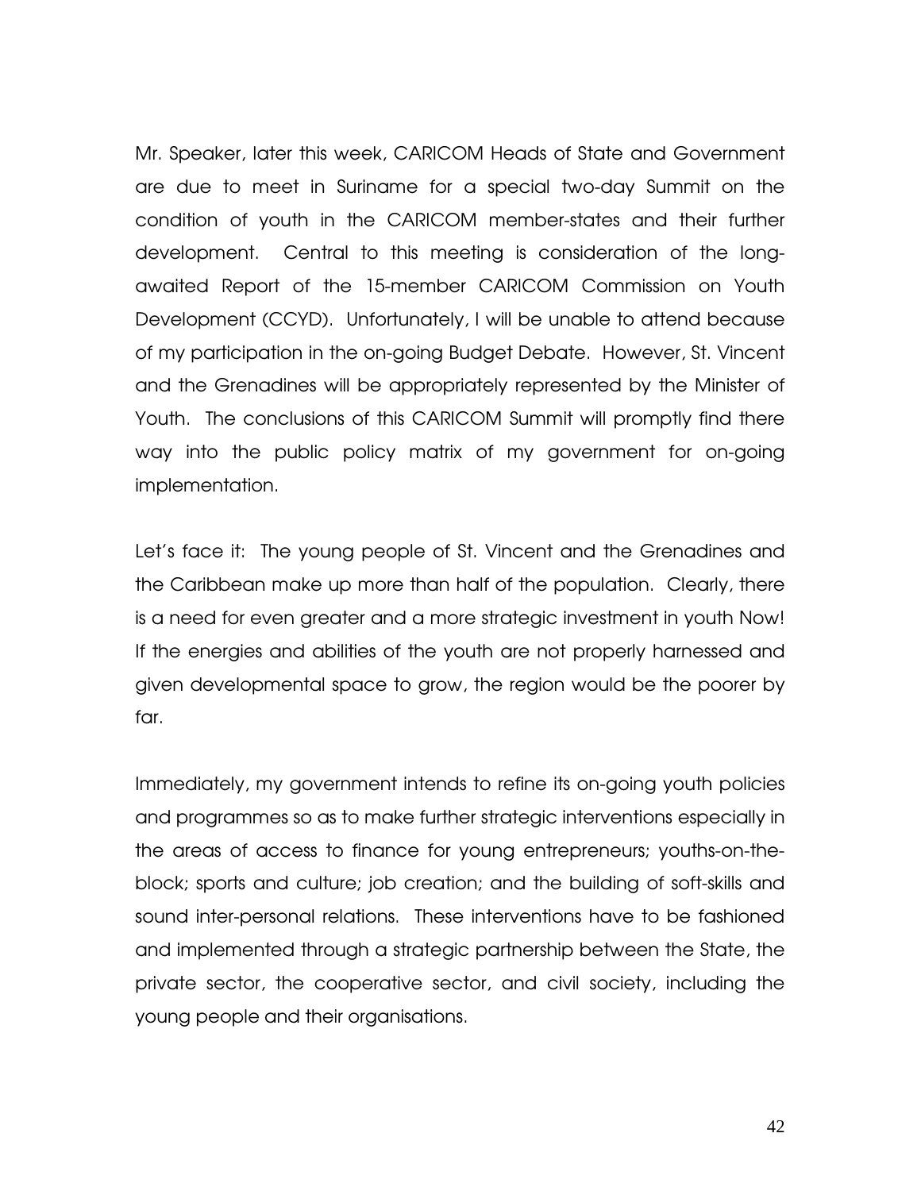Mr. Speaker, later this week, CARICOM Heads of State and Government are due to meet in Suriname for a special two-day Summit on the condition of youth in the CARICOM member-states and their further development. Central to this meeting is consideration of the long-awaited Report of the 15-member CARICOM Commission on Youth Development (CCYD). Unfortunately, I will be unable to attend because of my participation in the on-going Budget Debate. However, St. Vincent and the Grenadines will be appropriately represented by the Minister of Youth. The conclusions of this CARICOM Summit will promptly find there way into the public policy matrix of my government for on-going implementation.

Let's face it: The young people of St. Vincent and the Grenadines and the Caribbean make up more than half of the population. Clearly, there is a need for even greater and a more strategic investment in youth Now! If the energies and abilities of the youth are not properly harnessed and given developmental space to grow, the region would be the poorer by far.

Immediately, my government intends to refine its on-going youth policies and programmes so as to make further strategic interventions especially in the areas of access to finance for young entrepreneurs; youths-on-the-block; sports and culture; job creation; and the building of soft-skills and sound inter-personal relations. These interventions have to be fashioned and implemented through a strategic partnership between the State, the private sector, the cooperative sector, and civil society, including the young people and their organisations.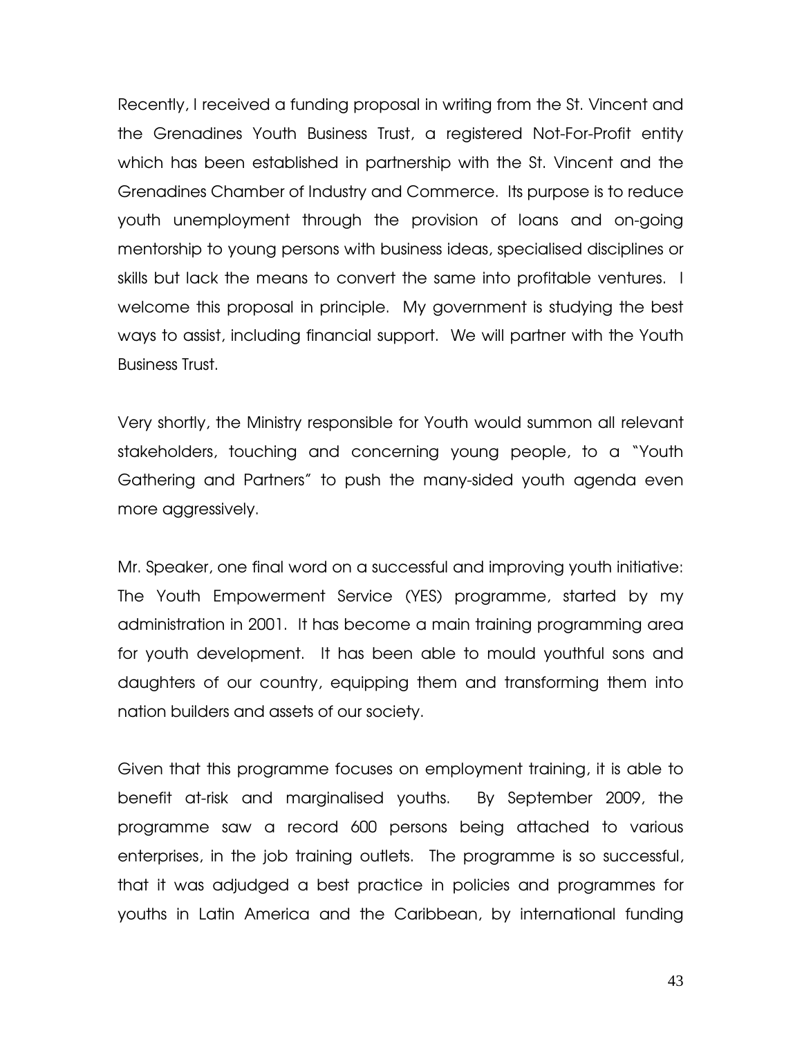Recently, I received a funding proposal in writing from the St. Vincent and the Grenadines Youth Business Trust, a registered Not-For-Profit entity which has been established in partnership with the St. Vincent and the Grenadines Chamber of Industry and Commerce. Its purpose is to reduce youth unemployment through the provision of loans and on-going mentorship to young persons with business ideas, specialised disciplines or skills but lack the means to convert the same into profitable ventures. I welcome this proposal in principle. My government is studying the best ways to assist, including financial support. We will partner with the Youth Business Trust.

Very shortly, the Ministry responsible for Youth would summon all relevant stakeholders, touching and concerning young people, to a "Youth Gathering and Partners" to push the many-sided youth agenda even more aggressively.

Mr. Speaker, one final word on a successful and improving youth initiative: The Youth Empowerment Service (YES) programme, started by my administration in 2001. It has become a main training programming area for youth development. It has been able to mould youthful sons and daughters of our country, equipping them and transforming them into nation builders and assets of our society.

Given that this programme focuses on employment training, it is able to benefit at-risk and marginalised youths. By September 2009, the programme saw a record 600 persons being attached to various enterprises, in the job training outlets. The programme is so successful, that it was adjudged a best practice in policies and programmes for youths in Latin America and the Caribbean, by international funding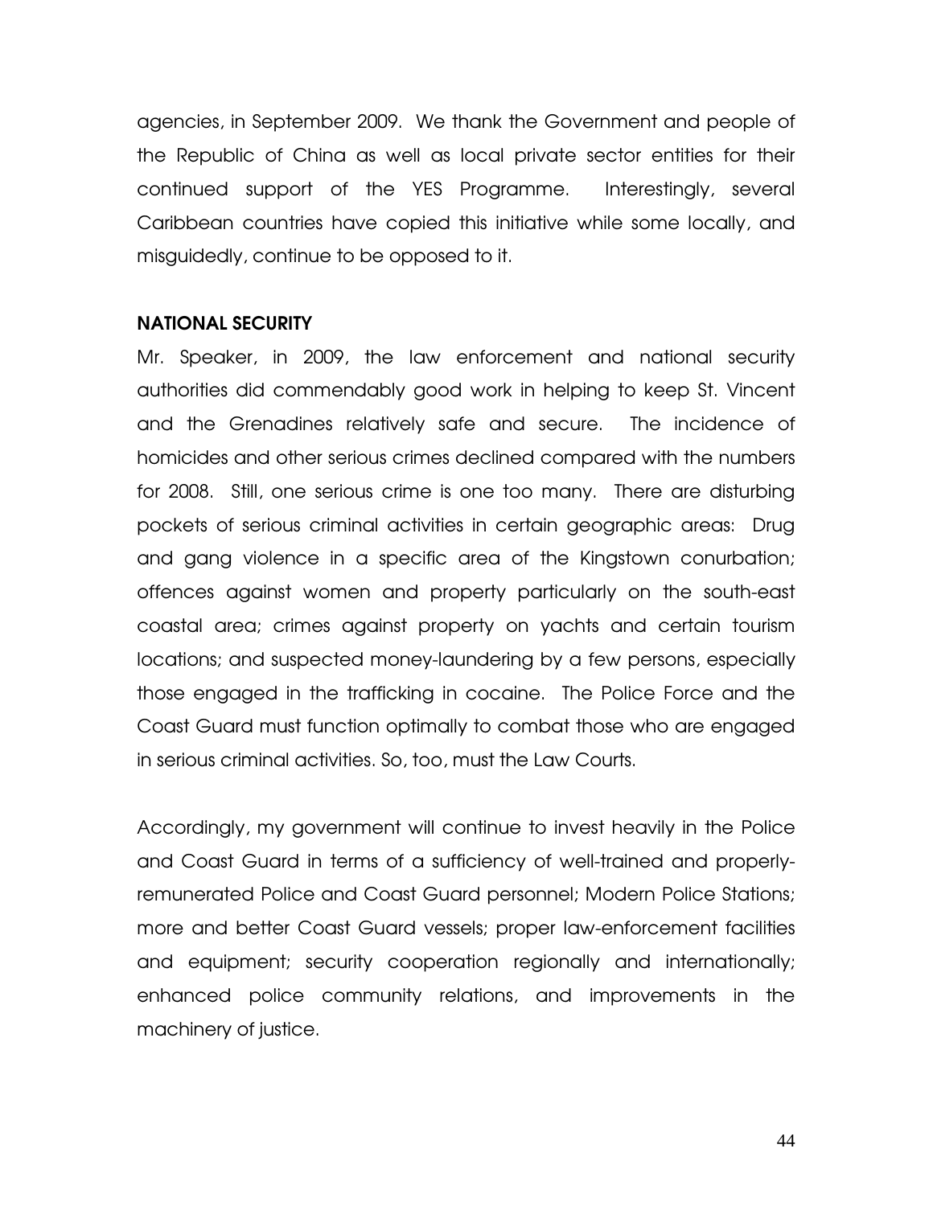agencies, in September 2009. We thank the Government and people of the Republic of China as well as local private sector entities for their continued support of the YES Programme. Interestingly, several Caribbean countries have copied this initiative while some locally, and misguidedly, continue to be opposed to it.

## NATIONAL SECURITY

Mr. Speaker, in 2009, the law enforcement and national security authorities did commendably good work in helping to keep St. Vincent and the Grenadines relatively safe and secure. The incidence of homicides and other serious crimes declined compared with the numbers for 2008. Still, one serious crime is one too many. There are disturbing pockets of serious criminal activities in certain geographic areas: Drug and gang violence in a specific area of the Kingstown conurbation; offences against women and property particularly on the south-east coastal area; crimes against property on yachts and certain tourism locations; and suspected money-laundering by a few persons, especially those engaged in the trafficking in cocaine. The Police Force and the Coast Guard must function optimally to combat those who are engaged in serious criminal activities. So, too, must the Law Courts.

Accordingly, my government will continue to invest heavily in the Police and Coast Guard in terms of a sufficiency of well-trained and properly-remunerated Police and Coast Guard personnel; Modern Police Stations; more and better Coast Guard vessels; proper law-enforcement facilities and equipment; security cooperation regionally and internationally; enhanced police community relations, and improvements in the machinery of justice.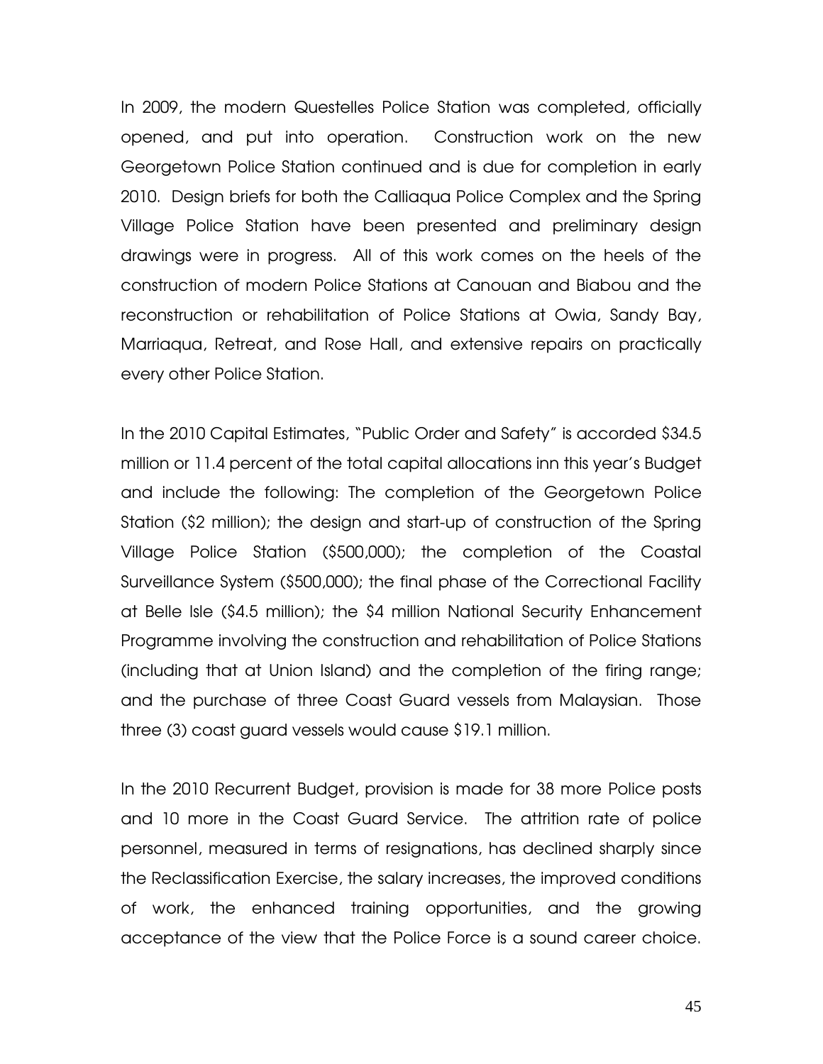In 2009, the modern Questelles Police Station was completed, officially opened, and put into operation. Construction work on the new Georgetown Police Station continued and is due for completion in early 2010. Design briefs for both the Calliaqua Police Complex and the Spring Village Police Station have been presented and preliminary design drawings were in progress. All of this work comes on the heels of the construction of modern Police Stations at Canouan and Biabou and the reconstruction or rehabilitation of Police Stations at Owia, Sandy Bay, Marriaqua, Retreat, and Rose Hall, and extensive repairs on practically every other Police Station.

In the 2010 Capital Estimates, "Public Order and Safety" is accorded $34.5 million or 11.4 percent of the total capital allocations inn this year's Budget and include the following: The completion of the Georgetown Police Station ($2 million); the design and start-up of construction of the Spring Village Police Station ($500,000); the completion of the Coastal Surveillance System ($500,000); the final phase of the Correctional Facility at Belle Isle ($4.5 million); the $4 million National Security Enhancement Programme involving the construction and rehabilitation of Police Stations (including that at Union Island) and the completion of the firing range; and the purchase of three Coast Guard vessels from Malaysian. Those three (3) coast guard vessels would cause $19.1 million.

In the 2010 Recurrent Budget, provision is made for 38 more Police posts and 10 more in the Coast Guard Service. The attrition rate of police personnel, measured in terms of resignations, has declined sharply since the Reclassification Exercise, the salary increases, the improved conditions of work, the enhanced training opportunities, and the growing acceptance of the view that the Police Force is a sound career choice.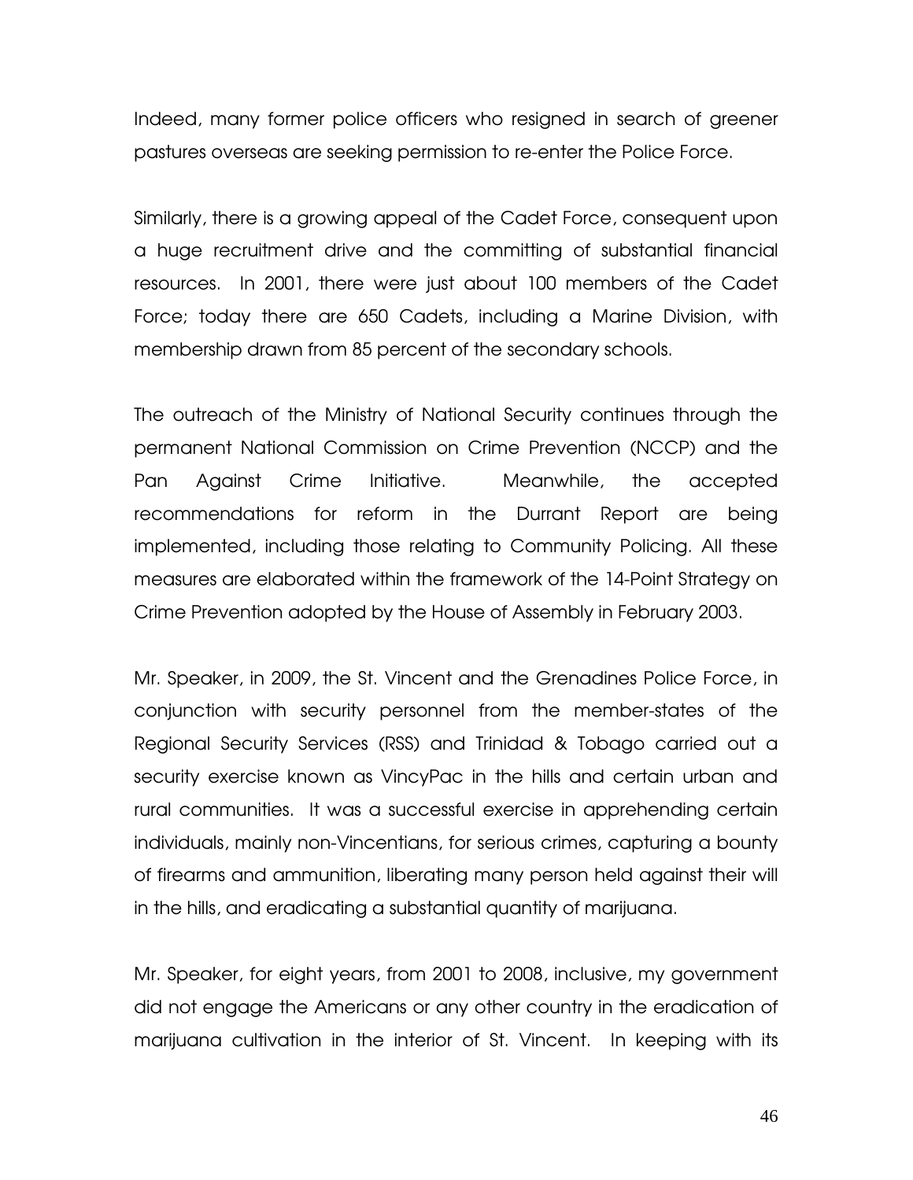Indeed, many former police officers who resigned in search of greener pastures overseas are seeking permission to re-enter the Police Force.

Similarly, there is a growing appeal of the Cadet Force, consequent upon a huge recruitment drive and the committing of substantial financial resources. In 2001, there were just about 100 members of the Cadet Force; today there are 650 Cadets, including a Marine Division, with membership drawn from 85 percent of the secondary schools.

The outreach of the Ministry of National Security continues through the permanent National Commission on Crime Prevention (NCCP) and the Pan Against Crime Initiative. Meanwhile, the accepted recommendations for reform in the Durrant Report are being implemented, including those relating to Community Policing. All these measures are elaborated within the framework of the 14-Point Strategy on Crime Prevention adopted by the House of Assembly in February 2003.

Mr. Speaker, in 2009, the St. Vincent and the Grenadines Police Force, in conjunction with security personnel from the member-states of the Regional Security Services (RSS) and Trinidad & Tobago carried out a security exercise known as VincyPac in the hills and certain urban and rural communities. It was a successful exercise in apprehending certain individuals, mainly non-Vincentians, for serious crimes, capturing a bounty of firearms and ammunition, liberating many person held against their will in the hills, and eradicating a substantial quantity of marijuana.

Mr. Speaker, for eight years, from 2001 to 2008, inclusive, my government did not engage the Americans or any other country in the eradication of marijuana cultivation in the interior of St. Vincent. In keeping with its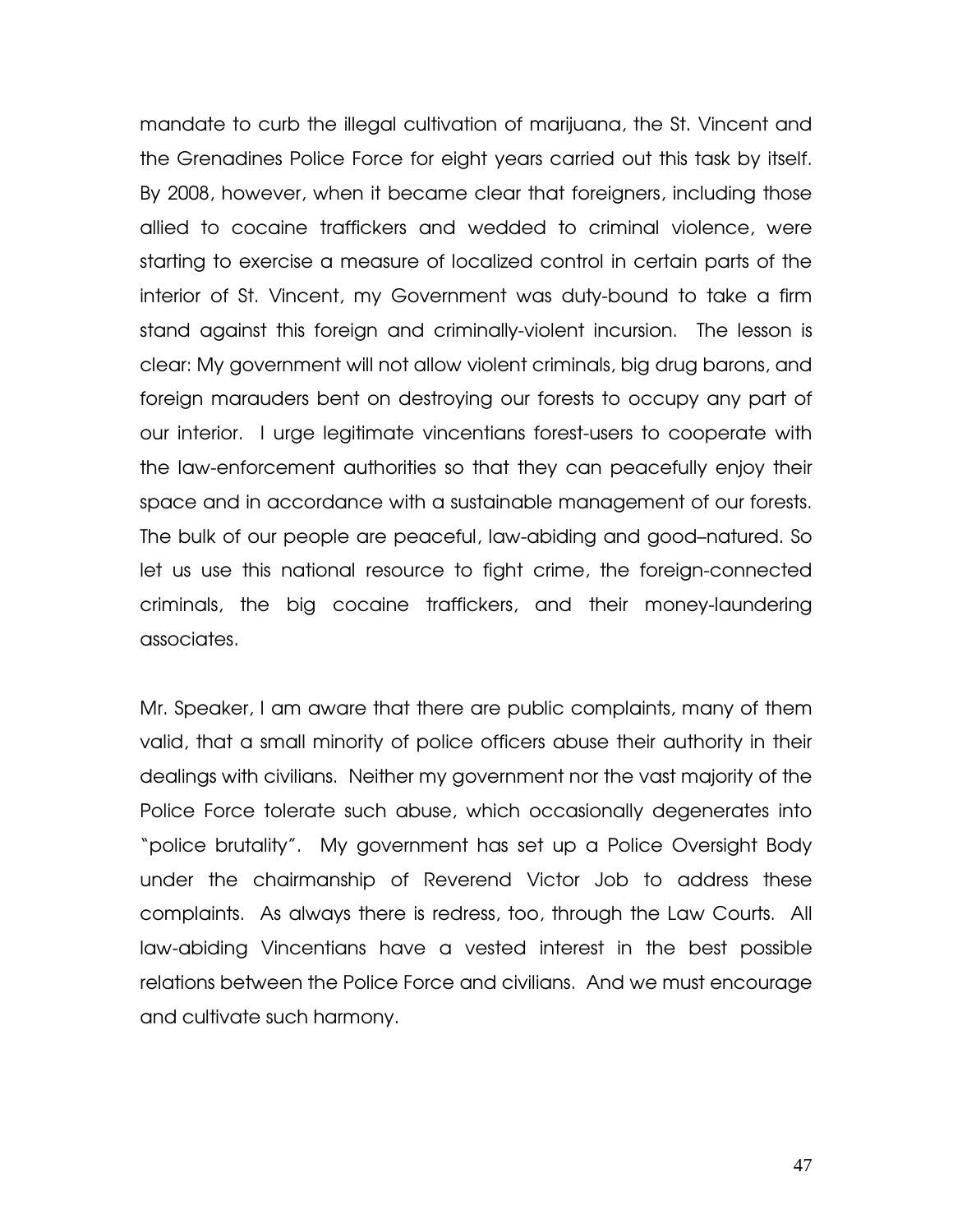mandate to curb the illegal cultivation of marijuana, the St. Vincent and the Grenadines Police Force for eight years carried out this task by itself. By 2008, however, when it became clear that foreigners, including those allied to cocaine traffickers and wedded to criminal violence, were starting to exercise a measure of localized control in certain parts of the interior of St. Vincent, my Government was duty-bound to take a firm stand against this foreign and criminally-violent incursion. The lesson is clear: My government will not allow violent criminals, big drug barons, and foreign marauders bent on destroying our forests to occupy any part of our interior. I urge legitimate vincentians forest-users to cooperate with the law-enforcement authorities so that they can peacefully enjoy their space and in accordance with a sustainable management of our forests. The bulk of our people are peaceful, law-abiding and good–natured. So let us use this national resource to fight crime, the foreign-connected criminals, the big cocaine traffickers, and their money-laundering associates.

Mr. Speaker, I am aware that there are public complaints, many of them valid, that a small minority of police officers abuse their authority in their dealings with civilians. Neither my government nor the vast majority of the Police Force tolerate such abuse, which occasionally degenerates into "police brutality". My government has set up a Police Oversight Body under the chairmanship of Reverend Victor Job to address these complaints. As always there is redress, too, through the Law Courts. All law-abiding Vincentians have a vested interest in the best possible relations between the Police Force and civilians. And we must encourage and cultivate such harmony.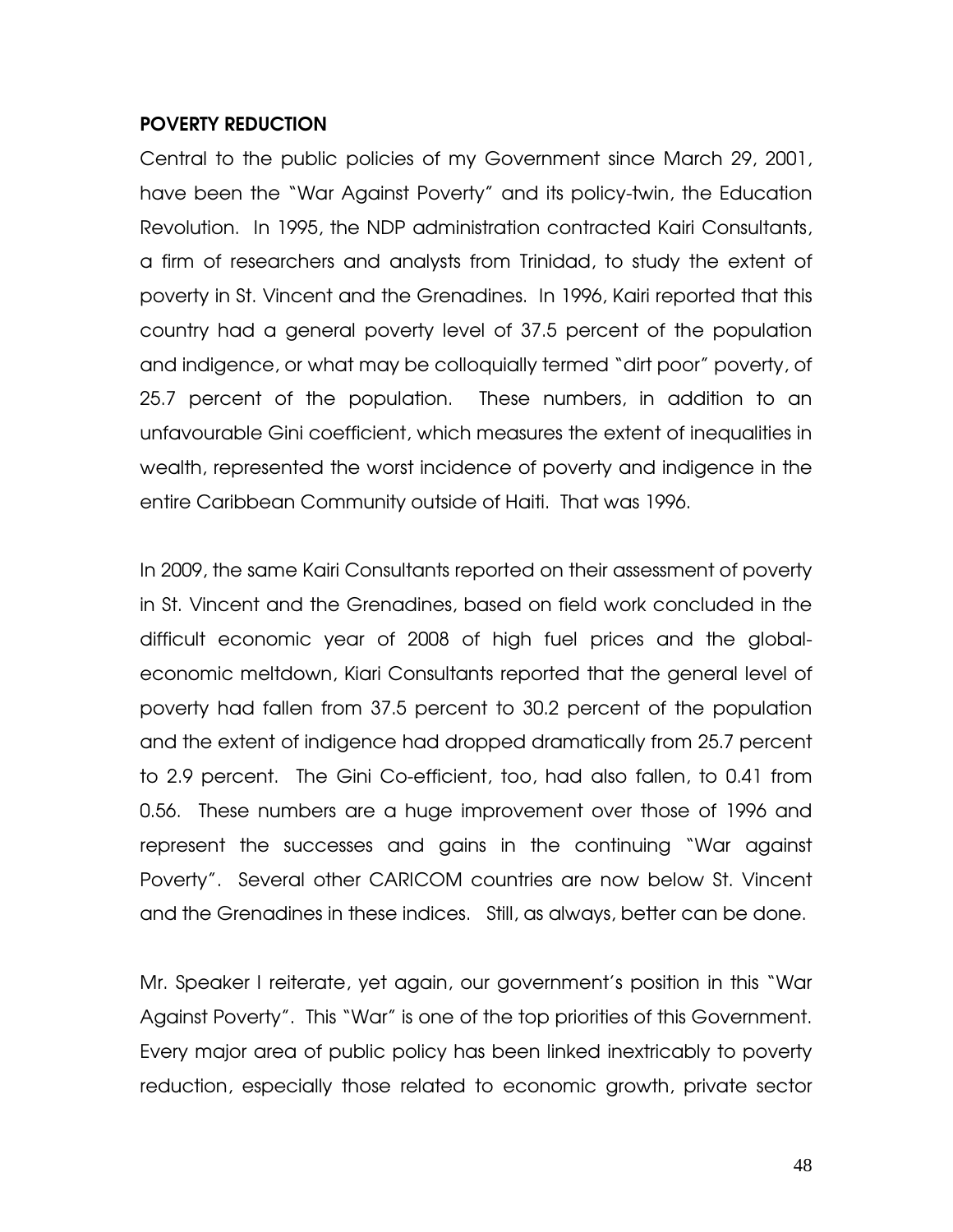## POVERTY REDUCTION

Central to the public policies of my Government since March 29, 2001, have been the "War Against Poverty" and its policy-twin, the Education Revolution. In 1995, the NDP administration contracted Kairi Consultants, a firm of researchers and analysts from Trinidad, to study the extent of poverty in St. Vincent and the Grenadines. In 1996, Kairi reported that this country had a general poverty level of 37.5 percent of the population and indigence, or what may be colloquially termed "dirt poor" poverty, of 25.7 percent of the population. These numbers, in addition to an unfavourable Gini coefficient, which measures the extent of inequalities in wealth, represented the worst incidence of poverty and indigence in the entire Caribbean Community outside of Haiti. That was 1996.

In 2009, the same Kairi Consultants reported on their assessment of poverty in St. Vincent and the Grenadines, based on field work concluded in the difficult economic year of 2008 of high fuel prices and the global-economic meltdown, Kiari Consultants reported that the general level of poverty had fallen from 37.5 percent to 30.2 percent of the population and the extent of indigence had dropped dramatically from 25.7 percent to 2.9 percent. The Gini Co-efficient, too, had also fallen, to 0.41 from 0.56. These numbers are a huge improvement over those of 1996 and represent the successes and gains in the continuing "War against Poverty". Several other CARICOM countries are now below St. Vincent and the Grenadines in these indices. Still, as always, better can be done.

Mr. Speaker I reiterate, yet again, our government's position in this "War Against Poverty". This "War" is one of the top priorities of this Government. Every major area of public policy has been linked inextricably to poverty reduction, especially those related to economic growth, private sector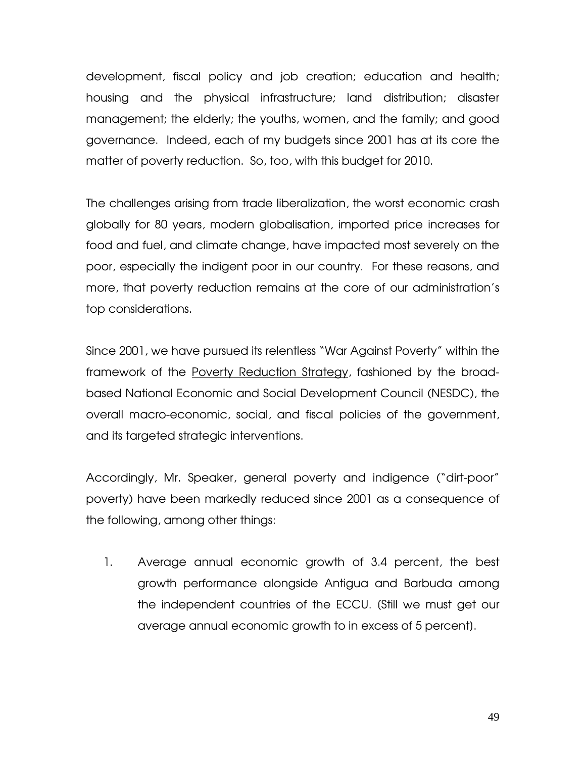development, fiscal policy and job creation; education and health; housing and the physical infrastructure; land distribution; disaster management; the elderly; the youths, women, and the family; and good governance. Indeed, each of my budgets since 2001 has at its core the matter of poverty reduction. So, too, with this budget for 2010.

The challenges arising from trade liberalization, the worst economic crash globally for 80 years, modern globalisation, imported price increases for food and fuel, and climate change, have impacted most severely on the poor, especially the indigent poor in our country. For these reasons, and more, that poverty reduction remains at the core of our administration's top considerations.

Since 2001, we have pursued its relentless "War Against Poverty" within the framework of the <u>Poverty Reduction Strategy</u>, fashioned by the broad-based National Economic and Social Development Council (NESDC), the overall macro-economic, social, and fiscal policies of the government, and its targeted strategic interventions.

Accordingly, Mr. Speaker, general poverty and indigence ("dirt-poor" poverty) have been markedly reduced since 2001 as a consequence of the following, among other things:

1. Average annual economic growth of 3.4 percent, the best growth performance alongside Antigua and Barbuda among the independent countries of the ECCU. (Still we must get our average annual economic growth to in excess of 5 percent).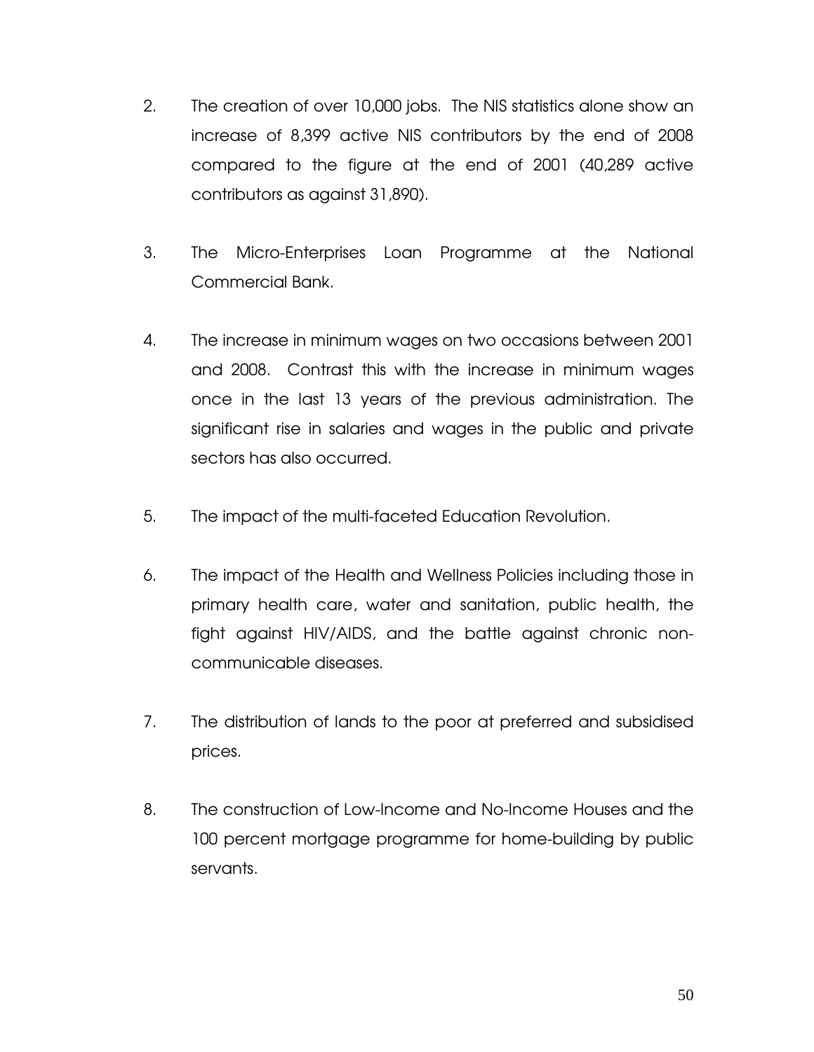2. The creation of over 10,000 jobs. The NIS statistics alone show an increase of 8,399 active NIS contributors by the end of 2008 compared to the figure at the end of 2001 (40,289 active contributors as against 31,890).

3. The Micro-Enterprises Loan Programme at the National Commercial Bank.

4. The increase in minimum wages on two occasions between 2001 and 2008. Contrast this with the increase in minimum wages once in the last 13 years of the previous administration. The significant rise in salaries and wages in the public and private sectors has also occurred.

5. The impact of the multi-faceted Education Revolution.

6. The impact of the Health and Wellness Policies including those in primary health care, water and sanitation, public health, the fight against HIV/AIDS, and the battle against chronic non-communicable diseases.

7. The distribution of lands to the poor at preferred and subsidised prices.

8. The construction of Low-Income and No-Income Houses and the 100 percent mortgage programme for home-building by public servants.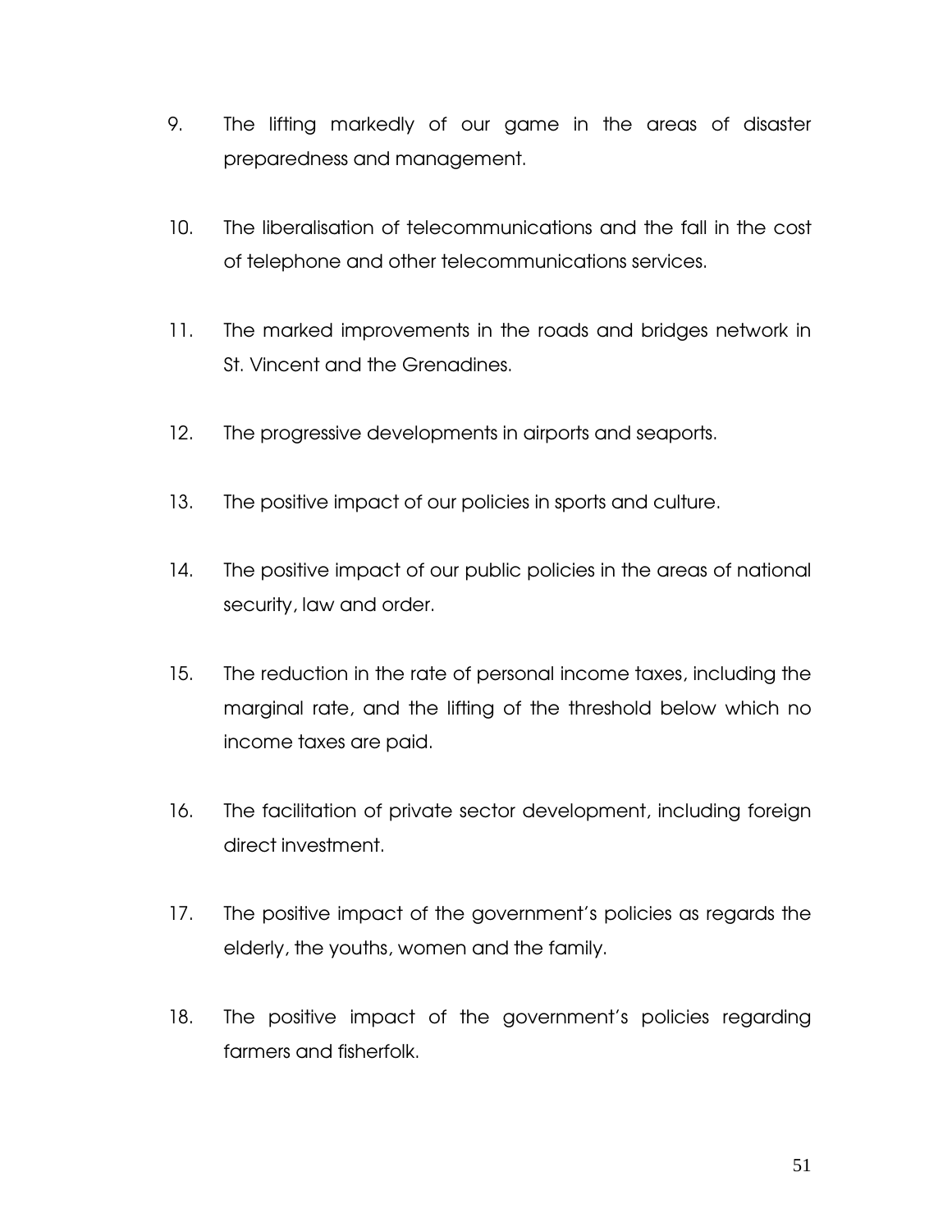9. The lifting markedly of our game in the areas of disaster preparedness and management.

10. The liberalisation of telecommunications and the fall in the cost of telephone and other telecommunications services.

11. The marked improvements in the roads and bridges network in St. Vincent and the Grenadines.

12. The progressive developments in airports and seaports.

13. The positive impact of our policies in sports and culture.

14. The positive impact of our public policies in the areas of national security, law and order.

15. The reduction in the rate of personal income taxes, including the marginal rate, and the lifting of the threshold below which no income taxes are paid.

16. The facilitation of private sector development, including foreign direct investment.

17. The positive impact of the government's policies as regards the elderly, the youths, women and the family.

18. The positive impact of the government's policies regarding farmers and fisherfolk.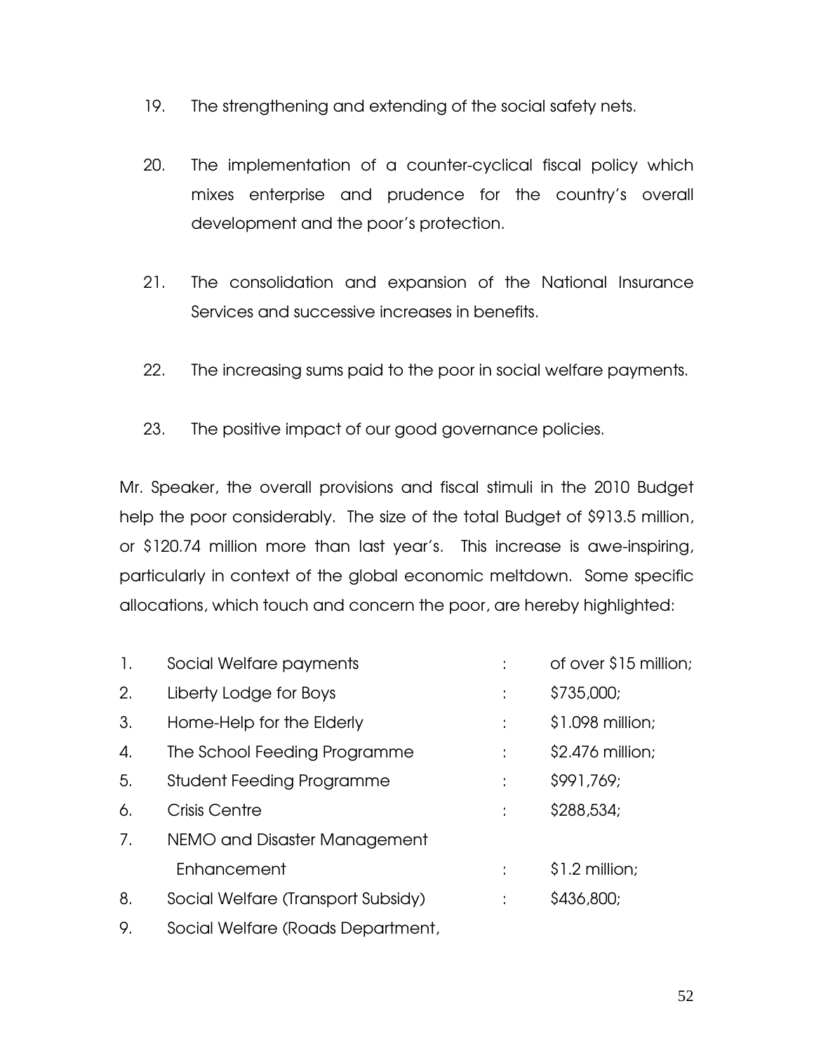19. The strengthening and extending of the social safety nets.

20. The implementation of a counter-cyclical fiscal policy which mixes enterprise and prudence for the country's overall development and the poor's protection.

21. The consolidation and expansion of the National Insurance Services and successive increases in benefits.

22. The increasing sums paid to the poor in social welfare payments.

23. The positive impact of our good governance policies.

Mr. Speaker, the overall provisions and fiscal stimuli in the 2010 Budget help the poor considerably. The size of the total Budget of $913.5 million, or $120.74 million more than last year's. This increase is awe-inspiring, particularly in context of the global economic meltdown. Some specific allocations, which touch and concern the poor, are hereby highlighted:

| | | | |
|---|---|---|---|
| 1. | Social Welfare payments | : | of over $15 million; |
| 2. | Liberty Lodge for Boys | : | $735,000; |
| 3. | Home-Help for the Elderly | : | $1.098 million; |
| 4. | The School Feeding Programme | : | $2.476 million; |
| 5. | Student Feeding Programme | : | $991,769; |
| 6. | Crisis Centre | : | $288,534; |
| 7. | NEMO and Disaster Management Enhancement | : | $1.2 million; |
| 8. | Social Welfare (Transport Subsidy) | : | $436,800; |
| 9. | Social Welfare (Roads Department, | | |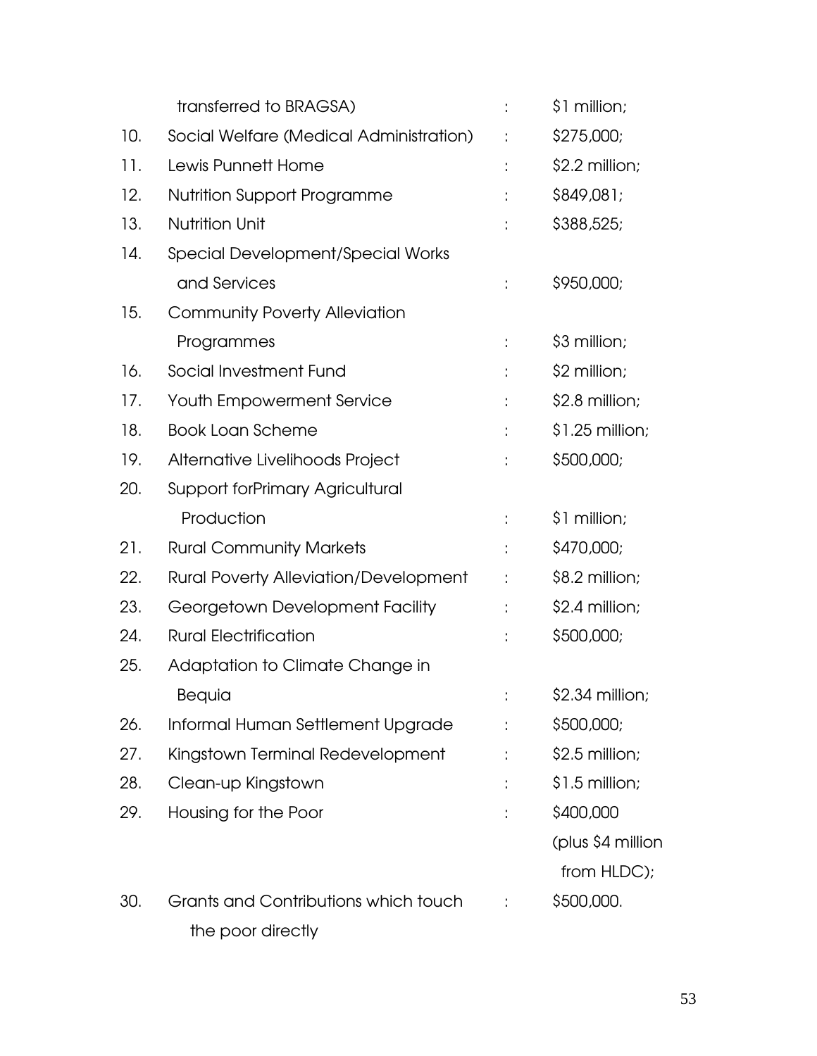transferred to BRAGSA) : $1 million;

10. Social Welfare (Medical Administration) : $275,000;
11. Lewis Punnett Home : $2.2 million;
12. Nutrition Support Programme : $849,081;
13. Nutrition Unit : $388,525;
14. Special Development/Special Works and Services : $950,000;
15. Community Poverty Alleviation Programmes : $3 million;
16. Social Investment Fund : $2 million;
17. Youth Empowerment Service : $2.8 million;
18. Book Loan Scheme : $1.25 million;
19. Alternative Livelihoods Project : $500,000;
20. Support forPrimary Agricultural Production : $1 million;
21. Rural Community Markets : $470,000;
22. Rural Poverty Alleviation/Development : $8.2 million;
23. Georgetown Development Facility : $2.4 million;
24. Rural Electrification : $500,000;
25. Adaptation to Climate Change in Bequia : $2.34 million;
26. Informal Human Settlement Upgrade : $500,000;
27. Kingstown Terminal Redevelopment : $2.5 million;
28. Clean-up Kingstown : $1.5 million;
29. Housing for the Poor : $400,000 (plus $4 million from HLDC);
30. Grants and Contributions which touch the poor directly : $500,000.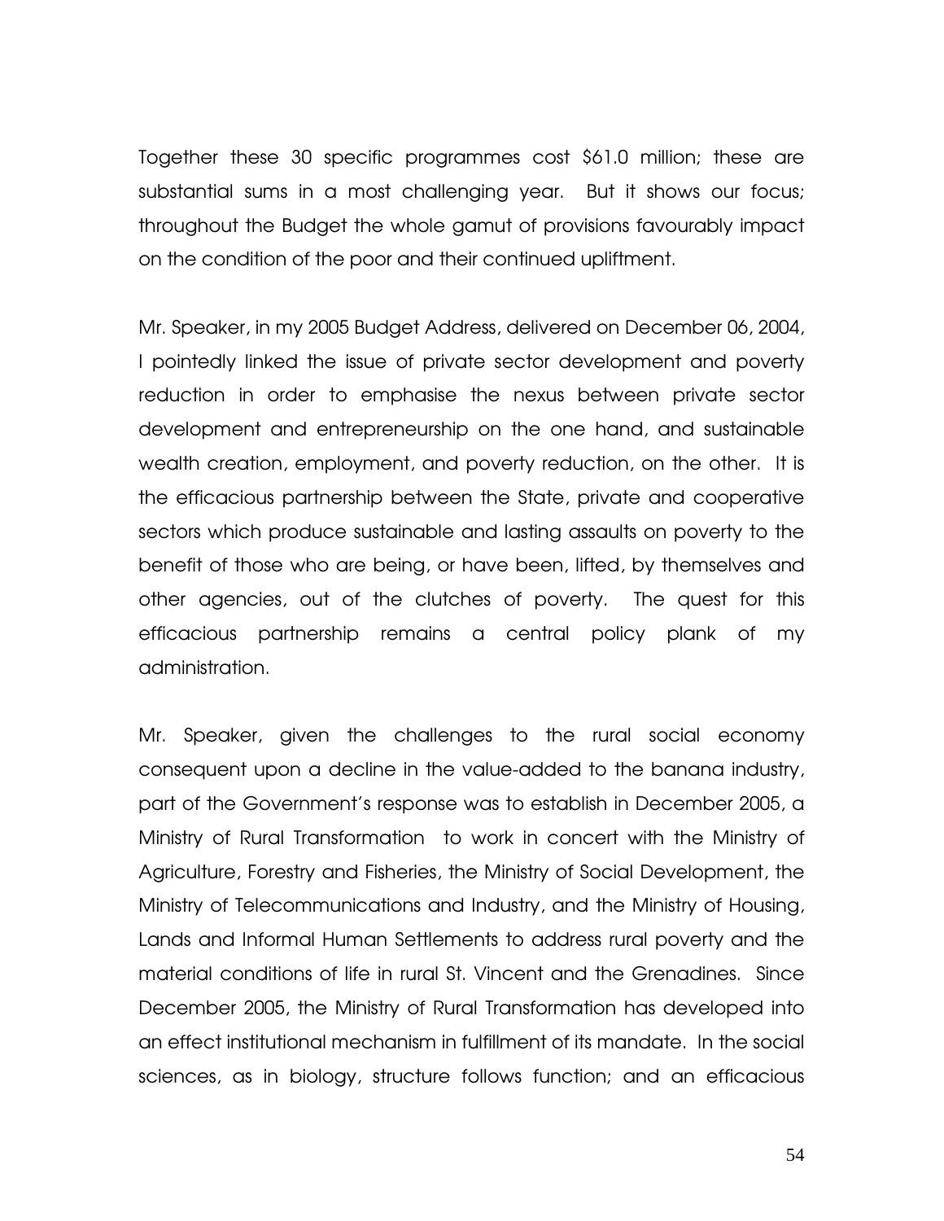Together these 30 specific programmes cost $61.0 million; these are substantial sums in a most challenging year. But it shows our focus; throughout the Budget the whole gamut of provisions favourably impact on the condition of the poor and their continued upliftment.

Mr. Speaker, in my 2005 Budget Address, delivered on December 06, 2004, I pointedly linked the issue of private sector development and poverty reduction in order to emphasise the nexus between private sector development and entrepreneurship on the one hand, and sustainable wealth creation, employment, and poverty reduction, on the other. It is the efficacious partnership between the State, private and cooperative sectors which produce sustainable and lasting assaults on poverty to the benefit of those who are being, or have been, lifted, by themselves and other agencies, out of the clutches of poverty. The quest for this efficacious partnership remains a central policy plank of my administration.

Mr. Speaker, given the challenges to the rural social economy consequent upon a decline in the value-added to the banana industry, part of the Government's response was to establish in December 2005, a Ministry of Rural Transformation to work in concert with the Ministry of Agriculture, Forestry and Fisheries, the Ministry of Social Development, the Ministry of Telecommunications and Industry, and the Ministry of Housing, Lands and Informal Human Settlements to address rural poverty and the material conditions of life in rural St. Vincent and the Grenadines. Since December 2005, the Ministry of Rural Transformation has developed into an effect institutional mechanism in fulfillment of its mandate. In the social sciences, as in biology, structure follows function; and an efficacious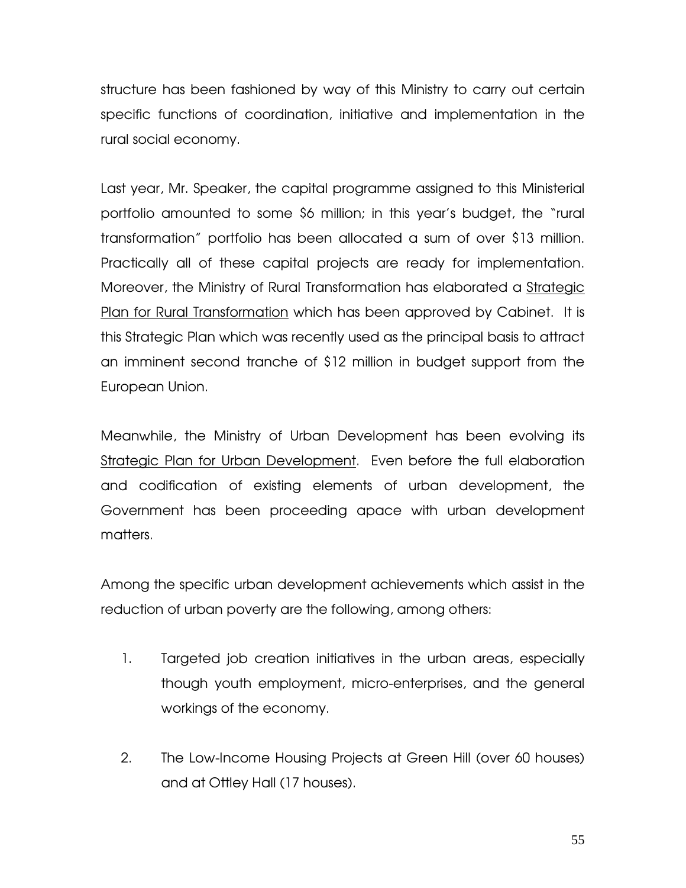structure has been fashioned by way of this Ministry to carry out certain specific functions of coordination, initiative and implementation in the rural social economy.

Last year, Mr. Speaker, the capital programme assigned to this Ministerial portfolio amounted to some $6 million; in this year's budget, the "rural transformation" portfolio has been allocated a sum of over $13 million. Practically all of these capital projects are ready for implementation. Moreover, the Ministry of Rural Transformation has elaborated a <u>Strategic Plan for Rural Transformation</u> which has been approved by Cabinet. It is this Strategic Plan which was recently used as the principal basis to attract an imminent second tranche of $12 million in budget support from the European Union.

Meanwhile, the Ministry of Urban Development has been evolving its <u>Strategic Plan for Urban Development</u>. Even before the full elaboration and codification of existing elements of urban development, the Government has been proceeding apace with urban development matters.

Among the specific urban development achievements which assist in the reduction of urban poverty are the following, among others:

1. Targeted job creation initiatives in the urban areas, especially though youth employment, micro-enterprises, and the general workings of the economy.

2. The Low-Income Housing Projects at Green Hill (over 60 houses) and at Ottley Hall (17 houses).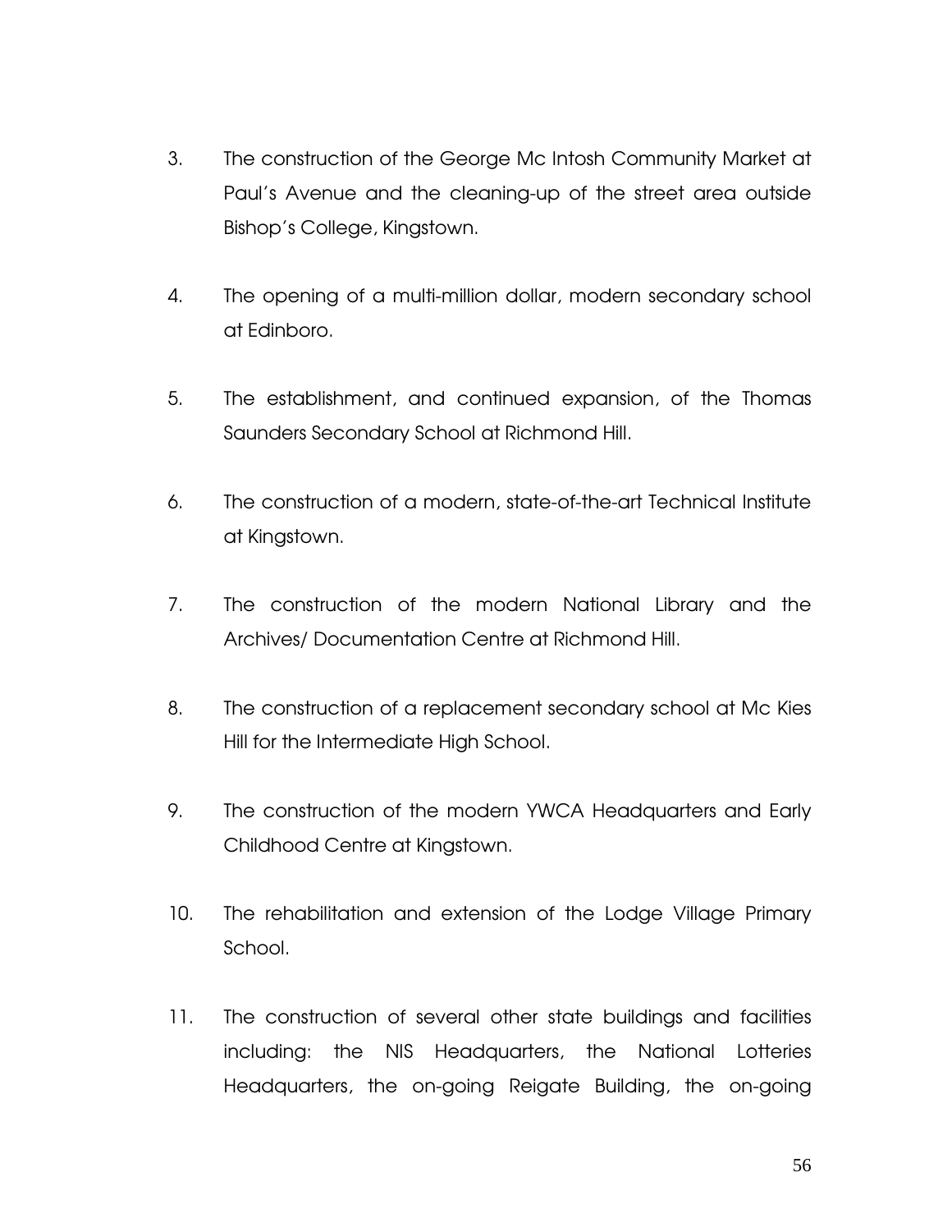3. The construction of the George Mc Intosh Community Market at Paul's Avenue and the cleaning-up of the street area outside Bishop's College, Kingstown.

4. The opening of a multi-million dollar, modern secondary school at Edinboro.

5. The establishment, and continued expansion, of the Thomas Saunders Secondary School at Richmond Hill.

6. The construction of a modern, state-of-the-art Technical Institute at Kingstown.

7. The construction of the modern National Library and the Archives/ Documentation Centre at Richmond Hill.

8. The construction of a replacement secondary school at Mc Kies Hill for the Intermediate High School.

9. The construction of the modern YWCA Headquarters and Early Childhood Centre at Kingstown.

10. The rehabilitation and extension of the Lodge Village Primary School.

11. The construction of several other state buildings and facilities including: the NIS Headquarters, the National Lotteries Headquarters, the on-going Reigate Building, the on-going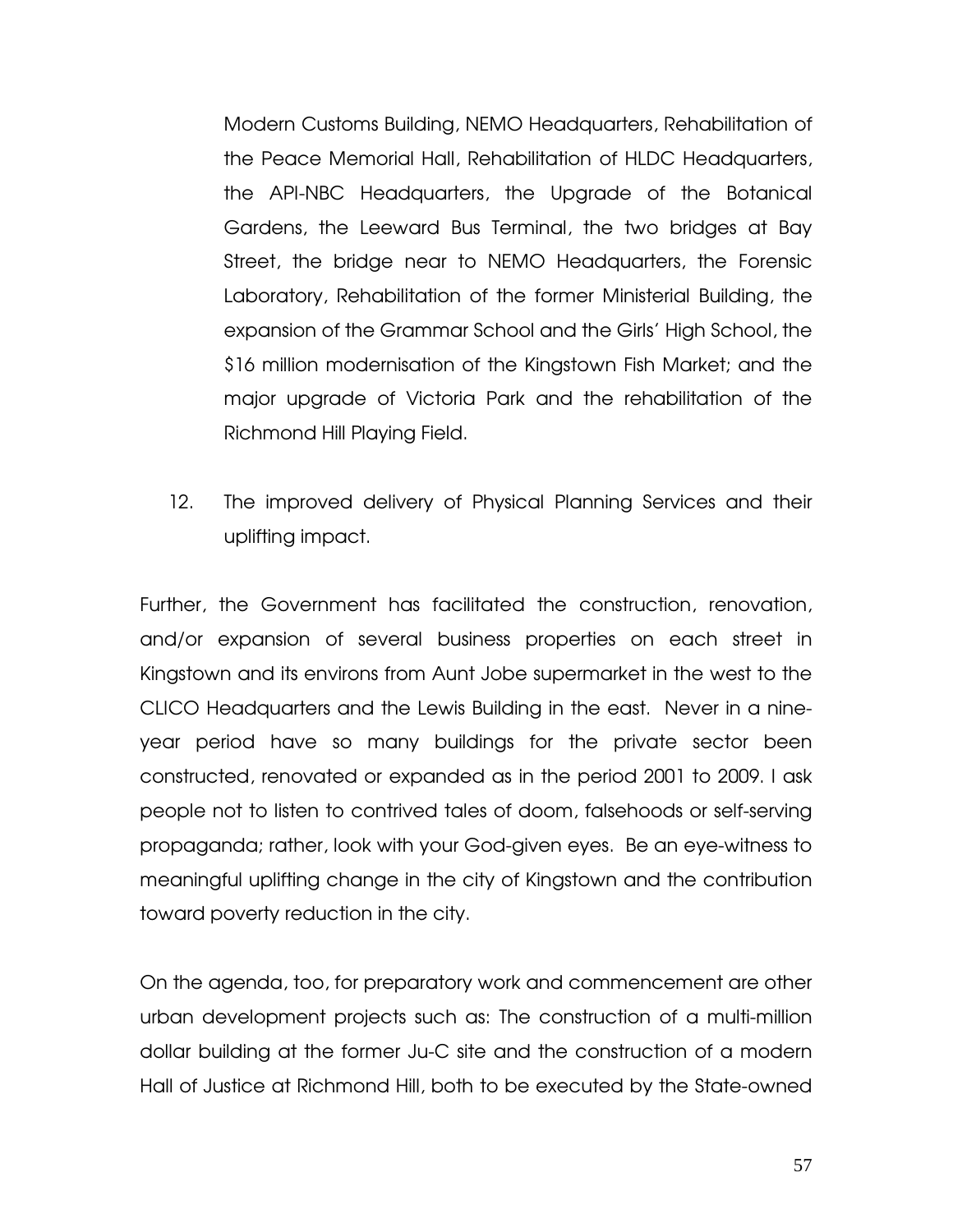Modern Customs Building, NEMO Headquarters, Rehabilitation of the Peace Memorial Hall, Rehabilitation of HLDC Headquarters, the API-NBC Headquarters, the Upgrade of the Botanical Gardens, the Leeward Bus Terminal, the two bridges at Bay Street, the bridge near to NEMO Headquarters, the Forensic Laboratory, Rehabilitation of the former Ministerial Building, the expansion of the Grammar School and the Girls' High School, the $16 million modernisation of the Kingstown Fish Market; and the major upgrade of Victoria Park and the rehabilitation of the Richmond Hill Playing Field.

12. The improved delivery of Physical Planning Services and their uplifting impact.

Further, the Government has facilitated the construction, renovation, and/or expansion of several business properties on each street in Kingstown and its environs from Aunt Jobe supermarket in the west to the CLICO Headquarters and the Lewis Building in the east. Never in a nine-year period have so many buildings for the private sector been constructed, renovated or expanded as in the period 2001 to 2009. I ask people not to listen to contrived tales of doom, falsehoods or self-serving propaganda; rather, look with your God-given eyes. Be an eye-witness to meaningful uplifting change in the city of Kingstown and the contribution toward poverty reduction in the city.

On the agenda, too, for preparatory work and commencement are other urban development projects such as: The construction of a multi-million dollar building at the former Ju-C site and the construction of a modern Hall of Justice at Richmond Hill, both to be executed by the State-owned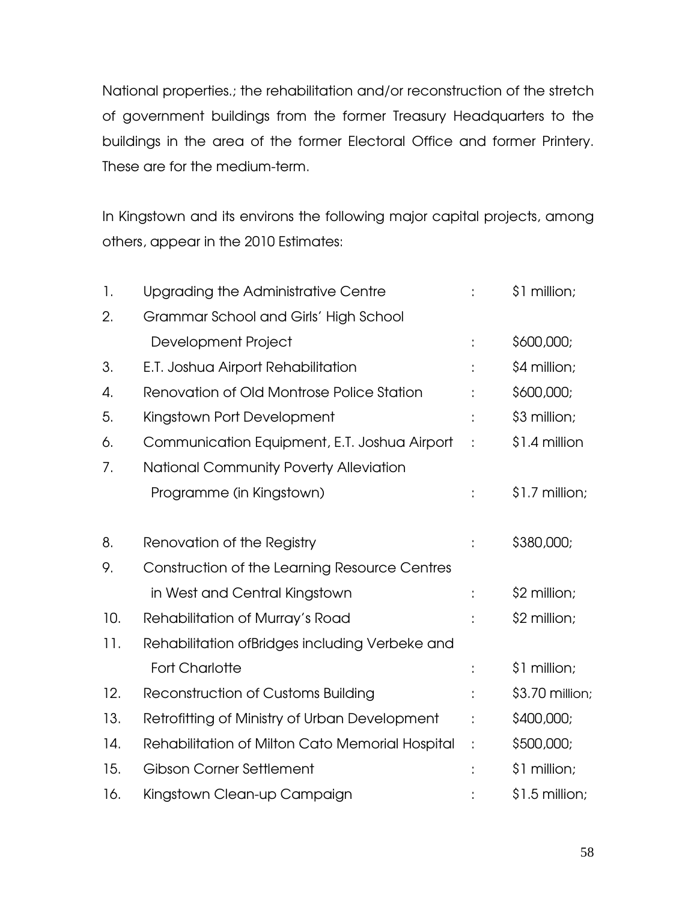National properties.; the rehabilitation and/or reconstruction of the stretch of government buildings from the former Treasury Headquarters to the buildings in the area of the former Electoral Office and former Printery. These are for the medium-term.

In Kingstown and its environs the following major capital projects, among others, appear in the 2010 Estimates:

| | | | |
|---|---|---|---|
| 1. | Upgrading the Administrative Centre | : | \$1 million; |
| 2. | Grammar School and Girls' High School Development Project | : | \$600,000; |
| 3. | E.T. Joshua Airport Rehabilitation | : | \$4 million; |
| 4. | Renovation of Old Montrose Police Station | : | \$600,000; |
| 5. | Kingstown Port Development | : | \$3 million; |
| 6. | Communication Equipment, E.T. Joshua Airport | : | \$1.4 million |
| 7. | National Community Poverty Alleviation Programme (in Kingstown) | : | \$1.7 million; |
| 8. | Renovation of the Registry | : | \$380,000; |
| 9. | Construction of the Learning Resource Centres in West and Central Kingstown | : | \$2 million; |
| 10. | Rehabilitation of Murray's Road | : | \$2 million; |
| 11. | Rehabilitation ofBridges including Verbeke and Fort Charlotte | : | \$1 million; |
| 12. | Reconstruction of Customs Building | : | \$3.70 million; |
| 13. | Retrofitting of Ministry of Urban Development | : | \$400,000; |
| 14. | Rehabilitation of Milton Cato Memorial Hospital | : | \$500,000; |
| 15. | Gibson Corner Settlement | : | \$1 million; |
| 16. | Kingstown Clean-up Campaign | : | \$1.5 million; |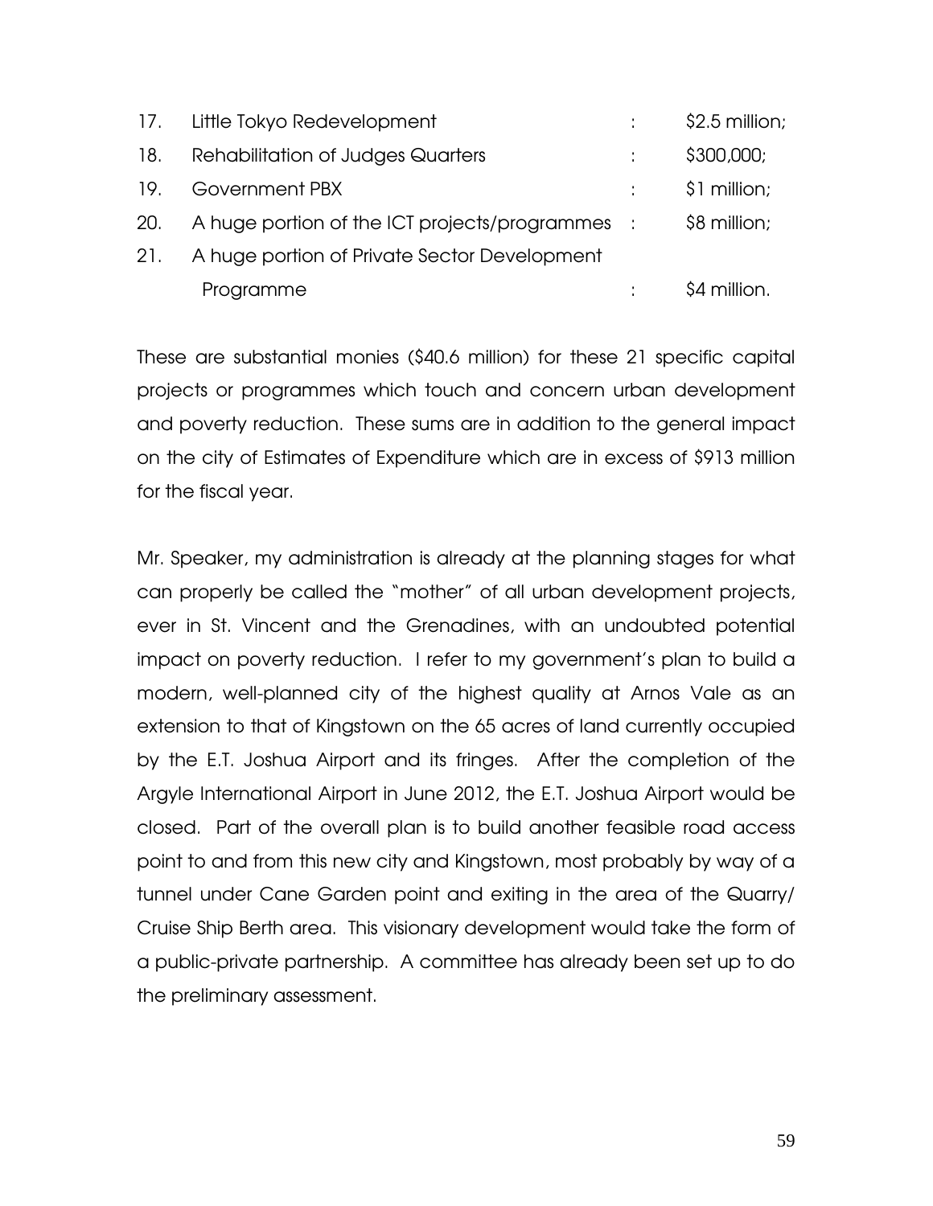17. Little Tokyo Redevelopment : $2.5 million;
18. Rehabilitation of Judges Quarters : $300,000;
19. Government PBX : $1 million;
20. A huge portion of the ICT projects/programmes : $8 million;
21. A huge portion of Private Sector Development Programme : $4 million.

These are substantial monies ($40.6 million) for these 21 specific capital projects or programmes which touch and concern urban development and poverty reduction. These sums are in addition to the general impact on the city of Estimates of Expenditure which are in excess of $913 million for the fiscal year.

Mr. Speaker, my administration is already at the planning stages for what can properly be called the "mother" of all urban development projects, ever in St. Vincent and the Grenadines, with an undoubted potential impact on poverty reduction. I refer to my government's plan to build a modern, well-planned city of the highest quality at Arnos Vale as an extension to that of Kingstown on the 65 acres of land currently occupied by the E.T. Joshua Airport and its fringes. After the completion of the Argyle International Airport in June 2012, the E.T. Joshua Airport would be closed. Part of the overall plan is to build another feasible road access point to and from this new city and Kingstown, most probably by way of a tunnel under Cane Garden point and exiting in the area of the Quarry/ Cruise Ship Berth area. This visionary development would take the form of a public-private partnership. A committee has already been set up to do the preliminary assessment.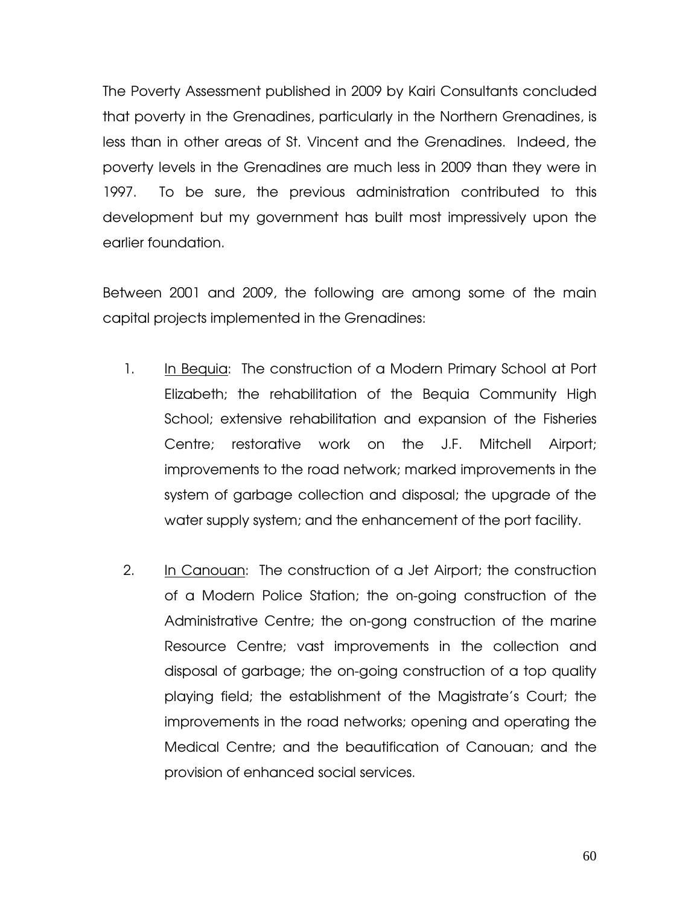The Poverty Assessment published in 2009 by Kairi Consultants concluded that poverty in the Grenadines, particularly in the Northern Grenadines, is less than in other areas of St. Vincent and the Grenadines. Indeed, the poverty levels in the Grenadines are much less in 2009 than they were in 1997. To be sure, the previous administration contributed to this development but my government has built most impressively upon the earlier foundation.

Between 2001 and 2009, the following are among some of the main capital projects implemented in the Grenadines:

1. <u>In Bequia</u>: The construction of a Modern Primary School at Port Elizabeth; the rehabilitation of the Bequia Community High School; extensive rehabilitation and expansion of the Fisheries Centre; restorative work on the J.F. Mitchell Airport; improvements to the road network; marked improvements in the system of garbage collection and disposal; the upgrade of the water supply system; and the enhancement of the port facility.

2. <u>In Canouan</u>: The construction of a Jet Airport; the construction of a Modern Police Station; the on-going construction of the Administrative Centre; the on-gong construction of the marine Resource Centre; vast improvements in the collection and disposal of garbage; the on-going construction of a top quality playing field; the establishment of the Magistrate's Court; the improvements in the road networks; opening and operating the Medical Centre; and the beautification of Canouan; and the provision of enhanced social services.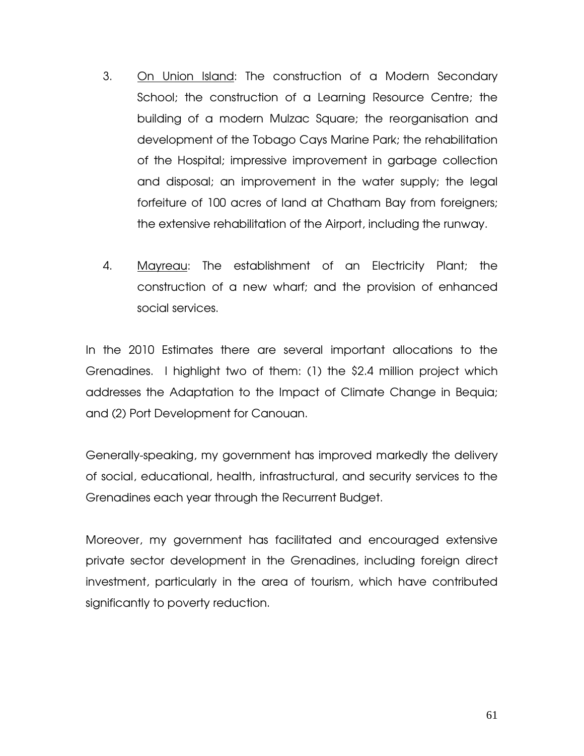3. <u>On Union Island</u>: The construction of a Modern Secondary School; the construction of a Learning Resource Centre; the building of a modern Mulzac Square; the reorganisation and development of the Tobago Cays Marine Park; the rehabilitation of the Hospital; impressive improvement in garbage collection and disposal; an improvement in the water supply; the legal forfeiture of 100 acres of land at Chatham Bay from foreigners; the extensive rehabilitation of the Airport, including the runway.

4. <u>Mayreau</u>: The establishment of an Electricity Plant; the construction of a new wharf; and the provision of enhanced social services.

In the 2010 Estimates there are several important allocations to the Grenadines. I highlight two of them: (1) the $2.4 million project which addresses the Adaptation to the Impact of Climate Change in Bequia; and (2) Port Development for Canouan.

Generally-speaking, my government has improved markedly the delivery of social, educational, health, infrastructural, and security services to the Grenadines each year through the Recurrent Budget.

Moreover, my government has facilitated and encouraged extensive private sector development in the Grenadines, including foreign direct investment, particularly in the area of tourism, which have contributed significantly to poverty reduction.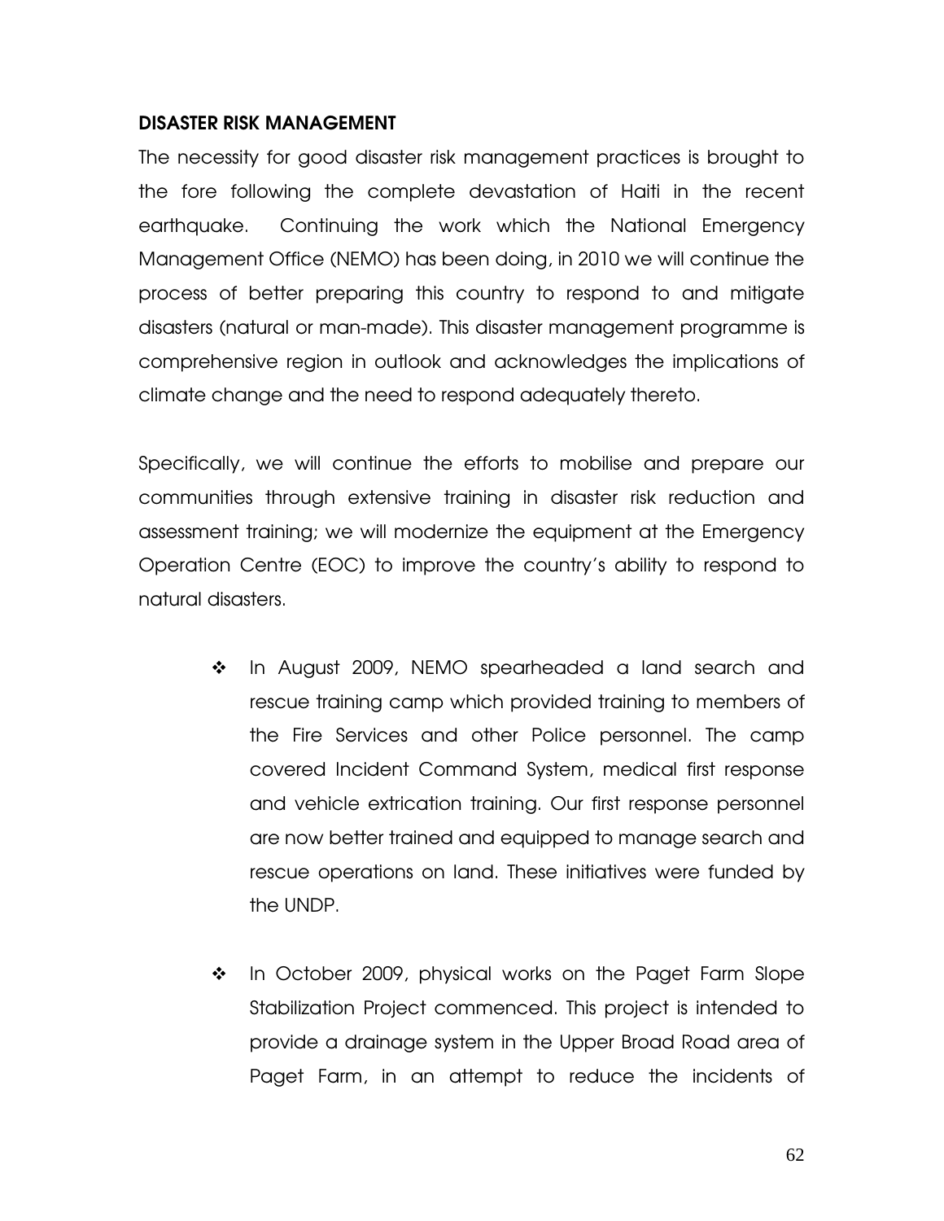## DISASTER RISK MANAGEMENT

The necessity for good disaster risk management practices is brought to the fore following the complete devastation of Haiti in the recent earthquake. Continuing the work which the National Emergency Management Office (NEMO) has been doing, in 2010 we will continue the process of better preparing this country to respond to and mitigate disasters (natural or man-made). This disaster management programme is comprehensive region in outlook and acknowledges the implications of climate change and the need to respond adequately thereto.

Specifically, we will continue the efforts to mobilise and prepare our communities through extensive training in disaster risk reduction and assessment training; we will modernize the equipment at the Emergency Operation Centre (EOC) to improve the country's ability to respond to natural disasters.

- In August 2009, NEMO spearheaded a land search and rescue training camp which provided training to members of the Fire Services and other Police personnel. The camp covered Incident Command System, medical first response and vehicle extrication training. Our first response personnel are now better trained and equipped to manage search and rescue operations on land. These initiatives were funded by the UNDP.

- In October 2009, physical works on the Paget Farm Slope Stabilization Project commenced. This project is intended to provide a drainage system in the Upper Broad Road area of Paget Farm, in an attempt to reduce the incidents of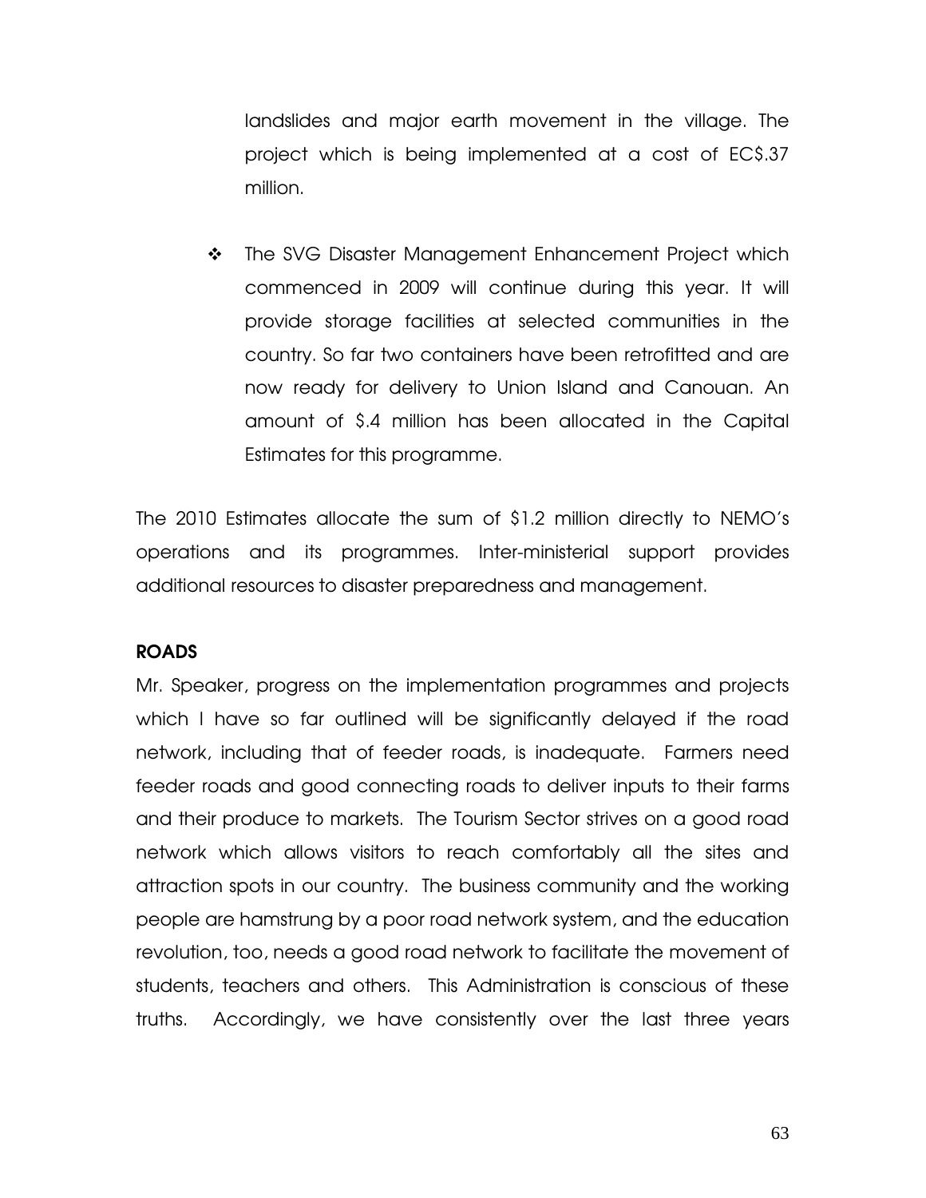landslides and major earth movement in the village. The project which is being implemented at a cost of EC$.37 million.

- The SVG Disaster Management Enhancement Project which commenced in 2009 will continue during this year. It will provide storage facilities at selected communities in the country. So far two containers have been retrofitted and are now ready for delivery to Union Island and Canouan. An amount of $.4 million has been allocated in the Capital Estimates for this programme.

The 2010 Estimates allocate the sum of $1.2 million directly to NEMO's operations and its programmes. Inter-ministerial support provides additional resources to disaster preparedness and management.

**ROADS**

Mr. Speaker, progress on the implementation programmes and projects which I have so far outlined will be significantly delayed if the road network, including that of feeder roads, is inadequate. Farmers need feeder roads and good connecting roads to deliver inputs to their farms and their produce to markets. The Tourism Sector strives on a good road network which allows visitors to reach comfortably all the sites and attraction spots in our country. The business community and the working people are hamstrung by a poor road network system, and the education revolution, too, needs a good road network to facilitate the movement of students, teachers and others. This Administration is conscious of these truths. Accordingly, we have consistently over the last three years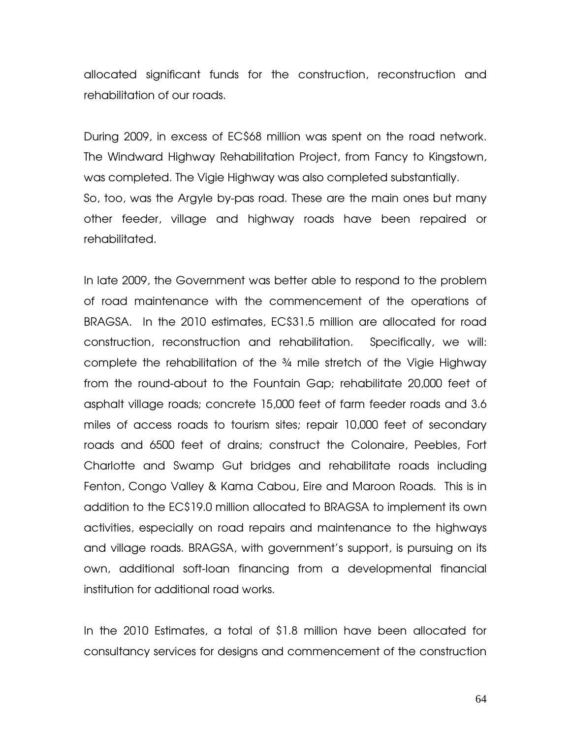allocated significant funds for the construction, reconstruction and rehabilitation of our roads.

During 2009, in excess of EC$68 million was spent on the road network. The Windward Highway Rehabilitation Project, from Fancy to Kingstown, was completed. The Vigie Highway was also completed substantially.
So, too, was the Argyle by-pas road. These are the main ones but many other feeder, village and highway roads have been repaired or rehabilitated.

In late 2009, the Government was better able to respond to the problem of road maintenance with the commencement of the operations of BRAGSA. In the 2010 estimates, EC$31.5 million are allocated for road construction, reconstruction and rehabilitation. Specifically, we will: complete the rehabilitation of the ¾ mile stretch of the Vigie Highway from the round-about to the Fountain Gap; rehabilitate 20,000 feet of asphalt village roads; concrete 15,000 feet of farm feeder roads and 3.6 miles of access roads to tourism sites; repair 10,000 feet of secondary roads and 6500 feet of drains; construct the Colonaire, Peebles, Fort Charlotte and Swamp Gut bridges and rehabilitate roads including Fenton, Congo Valley & Kama Cabou, Eire and Maroon Roads. This is in addition to the EC$19.0 million allocated to BRAGSA to implement its own activities, especially on road repairs and maintenance to the highways and village roads. BRAGSA, with government's support, is pursuing on its own, additional soft-loan financing from a developmental financial institution for additional road works.

In the 2010 Estimates, a total of $1.8 million have been allocated for consultancy services for designs and commencement of the construction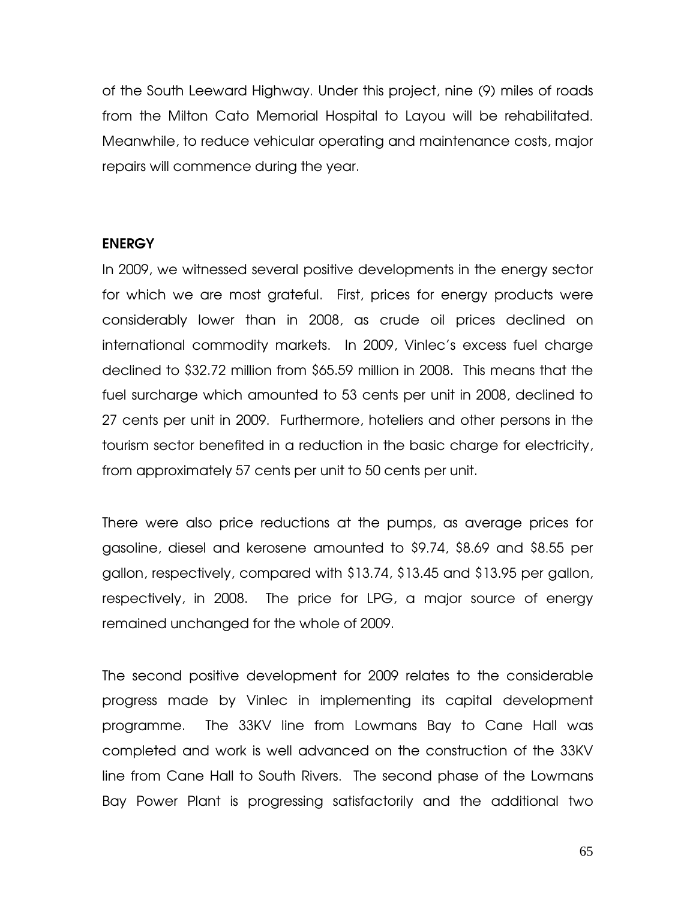of the South Leeward Highway. Under this project, nine (9) miles of roads from the Milton Cato Memorial Hospital to Layou will be rehabilitated. Meanwhile, to reduce vehicular operating and maintenance costs, major repairs will commence during the year.

## ENERGY

In 2009, we witnessed several positive developments in the energy sector for which we are most grateful. First, prices for energy products were considerably lower than in 2008, as crude oil prices declined on international commodity markets. In 2009, Vinlec's excess fuel charge declined to $32.72 million from $65.59 million in 2008. This means that the fuel surcharge which amounted to 53 cents per unit in 2008, declined to 27 cents per unit in 2009. Furthermore, hoteliers and other persons in the tourism sector benefited in a reduction in the basic charge for electricity, from approximately 57 cents per unit to 50 cents per unit.

There were also price reductions at the pumps, as average prices for gasoline, diesel and kerosene amounted to $9.74, $8.69 and $8.55 per gallon, respectively, compared with $13.74, $13.45 and $13.95 per gallon, respectively, in 2008. The price for LPG, a major source of energy remained unchanged for the whole of 2009.

The second positive development for 2009 relates to the considerable progress made by Vinlec in implementing its capital development programme. The 33KV line from Lowmans Bay to Cane Hall was completed and work is well advanced on the construction of the 33KV line from Cane Hall to South Rivers. The second phase of the Lowmans Bay Power Plant is progressing satisfactorily and the additional two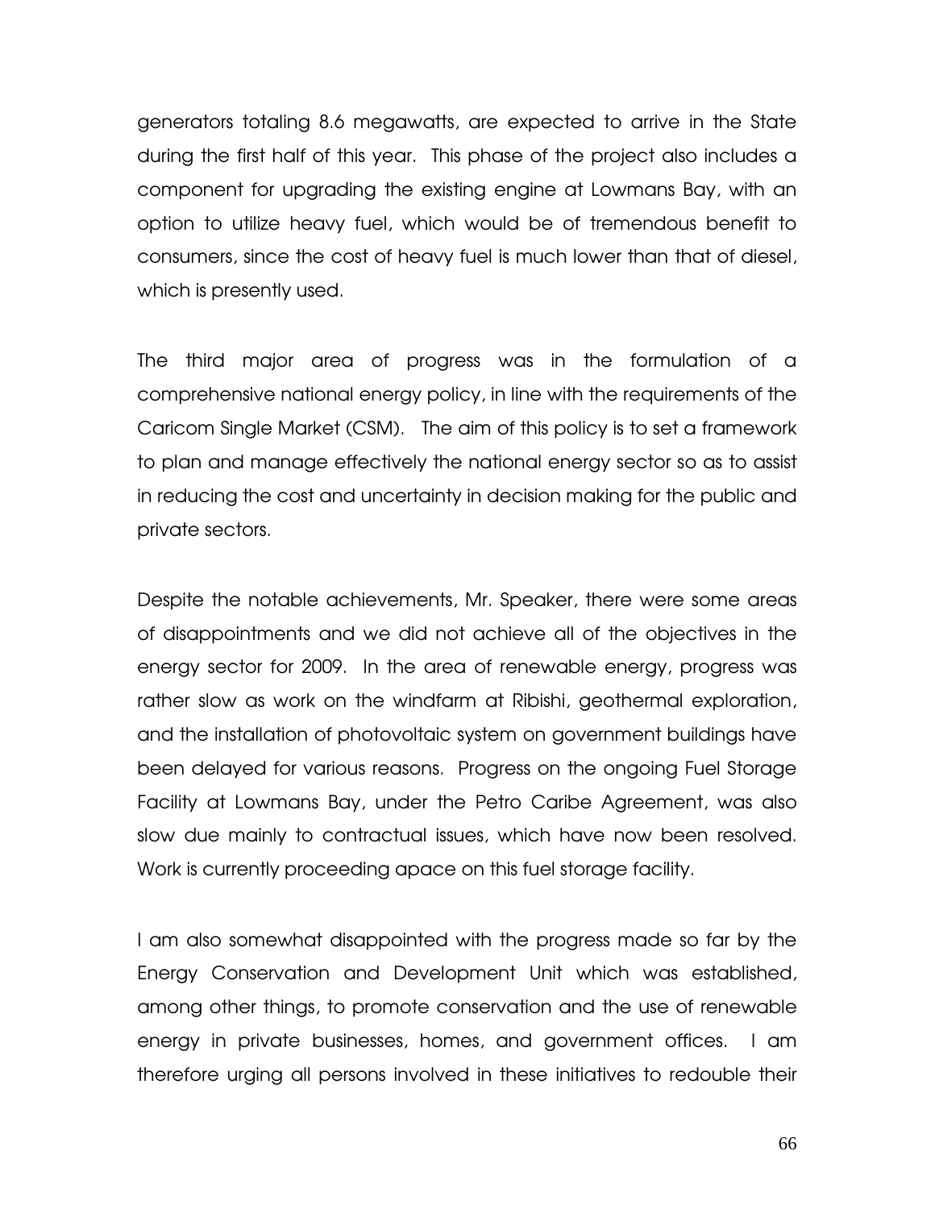generators totaling 8.6 megawatts, are expected to arrive in the State during the first half of this year. This phase of the project also includes a component for upgrading the existing engine at Lowmans Bay, with an option to utilize heavy fuel, which would be of tremendous benefit to consumers, since the cost of heavy fuel is much lower than that of diesel, which is presently used.

The third major area of progress was in the formulation of a comprehensive national energy policy, in line with the requirements of the Caricom Single Market (CSM). The aim of this policy is to set a framework to plan and manage effectively the national energy sector so as to assist in reducing the cost and uncertainty in decision making for the public and private sectors.

Despite the notable achievements, Mr. Speaker, there were some areas of disappointments and we did not achieve all of the objectives in the energy sector for 2009. In the area of renewable energy, progress was rather slow as work on the windfarm at Ribishi, geothermal exploration, and the installation of photovoltaic system on government buildings have been delayed for various reasons. Progress on the ongoing Fuel Storage Facility at Lowmans Bay, under the Petro Caribe Agreement, was also slow due mainly to contractual issues, which have now been resolved. Work is currently proceeding apace on this fuel storage facility.

I am also somewhat disappointed with the progress made so far by the Energy Conservation and Development Unit which was established, among other things, to promote conservation and the use of renewable energy in private businesses, homes, and government offices. I am therefore urging all persons involved in these initiatives to redouble their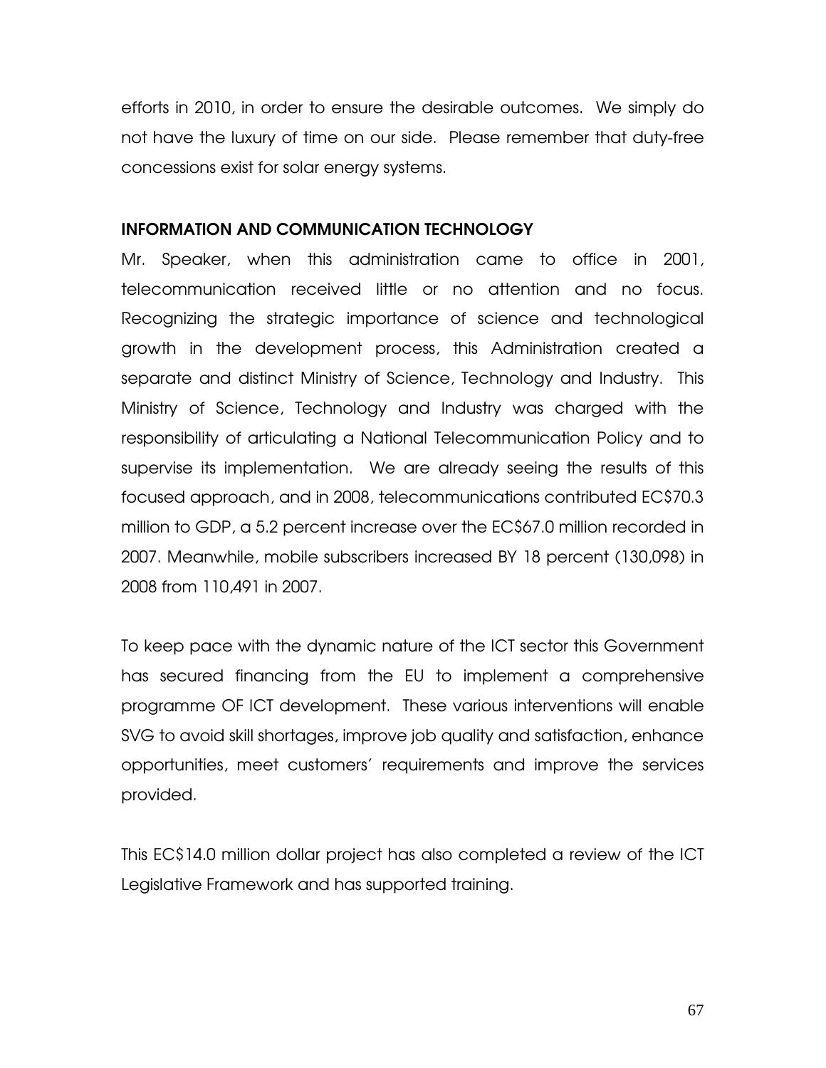efforts in 2010, in order to ensure the desirable outcomes. We simply do not have the luxury of time on our side. Please remember that duty-free concessions exist for solar energy systems.

## INFORMATION AND COMMUNICATION TECHNOLOGY

Mr. Speaker, when this administration came to office in 2001, telecommunication received little or no attention and no focus. Recognizing the strategic importance of science and technological growth in the development process, this Administration created a separate and distinct Ministry of Science, Technology and Industry. This Ministry of Science, Technology and Industry was charged with the responsibility of articulating a National Telecommunication Policy and to supervise its implementation. We are already seeing the results of this focused approach, and in 2008, telecommunications contributed EC$70.3 million to GDP, a 5.2 percent increase over the EC$67.0 million recorded in 2007. Meanwhile, mobile subscribers increased BY 18 percent (130,098) in 2008 from 110,491 in 2007.

To keep pace with the dynamic nature of the ICT sector this Government has secured financing from the EU to implement a comprehensive programme OF ICT development. These various interventions will enable SVG to avoid skill shortages, improve job quality and satisfaction, enhance opportunities, meet customers' requirements and improve the services provided.

This EC$14.0 million dollar project has also completed a review of the ICT Legislative Framework and has supported training.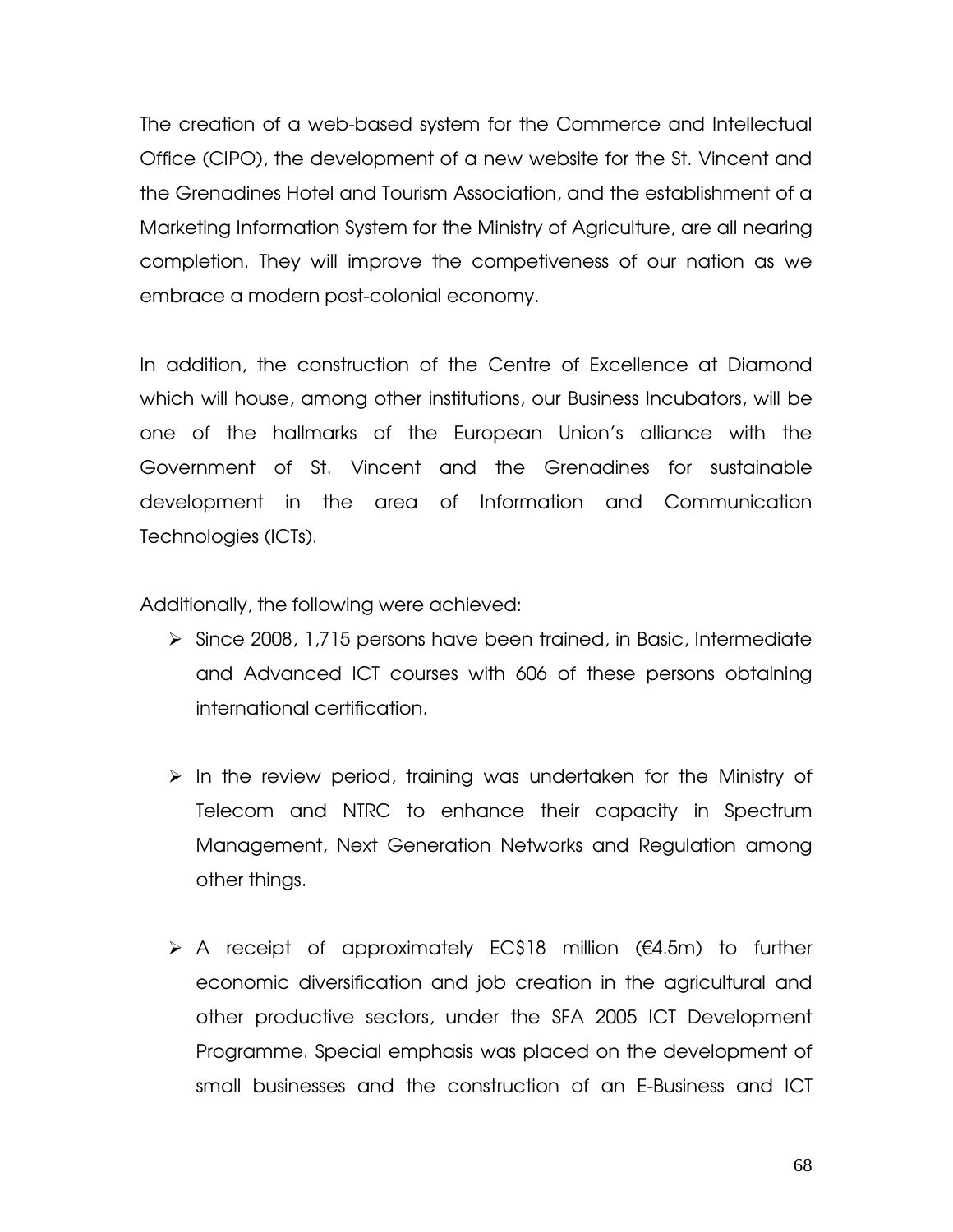The creation of a web-based system for the Commerce and Intellectual Office (CIPO), the development of a new website for the St. Vincent and the Grenadines Hotel and Tourism Association, and the establishment of a Marketing Information System for the Ministry of Agriculture, are all nearing completion. They will improve the competiveness of our nation as we embrace a modern post-colonial economy.

In addition, the construction of the Centre of Excellence at Diamond which will house, among other institutions, our Business Incubators, will be one of the hallmarks of the European Union's alliance with the Government of St. Vincent and the Grenadines for sustainable development in the area of Information and Communication Technologies (ICTs).

Additionally, the following were achieved:

- Since 2008, 1,715 persons have been trained, in Basic, Intermediate and Advanced ICT courses with 606 of these persons obtaining international certification.

- In the review period, training was undertaken for the Ministry of Telecom and NTRC to enhance their capacity in Spectrum Management, Next Generation Networks and Regulation among other things.

- A receipt of approximately EC$18 million (€4.5m) to further economic diversification and job creation in the agricultural and other productive sectors, under the SFA 2005 ICT Development Programme. Special emphasis was placed on the development of small businesses and the construction of an E-Business and ICT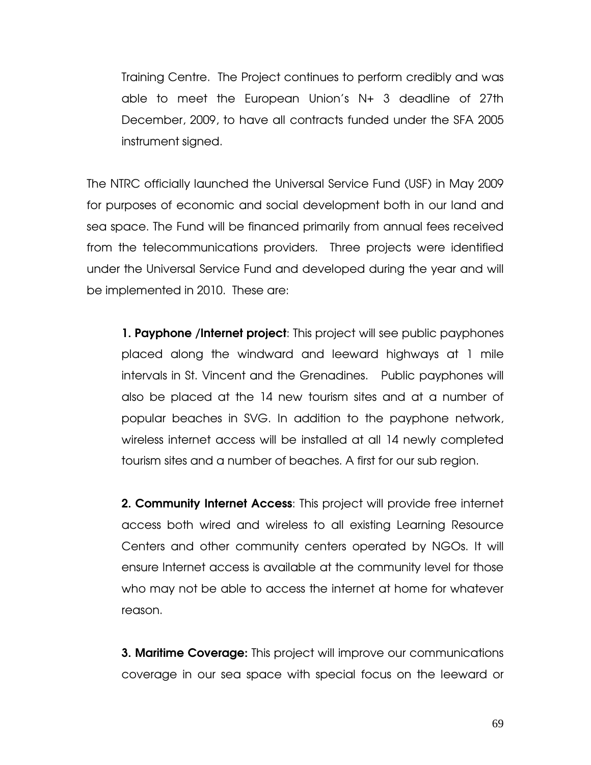Training Centre. The Project continues to perform credibly and was able to meet the European Union's N+ 3 deadline of 27th December, 2009, to have all contracts funded under the SFA 2005 instrument signed.

The NTRC officially launched the Universal Service Fund (USF) in May 2009 for purposes of economic and social development both in our land and sea space. The Fund will be financed primarily from annual fees received from the telecommunications providers. Three projects were identified under the Universal Service Fund and developed during the year and will be implemented in 2010. These are:

**1. Payphone /Internet project**: This project will see public payphones placed along the windward and leeward highways at 1 mile intervals in St. Vincent and the Grenadines. Public payphones will also be placed at the 14 new tourism sites and at a number of popular beaches in SVG. In addition to the payphone network, wireless internet access will be installed at all 14 newly completed tourism sites and a number of beaches. A first for our sub region.

**2. Community Internet Access**: This project will provide free internet access both wired and wireless to all existing Learning Resource Centers and other community centers operated by NGOs. It will ensure Internet access is available at the community level for those who may not be able to access the internet at home for whatever reason.

**3. Maritime Coverage:** This project will improve our communications coverage in our sea space with special focus on the leeward or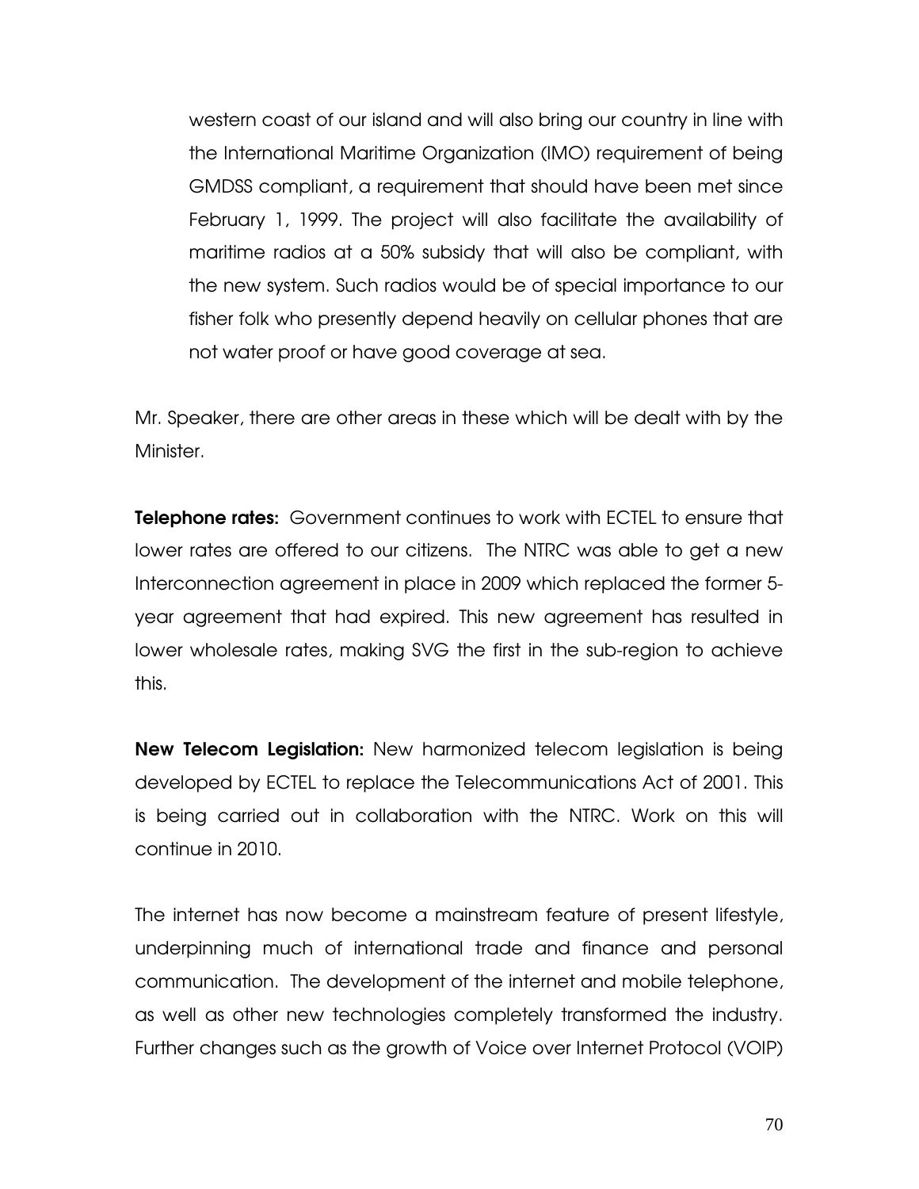western coast of our island and will also bring our country in line with the International Maritime Organization (IMO) requirement of being GMDSS compliant, a requirement that should have been met since February 1, 1999. The project will also facilitate the availability of maritime radios at a 50% subsidy that will also be compliant, with the new system. Such radios would be of special importance to our fisher folk who presently depend heavily on cellular phones that are not water proof or have good coverage at sea.

Mr. Speaker, there are other areas in these which will be dealt with by the Minister.

**Telephone rates:** Government continues to work with ECTEL to ensure that lower rates are offered to our citizens. The NTRC was able to get a new Interconnection agreement in place in 2009 which replaced the former 5-year agreement that had expired. This new agreement has resulted in lower wholesale rates, making SVG the first in the sub-region to achieve this.

**New Telecom Legislation:** New harmonized telecom legislation is being developed by ECTEL to replace the Telecommunications Act of 2001. This is being carried out in collaboration with the NTRC. Work on this will continue in 2010.

The internet has now become a mainstream feature of present lifestyle, underpinning much of international trade and finance and personal communication. The development of the internet and mobile telephone, as well as other new technologies completely transformed the industry. Further changes such as the growth of Voice over Internet Protocol (VOIP)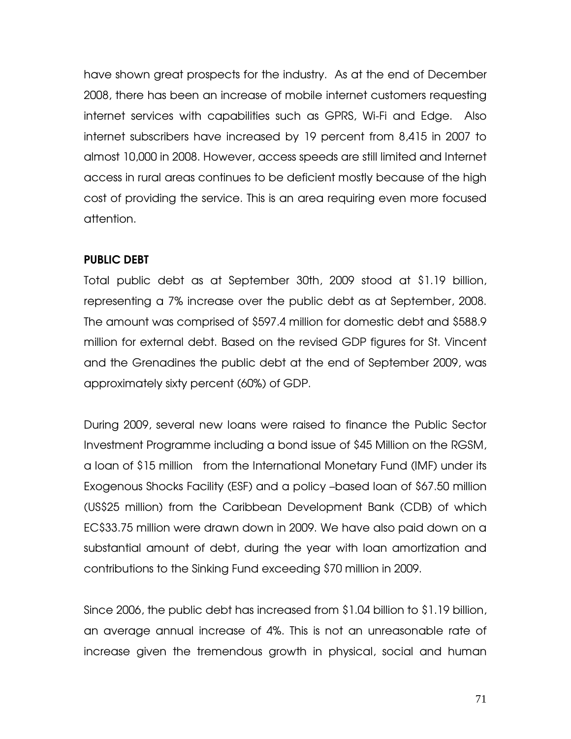have shown great prospects for the industry. As at the end of December 2008, there has been an increase of mobile internet customers requesting internet services with capabilities such as GPRS, Wi-Fi and Edge. Also internet subscribers have increased by 19 percent from 8,415 in 2007 to almost 10,000 in 2008. However, access speeds are still limited and Internet access in rural areas continues to be deficient mostly because of the high cost of providing the service. This is an area requiring even more focused attention.

**PUBLIC DEBT**

Total public debt as at September 30th, 2009 stood at $1.19 billion, representing a 7% increase over the public debt as at September, 2008. The amount was comprised of $597.4 million for domestic debt and $588.9 million for external debt. Based on the revised GDP figures for St. Vincent and the Grenadines the public debt at the end of September 2009, was approximately sixty percent (60%) of GDP.

During 2009, several new loans were raised to finance the Public Sector Investment Programme including a bond issue of $45 Million on the RGSM, a loan of $15 million from the International Monetary Fund (IMF) under its Exogenous Shocks Facility (ESF) and a policy –based loan of $67.50 million (US$25 million) from the Caribbean Development Bank (CDB) of which EC$33.75 million were drawn down in 2009. We have also paid down on a substantial amount of debt, during the year with loan amortization and contributions to the Sinking Fund exceeding $70 million in 2009.

Since 2006, the public debt has increased from $1.04 billion to $1.19 billion, an average annual increase of 4%. This is not an unreasonable rate of increase given the tremendous growth in physical, social and human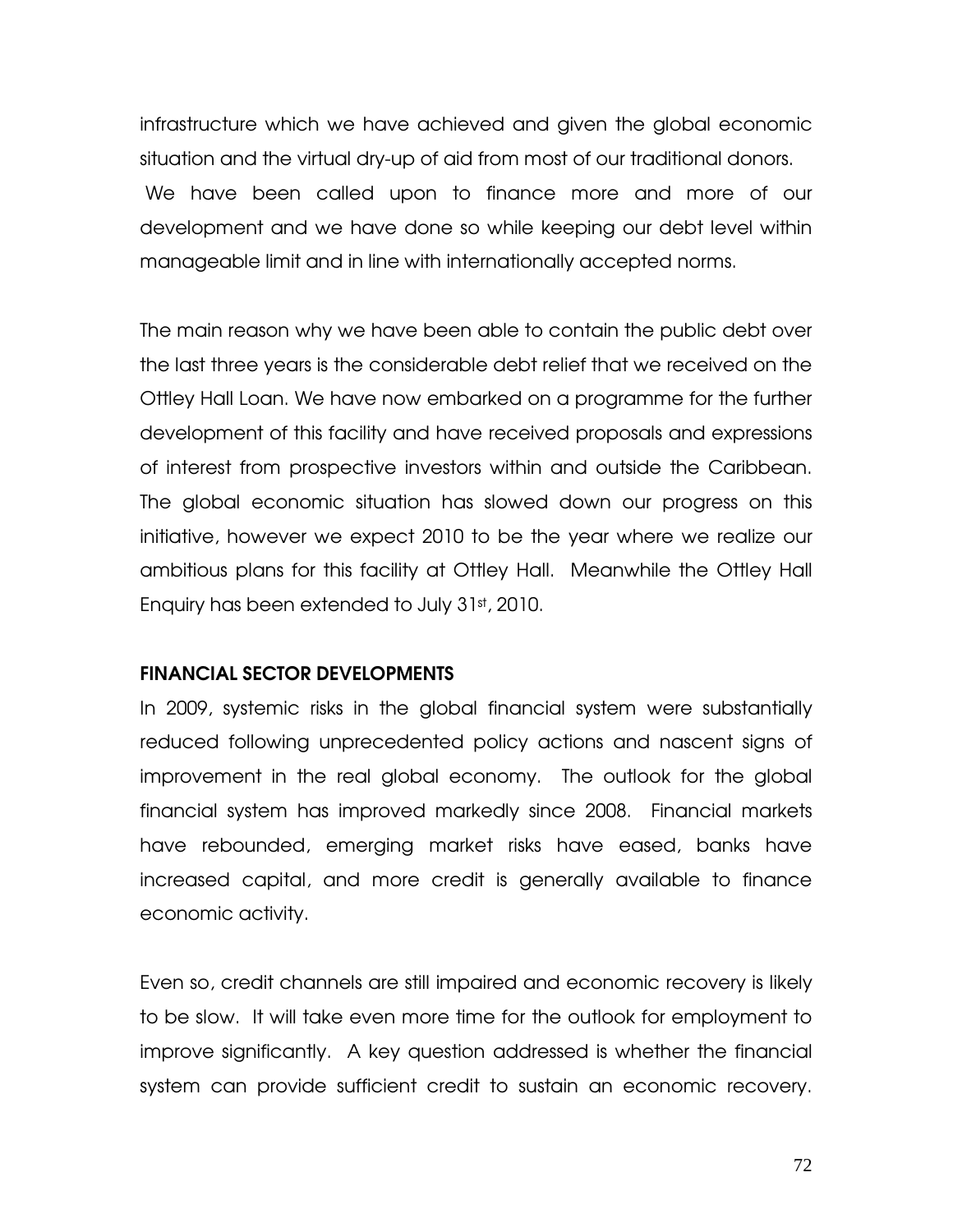infrastructure which we have achieved and given the global economic situation and the virtual dry-up of aid from most of our traditional donors. We have been called upon to finance more and more of our development and we have done so while keeping our debt level within manageable limit and in line with internationally accepted norms.

The main reason why we have been able to contain the public debt over the last three years is the considerable debt relief that we received on the Ottley Hall Loan. We have now embarked on a programme for the further development of this facility and have received proposals and expressions of interest from prospective investors within and outside the Caribbean. The global economic situation has slowed down our progress on this initiative, however we expect 2010 to be the year where we realize our ambitious plans for this facility at Ottley Hall. Meanwhile the Ottley Hall Enquiry has been extended to July 31st, 2010.

## FINANCIAL SECTOR DEVELOPMENTS

In 2009, systemic risks in the global financial system were substantially reduced following unprecedented policy actions and nascent signs of improvement in the real global economy. The outlook for the global financial system has improved markedly since 2008. Financial markets have rebounded, emerging market risks have eased, banks have increased capital, and more credit is generally available to finance economic activity.

Even so, credit channels are still impaired and economic recovery is likely to be slow. It will take even more time for the outlook for employment to improve significantly. A key question addressed is whether the financial system can provide sufficient credit to sustain an economic recovery.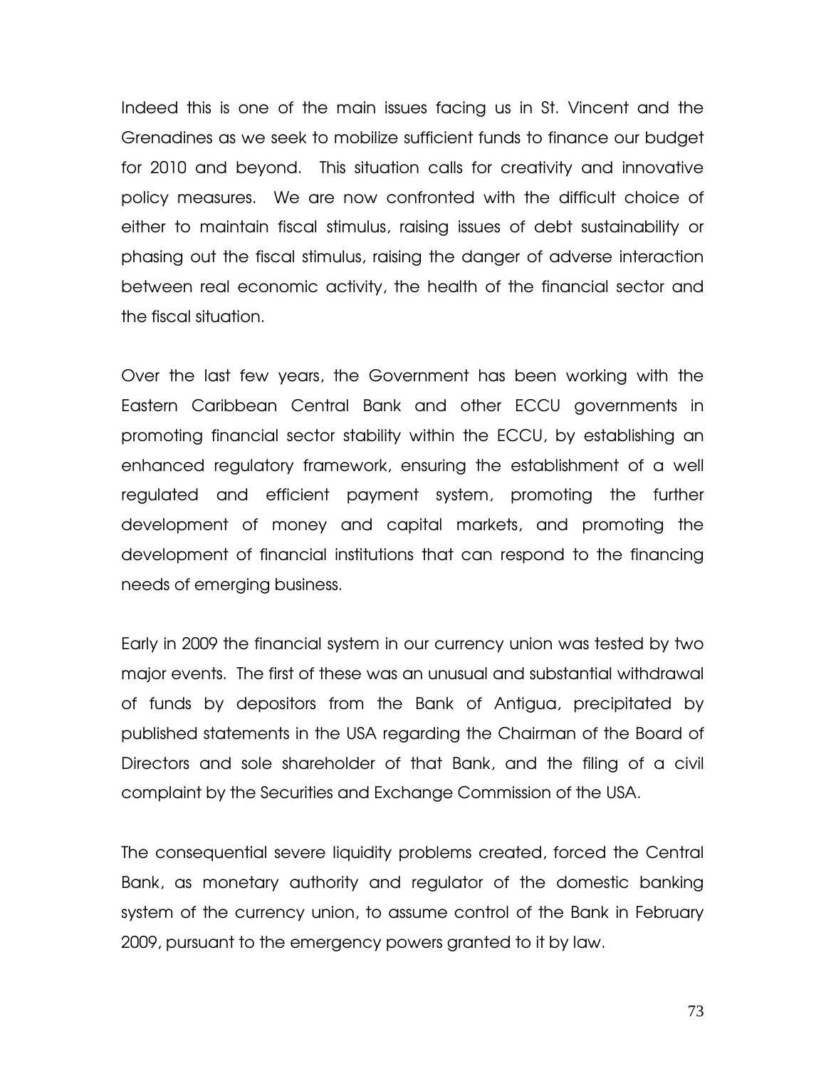Indeed this is one of the main issues facing us in St. Vincent and the Grenadines as we seek to mobilize sufficient funds to finance our budget for 2010 and beyond. This situation calls for creativity and innovative policy measures. We are now confronted with the difficult choice of either to maintain fiscal stimulus, raising issues of debt sustainability or phasing out the fiscal stimulus, raising the danger of adverse interaction between real economic activity, the health of the financial sector and the fiscal situation.

Over the last few years, the Government has been working with the Eastern Caribbean Central Bank and other ECCU governments in promoting financial sector stability within the ECCU, by establishing an enhanced regulatory framework, ensuring the establishment of a well regulated and efficient payment system, promoting the further development of money and capital markets, and promoting the development of financial institutions that can respond to the financing needs of emerging business.

Early in 2009 the financial system in our currency union was tested by two major events. The first of these was an unusual and substantial withdrawal of funds by depositors from the Bank of Antigua, precipitated by published statements in the USA regarding the Chairman of the Board of Directors and sole shareholder of that Bank, and the filing of a civil complaint by the Securities and Exchange Commission of the USA.

The consequential severe liquidity problems created, forced the Central Bank, as monetary authority and regulator of the domestic banking system of the currency union, to assume control of the Bank in February 2009, pursuant to the emergency powers granted to it by law.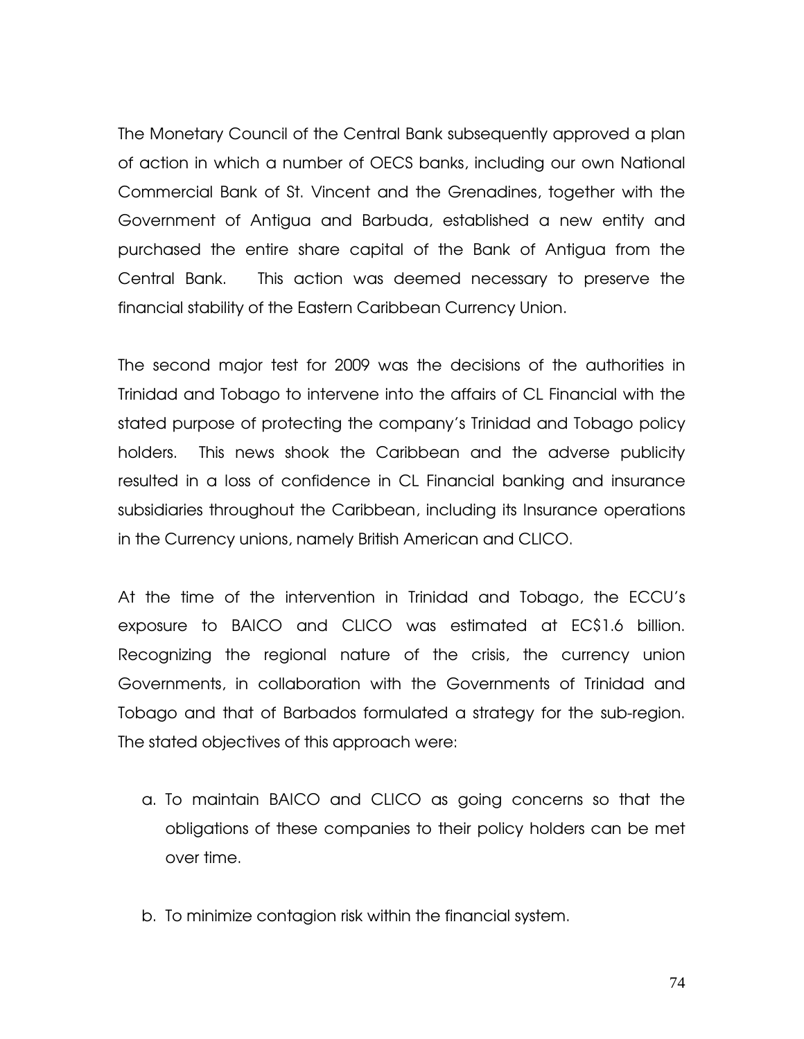The Monetary Council of the Central Bank subsequently approved a plan of action in which a number of OECS banks, including our own National Commercial Bank of St. Vincent and the Grenadines, together with the Government of Antigua and Barbuda, established a new entity and purchased the entire share capital of the Bank of Antigua from the Central Bank. This action was deemed necessary to preserve the financial stability of the Eastern Caribbean Currency Union.

The second major test for 2009 was the decisions of the authorities in Trinidad and Tobago to intervene into the affairs of CL Financial with the stated purpose of protecting the company's Trinidad and Tobago policy holders. This news shook the Caribbean and the adverse publicity resulted in a loss of confidence in CL Financial banking and insurance subsidiaries throughout the Caribbean, including its Insurance operations in the Currency unions, namely British American and CLICO.

At the time of the intervention in Trinidad and Tobago, the ECCU's exposure to BAICO and CLICO was estimated at EC$1.6 billion. Recognizing the regional nature of the crisis, the currency union Governments, in collaboration with the Governments of Trinidad and Tobago and that of Barbados formulated a strategy for the sub-region. The stated objectives of this approach were:

a. To maintain BAICO and CLICO as going concerns so that the obligations of these companies to their policy holders can be met over time.

b. To minimize contagion risk within the financial system.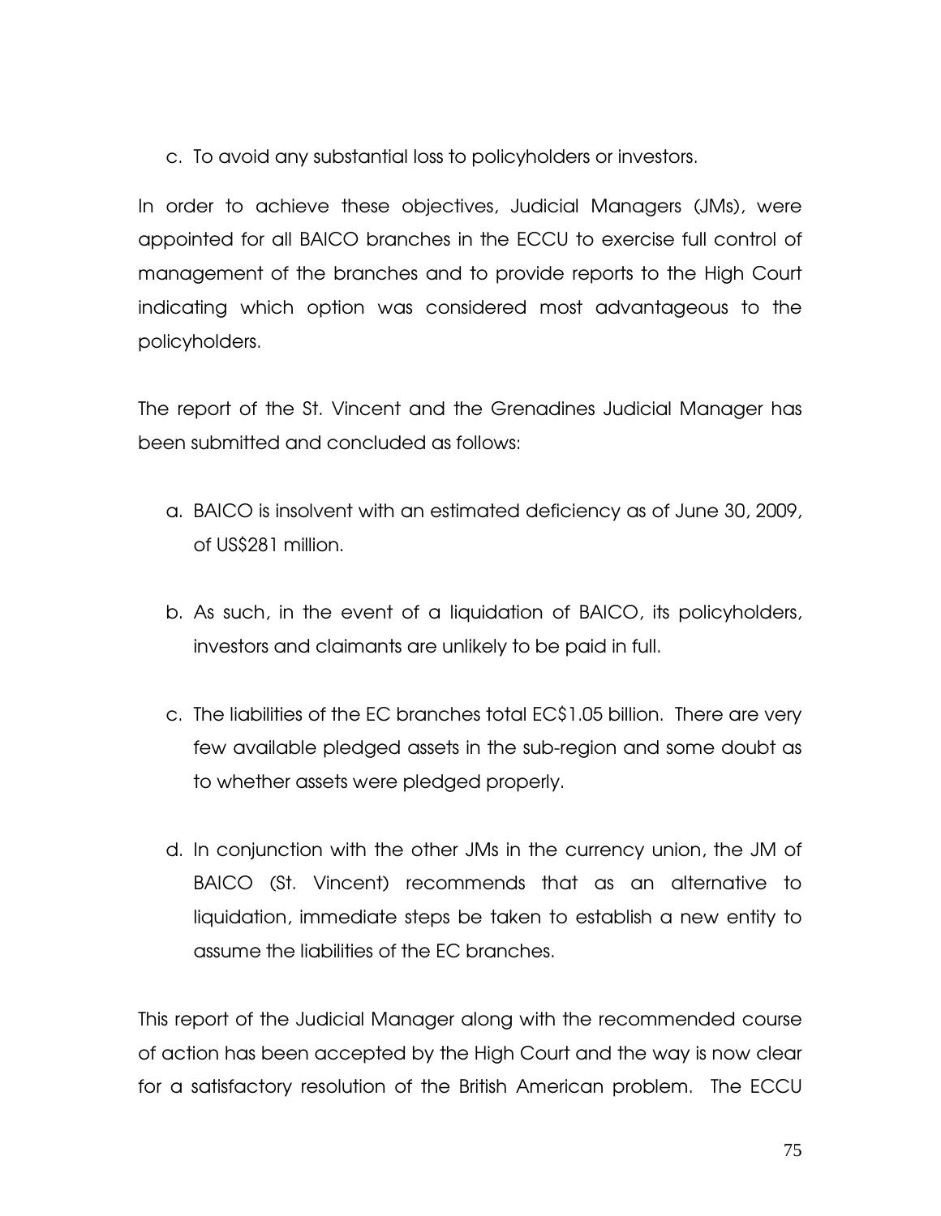c. To avoid any substantial loss to policyholders or investors.

In order to achieve these objectives, Judicial Managers (JMs), were appointed for all BAICO branches in the ECCU to exercise full control of management of the branches and to provide reports to the High Court indicating which option was considered most advantageous to the policyholders.

The report of the St. Vincent and the Grenadines Judicial Manager has been submitted and concluded as follows:

a. BAICO is insolvent with an estimated deficiency as of June 30, 2009, of US$281 million.

b. As such, in the event of a liquidation of BAICO, its policyholders, investors and claimants are unlikely to be paid in full.

c. The liabilities of the EC branches total EC$1.05 billion. There are very few available pledged assets in the sub-region and some doubt as to whether assets were pledged properly.

d. In conjunction with the other JMs in the currency union, the JM of BAICO (St. Vincent) recommends that as an alternative to liquidation, immediate steps be taken to establish a new entity to assume the liabilities of the EC branches.

This report of the Judicial Manager along with the recommended course of action has been accepted by the High Court and the way is now clear for a satisfactory resolution of the British American problem. The ECCU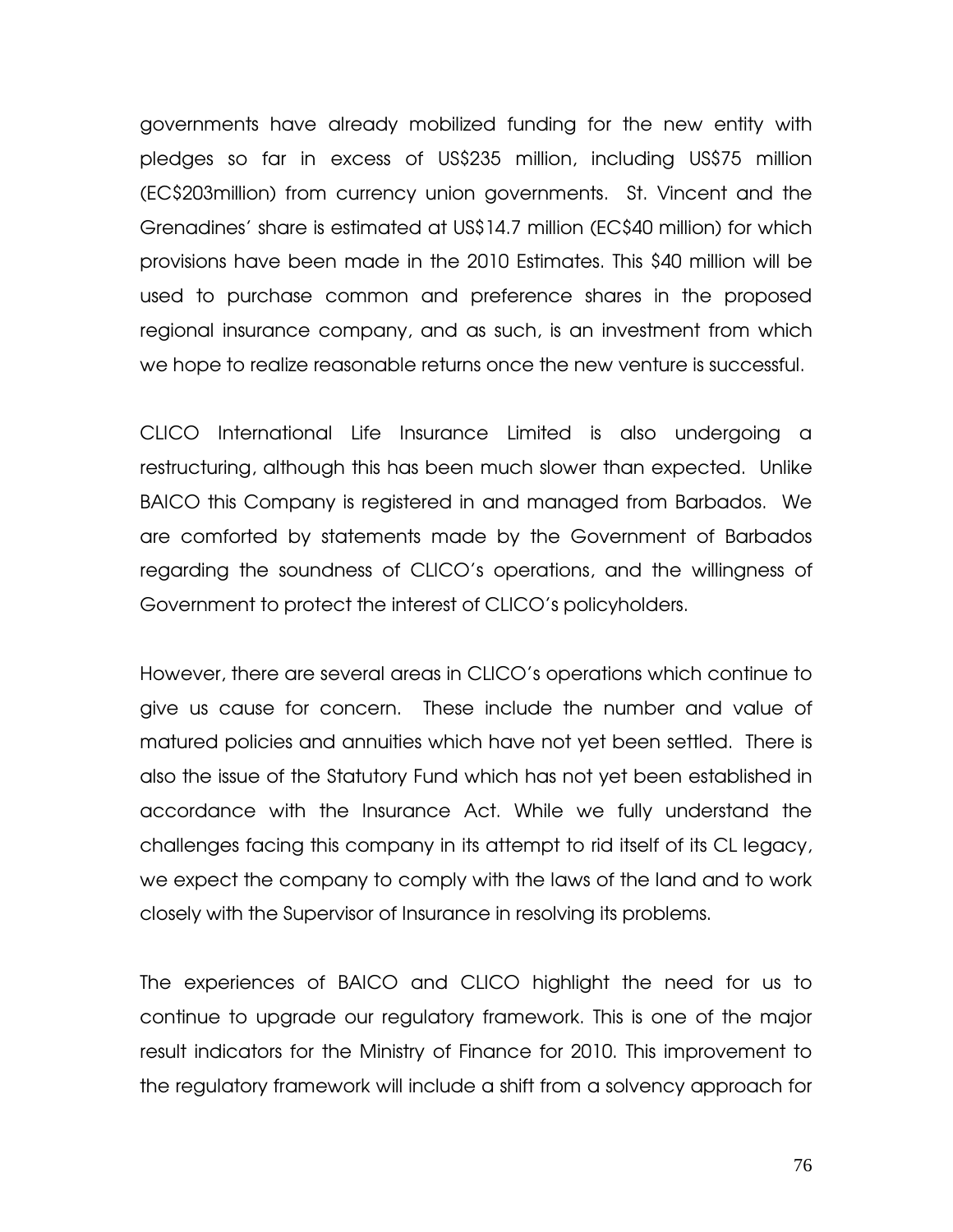governments have already mobilized funding for the new entity with pledges so far in excess of US$235 million, including US$75 million (EC$203million) from currency union governments. St. Vincent and the Grenadines' share is estimated at US$14.7 million (EC$40 million) for which provisions have been made in the 2010 Estimates. This $40 million will be used to purchase common and preference shares in the proposed regional insurance company, and as such, is an investment from which we hope to realize reasonable returns once the new venture is successful.

CLICO International Life Insurance Limited is also undergoing a restructuring, although this has been much slower than expected. Unlike BAICO this Company is registered in and managed from Barbados. We are comforted by statements made by the Government of Barbados regarding the soundness of CLICO's operations, and the willingness of Government to protect the interest of CLICO's policyholders.

However, there are several areas in CLICO's operations which continue to give us cause for concern. These include the number and value of matured policies and annuities which have not yet been settled. There is also the issue of the Statutory Fund which has not yet been established in accordance with the Insurance Act. While we fully understand the challenges facing this company in its attempt to rid itself of its CL legacy, we expect the company to comply with the laws of the land and to work closely with the Supervisor of Insurance in resolving its problems.

The experiences of BAICO and CLICO highlight the need for us to continue to upgrade our regulatory framework. This is one of the major result indicators for the Ministry of Finance for 2010. This improvement to the regulatory framework will include a shift from a solvency approach for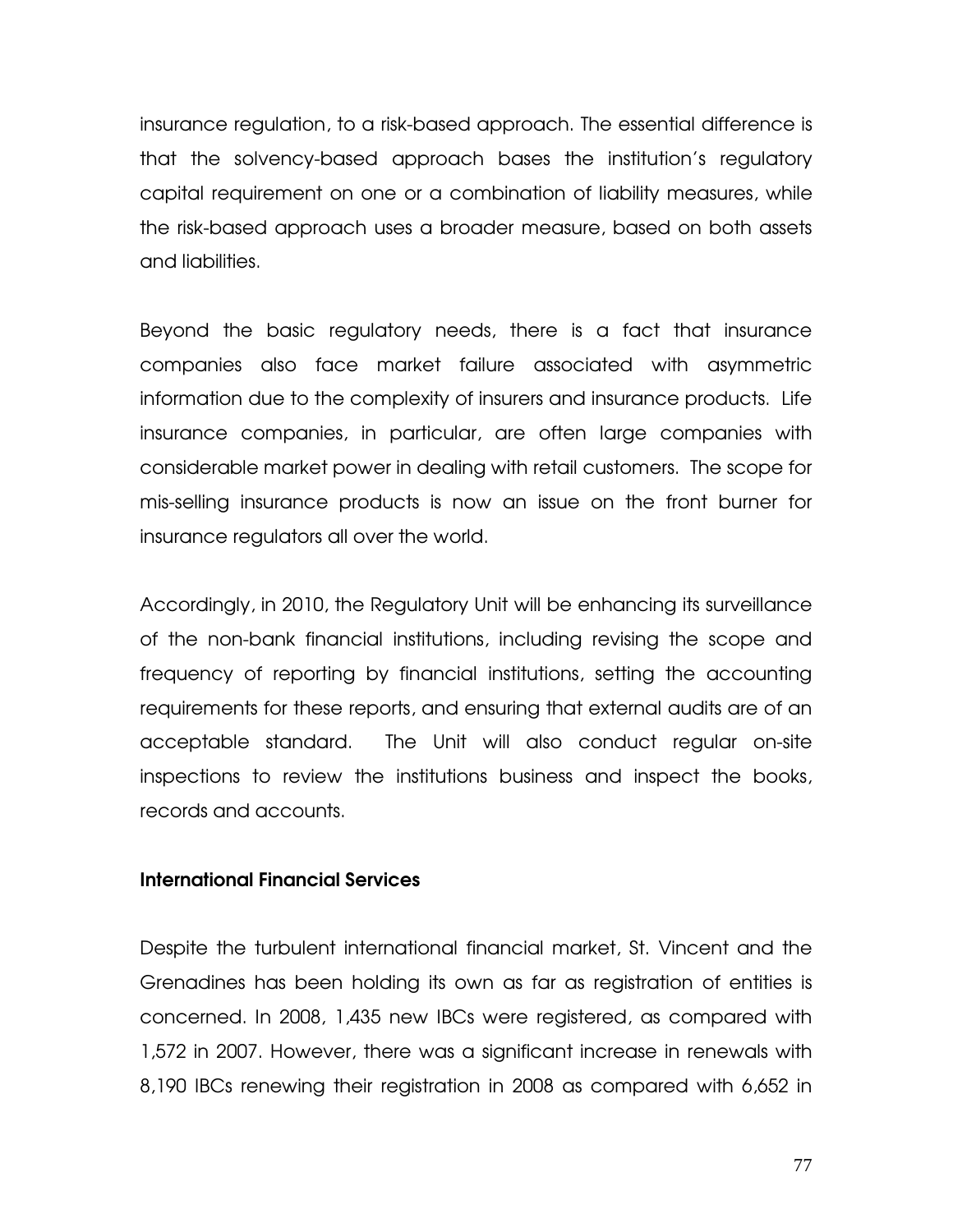insurance regulation, to a risk-based approach. The essential difference is that the solvency-based approach bases the institution's regulatory capital requirement on one or a combination of liability measures, while the risk-based approach uses a broader measure, based on both assets and liabilities.

Beyond the basic regulatory needs, there is a fact that insurance companies also face market failure associated with asymmetric information due to the complexity of insurers and insurance products. Life insurance companies, in particular, are often large companies with considerable market power in dealing with retail customers. The scope for mis-selling insurance products is now an issue on the front burner for insurance regulators all over the world.

Accordingly, in 2010, the Regulatory Unit will be enhancing its surveillance of the non-bank financial institutions, including revising the scope and frequency of reporting by financial institutions, setting the accounting requirements for these reports, and ensuring that external audits are of an acceptable standard. The Unit will also conduct regular on-site inspections to review the institutions business and inspect the books, records and accounts.

**International Financial Services**

Despite the turbulent international financial market, St. Vincent and the Grenadines has been holding its own as far as registration of entities is concerned. In 2008, 1,435 new IBCs were registered, as compared with 1,572 in 2007. However, there was a significant increase in renewals with 8,190 IBCs renewing their registration in 2008 as compared with 6,652 in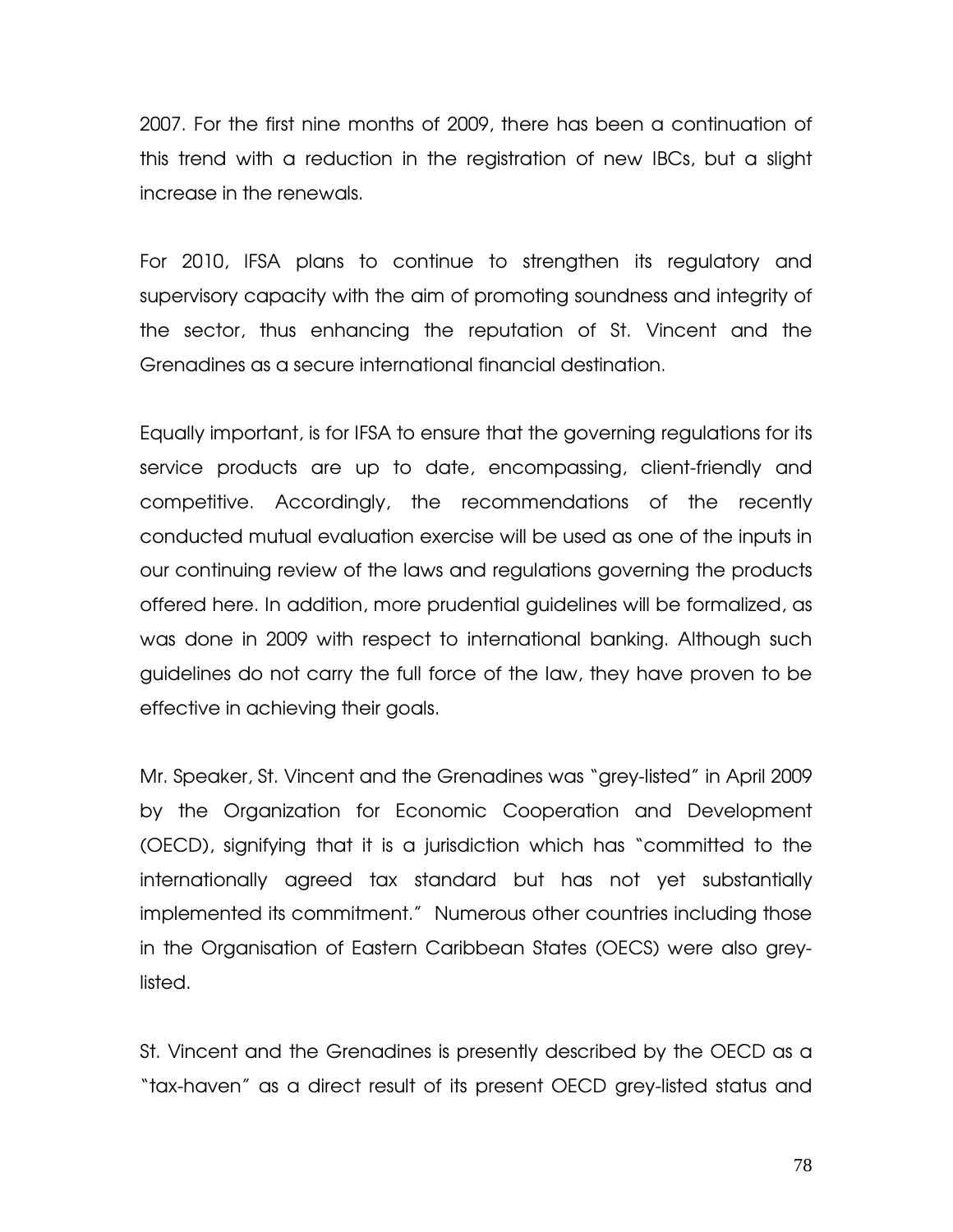2007. For the first nine months of 2009, there has been a continuation of this trend with a reduction in the registration of new IBCs, but a slight increase in the renewals.

For 2010, IFSA plans to continue to strengthen its regulatory and supervisory capacity with the aim of promoting soundness and integrity of the sector, thus enhancing the reputation of St. Vincent and the Grenadines as a secure international financial destination.

Equally important, is for IFSA to ensure that the governing regulations for its service products are up to date, encompassing, client-friendly and competitive. Accordingly, the recommendations of the recently conducted mutual evaluation exercise will be used as one of the inputs in our continuing review of the laws and regulations governing the products offered here. In addition, more prudential guidelines will be formalized, as was done in 2009 with respect to international banking. Although such guidelines do not carry the full force of the law, they have proven to be effective in achieving their goals.

Mr. Speaker, St. Vincent and the Grenadines was "grey-listed" in April 2009 by the Organization for Economic Cooperation and Development (OECD), signifying that it is a jurisdiction which has "committed to the internationally agreed tax standard but has not yet substantially implemented its commitment." Numerous other countries including those in the Organisation of Eastern Caribbean States (OECS) were also grey-listed.

St. Vincent and the Grenadines is presently described by the OECD as a "tax-haven" as a direct result of its present OECD grey-listed status and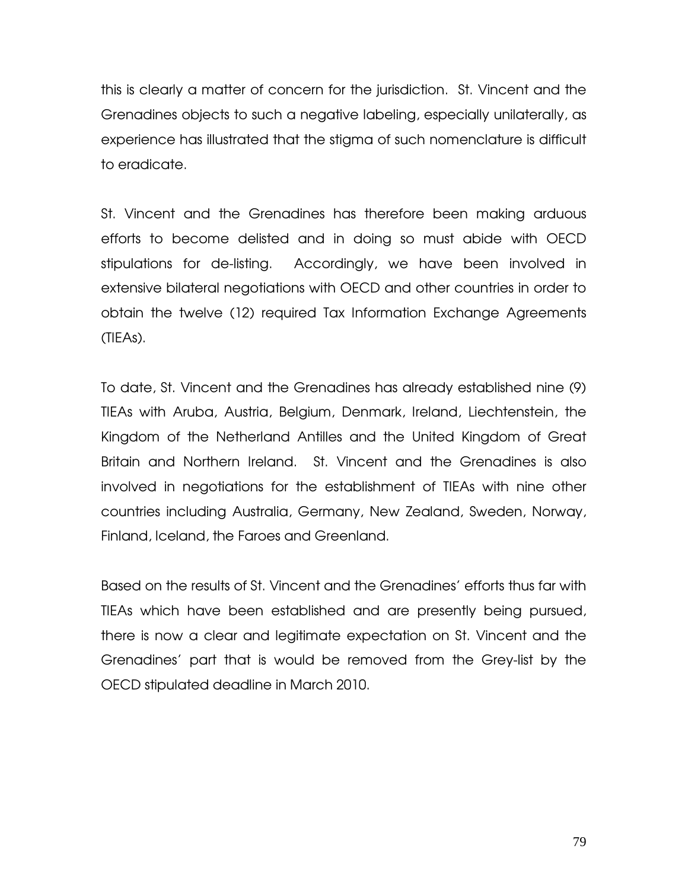this is clearly a matter of concern for the jurisdiction. St. Vincent and the Grenadines objects to such a negative labeling, especially unilaterally, as experience has illustrated that the stigma of such nomenclature is difficult to eradicate.

St. Vincent and the Grenadines has therefore been making arduous efforts to become delisted and in doing so must abide with OECD stipulations for de-listing. Accordingly, we have been involved in extensive bilateral negotiations with OECD and other countries in order to obtain the twelve (12) required Tax Information Exchange Agreements (TIEAs).

To date, St. Vincent and the Grenadines has already established nine (9) TIEAs with Aruba, Austria, Belgium, Denmark, Ireland, Liechtenstein, the Kingdom of the Netherland Antilles and the United Kingdom of Great Britain and Northern Ireland. St. Vincent and the Grenadines is also involved in negotiations for the establishment of TIEAs with nine other countries including Australia, Germany, New Zealand, Sweden, Norway, Finland, Iceland, the Faroes and Greenland.

Based on the results of St. Vincent and the Grenadines' efforts thus far with TIEAs which have been established and are presently being pursued, there is now a clear and legitimate expectation on St. Vincent and the Grenadines' part that is would be removed from the Grey-list by the OECD stipulated deadline in March 2010.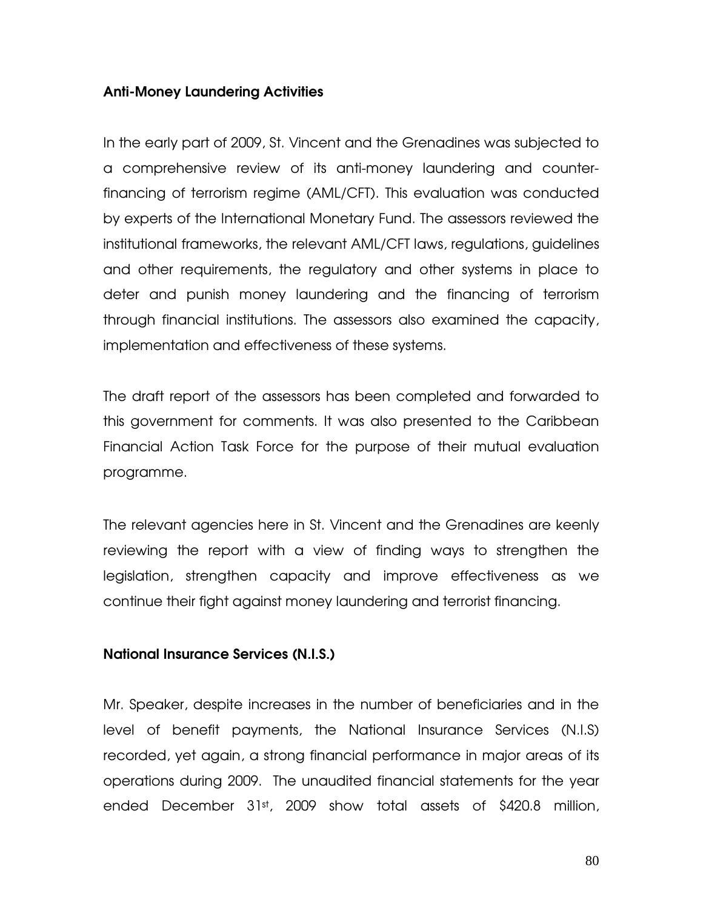**Anti-Money Laundering Activities**

In the early part of 2009, St. Vincent and the Grenadines was subjected to a comprehensive review of its anti-money laundering and counter-financing of terrorism regime (AML/CFT). This evaluation was conducted by experts of the International Monetary Fund. The assessors reviewed the institutional frameworks, the relevant AML/CFT laws, regulations, guidelines and other requirements, the regulatory and other systems in place to deter and punish money laundering and the financing of terrorism through financial institutions. The assessors also examined the capacity, implementation and effectiveness of these systems.

The draft report of the assessors has been completed and forwarded to this government for comments. It was also presented to the Caribbean Financial Action Task Force for the purpose of their mutual evaluation programme.

The relevant agencies here in St. Vincent and the Grenadines are keenly reviewing the report with a view of finding ways to strengthen the legislation, strengthen capacity and improve effectiveness as we continue their fight against money laundering and terrorist financing.

**National Insurance Services (N.I.S.)**

Mr. Speaker, despite increases in the number of beneficiaries and in the level of benefit payments, the National Insurance Services (N.I.S) recorded, yet again, a strong financial performance in major areas of its operations during 2009. The unaudited financial statements for the year ended December 31st, 2009 show total assets of $420.8 million,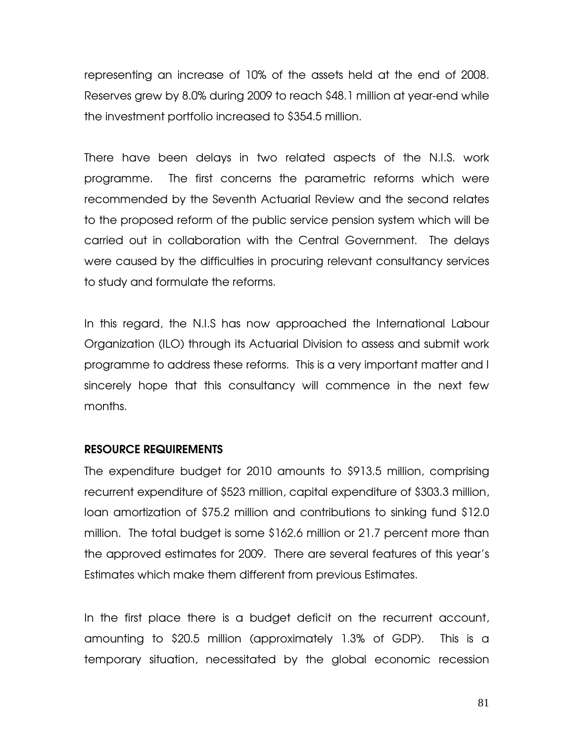representing an increase of 10% of the assets held at the end of 2008. Reserves grew by 8.0% during 2009 to reach $48.1 million at year-end while the investment portfolio increased to $354.5 million.

There have been delays in two related aspects of the N.I.S. work programme. The first concerns the parametric reforms which were recommended by the Seventh Actuarial Review and the second relates to the proposed reform of the public service pension system which will be carried out in collaboration with the Central Government. The delays were caused by the difficulties in procuring relevant consultancy services to study and formulate the reforms.

In this regard, the N.I.S has now approached the International Labour Organization (ILO) through its Actuarial Division to assess and submit work programme to address these reforms. This is a very important matter and I sincerely hope that this consultancy will commence in the next few months.

**RESOURCE REQUIREMENTS**

The expenditure budget for 2010 amounts to $913.5 million, comprising recurrent expenditure of $523 million, capital expenditure of $303.3 million, loan amortization of $75.2 million and contributions to sinking fund $12.0 million. The total budget is some $162.6 million or 21.7 percent more than the approved estimates for 2009. There are several features of this year's Estimates which make them different from previous Estimates.

In the first place there is a budget deficit on the recurrent account, amounting to $20.5 million (approximately 1.3% of GDP). This is a temporary situation, necessitated by the global economic recession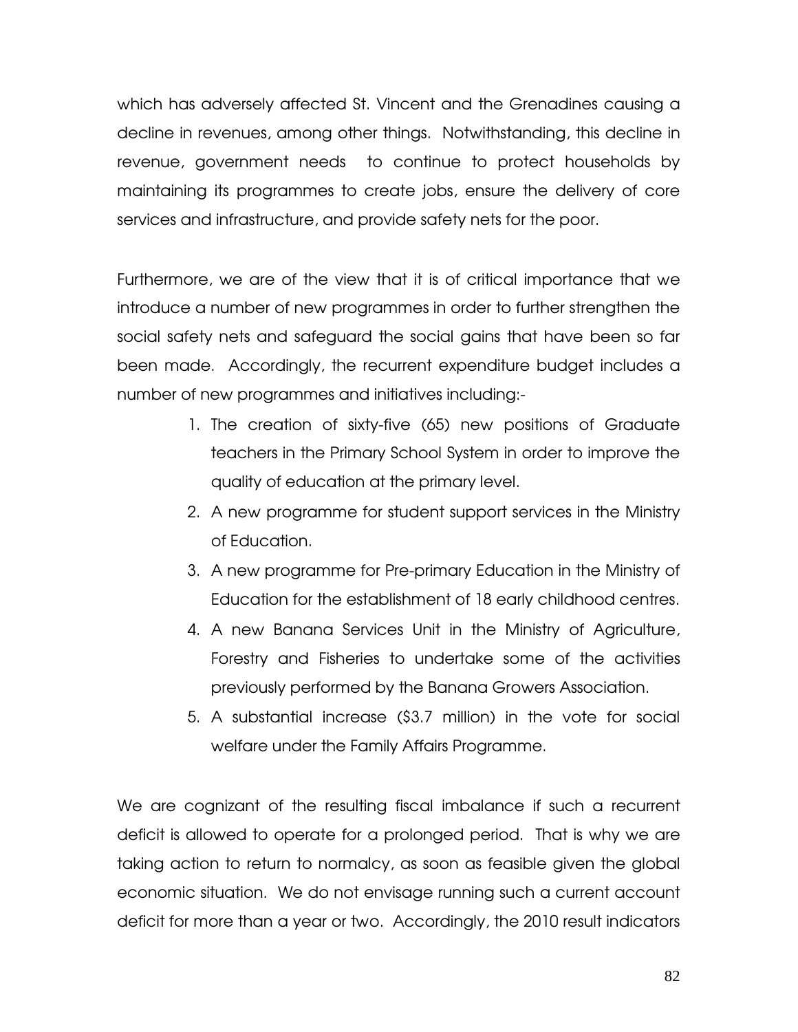which has adversely affected St. Vincent and the Grenadines causing a decline in revenues, among other things. Notwithstanding, this decline in revenue, government needs to continue to protect households by maintaining its programmes to create jobs, ensure the delivery of core services and infrastructure, and provide safety nets for the poor.

Furthermore, we are of the view that it is of critical importance that we introduce a number of new programmes in order to further strengthen the social safety nets and safeguard the social gains that have been so far been made. Accordingly, the recurrent expenditure budget includes a number of new programmes and initiatives including:-

1. The creation of sixty-five (65) new positions of Graduate teachers in the Primary School System in order to improve the quality of education at the primary level.
2. A new programme for student support services in the Ministry of Education.
3. A new programme for Pre-primary Education in the Ministry of Education for the establishment of 18 early childhood centres.
4. A new Banana Services Unit in the Ministry of Agriculture, Forestry and Fisheries to undertake some of the activities previously performed by the Banana Growers Association.
5. A substantial increase ($3.7 million) in the vote for social welfare under the Family Affairs Programme.

We are cognizant of the resulting fiscal imbalance if such a recurrent deficit is allowed to operate for a prolonged period. That is why we are taking action to return to normalcy, as soon as feasible given the global economic situation. We do not envisage running such a current account deficit for more than a year or two. Accordingly, the 2010 result indicators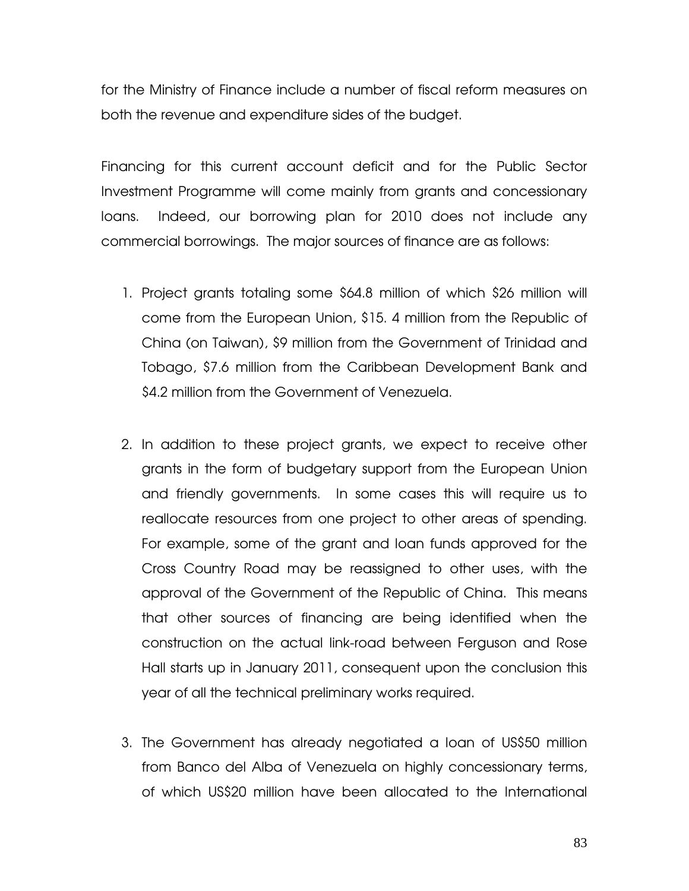for the Ministry of Finance include a number of fiscal reform measures on both the revenue and expenditure sides of the budget.

Financing for this current account deficit and for the Public Sector Investment Programme will come mainly from grants and concessionary loans. Indeed, our borrowing plan for 2010 does not include any commercial borrowings. The major sources of finance are as follows:

1. Project grants totaling some $64.8 million of which $26 million will come from the European Union, $15. 4 million from the Republic of China (on Taiwan), $9 million from the Government of Trinidad and Tobago, $7.6 million from the Caribbean Development Bank and $4.2 million from the Government of Venezuela.

2. In addition to these project grants, we expect to receive other grants in the form of budgetary support from the European Union and friendly governments. In some cases this will require us to reallocate resources from one project to other areas of spending. For example, some of the grant and loan funds approved for the Cross Country Road may be reassigned to other uses, with the approval of the Government of the Republic of China. This means that other sources of financing are being identified when the construction on the actual link-road between Ferguson and Rose Hall starts up in January 2011, consequent upon the conclusion this year of all the technical preliminary works required.

3. The Government has already negotiated a loan of US$50 million from Banco del Alba of Venezuela on highly concessionary terms, of which US$20 million have been allocated to the International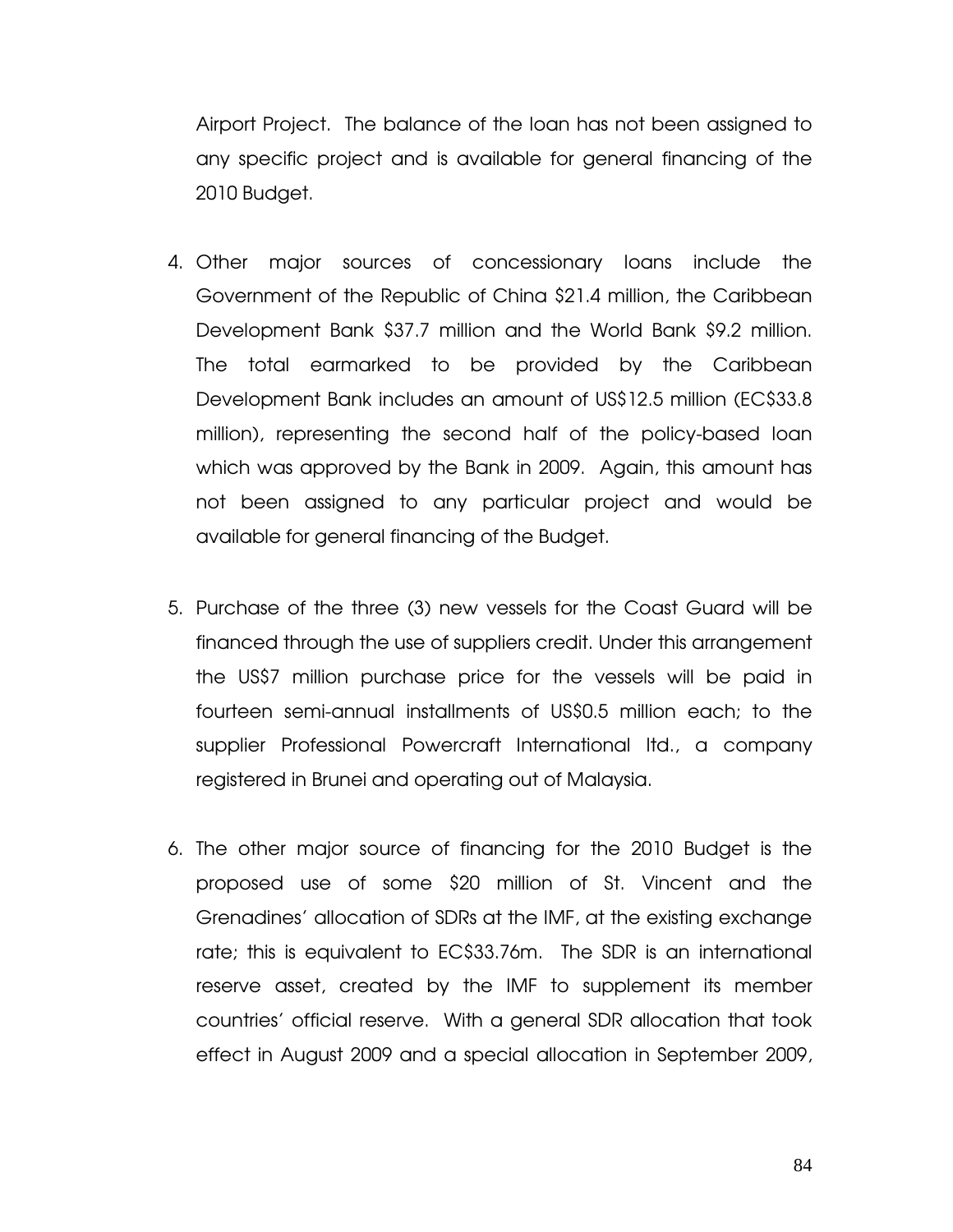Airport Project. The balance of the loan has not been assigned to any specific project and is available for general financing of the 2010 Budget.

4. Other major sources of concessionary loans include the Government of the Republic of China $21.4 million, the Caribbean Development Bank $37.7 million and the World Bank $9.2 million. The total earmarked to be provided by the Caribbean Development Bank includes an amount of US$12.5 million (EC$33.8 million), representing the second half of the policy-based loan which was approved by the Bank in 2009. Again, this amount has not been assigned to any particular project and would be available for general financing of the Budget.

5. Purchase of the three (3) new vessels for the Coast Guard will be financed through the use of suppliers credit. Under this arrangement the US$7 million purchase price for the vessels will be paid in fourteen semi-annual installments of US$0.5 million each; to the supplier Professional Powercraft International ltd., a company registered in Brunei and operating out of Malaysia.

6. The other major source of financing for the 2010 Budget is the proposed use of some $20 million of St. Vincent and the Grenadines' allocation of SDRs at the IMF, at the existing exchange rate; this is equivalent to EC$33.76m. The SDR is an international reserve asset, created by the IMF to supplement its member countries' official reserve. With a general SDR allocation that took effect in August 2009 and a special allocation in September 2009,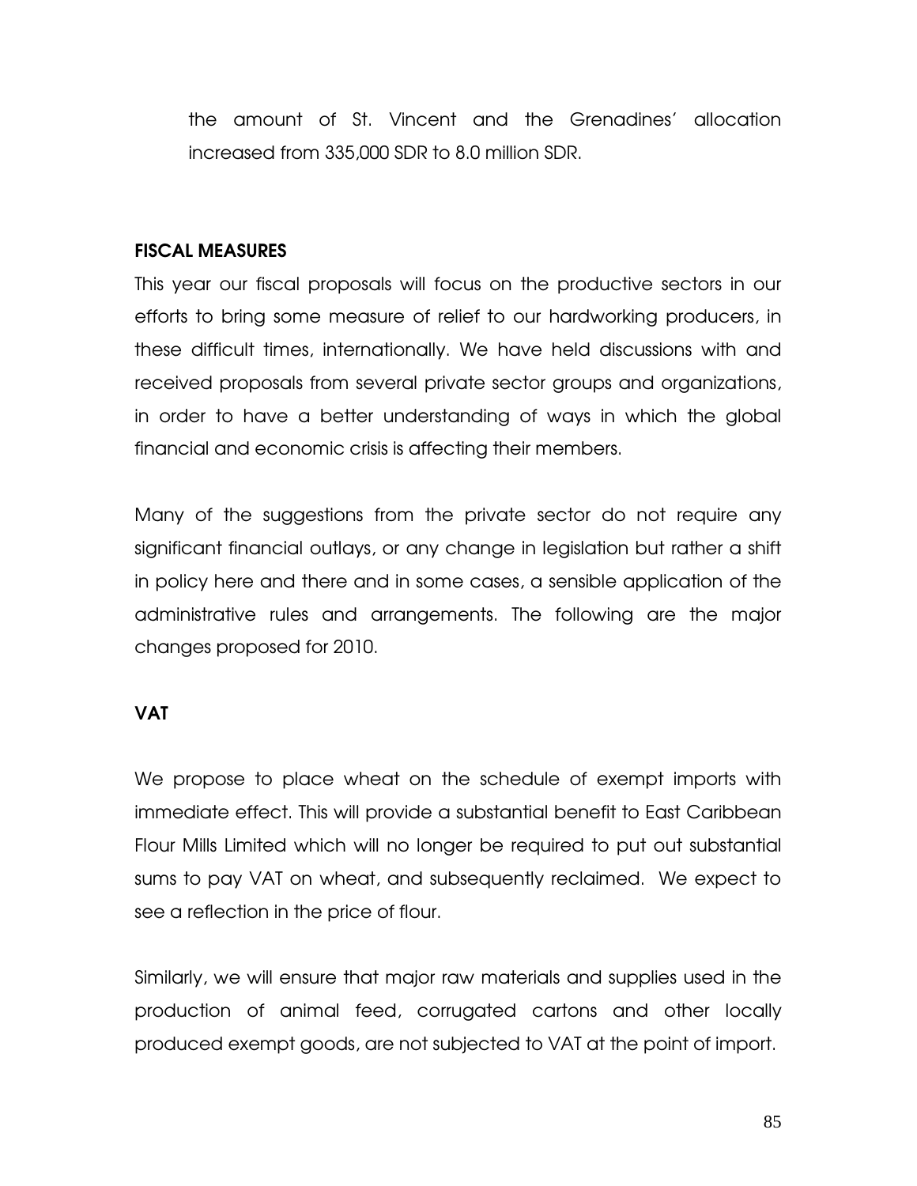the amount of St. Vincent and the Grenadines' allocation increased from 335,000 SDR to 8.0 million SDR.

## FISCAL MEASURES

This year our fiscal proposals will focus on the productive sectors in our efforts to bring some measure of relief to our hardworking producers, in these difficult times, internationally. We have held discussions with and received proposals from several private sector groups and organizations, in order to have a better understanding of ways in which the global financial and economic crisis is affecting their members.

Many of the suggestions from the private sector do not require any significant financial outlays, or any change in legislation but rather a shift in policy here and there and in some cases, a sensible application of the administrative rules and arrangements. The following are the major changes proposed for 2010.

## VAT

We propose to place wheat on the schedule of exempt imports with immediate effect. This will provide a substantial benefit to East Caribbean Flour Mills Limited which will no longer be required to put out substantial sums to pay VAT on wheat, and subsequently reclaimed. We expect to see a reflection in the price of flour.

Similarly, we will ensure that major raw materials and supplies used in the production of animal feed, corrugated cartons and other locally produced exempt goods, are not subjected to VAT at the point of import.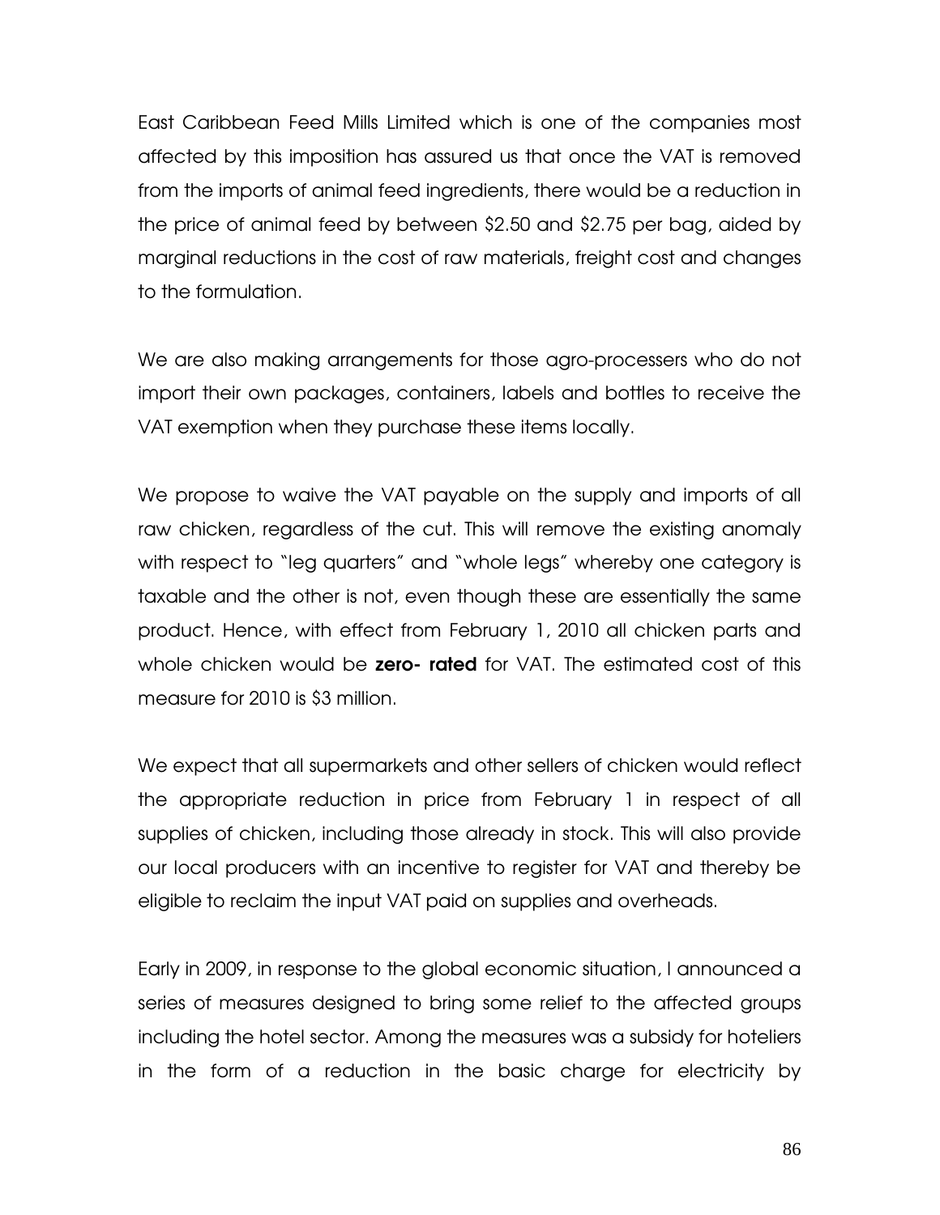East Caribbean Feed Mills Limited which is one of the companies most affected by this imposition has assured us that once the VAT is removed from the imports of animal feed ingredients, there would be a reduction in the price of animal feed by between $2.50 and $2.75 per bag, aided by marginal reductions in the cost of raw materials, freight cost and changes to the formulation.

We are also making arrangements for those agro-processers who do not import their own packages, containers, labels and bottles to receive the VAT exemption when they purchase these items locally.

We propose to waive the VAT payable on the supply and imports of all raw chicken, regardless of the cut. This will remove the existing anomaly with respect to "leg quarters" and "whole legs" whereby one category is taxable and the other is not, even though these are essentially the same product. Hence, with effect from February 1, 2010 all chicken parts and whole chicken would be **zero- rated** for VAT. The estimated cost of this measure for 2010 is $3 million.

We expect that all supermarkets and other sellers of chicken would reflect the appropriate reduction in price from February 1 in respect of all supplies of chicken, including those already in stock. This will also provide our local producers with an incentive to register for VAT and thereby be eligible to reclaim the input VAT paid on supplies and overheads.

Early in 2009, in response to the global economic situation, I announced a series of measures designed to bring some relief to the affected groups including the hotel sector. Among the measures was a subsidy for hoteliers in the form of a reduction in the basic charge for electricity by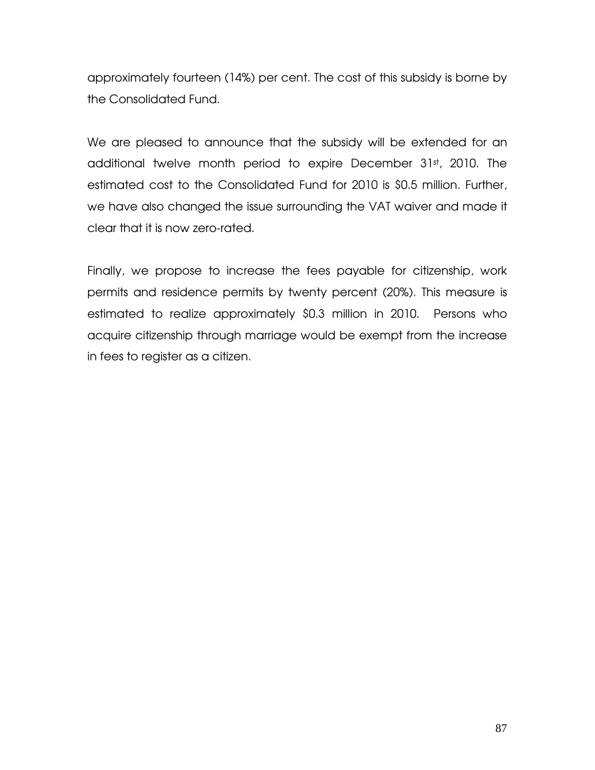approximately fourteen (14%) per cent. The cost of this subsidy is borne by the Consolidated Fund.

We are pleased to announce that the subsidy will be extended for an additional twelve month period to expire December 31st, 2010. The estimated cost to the Consolidated Fund for 2010 is $0.5 million. Further, we have also changed the issue surrounding the VAT waiver and made it clear that it is now zero-rated.

Finally, we propose to increase the fees payable for citizenship, work permits and residence permits by twenty percent (20%). This measure is estimated to realize approximately $0.3 million in 2010. Persons who acquire citizenship through marriage would be exempt from the increase in fees to register as a citizen.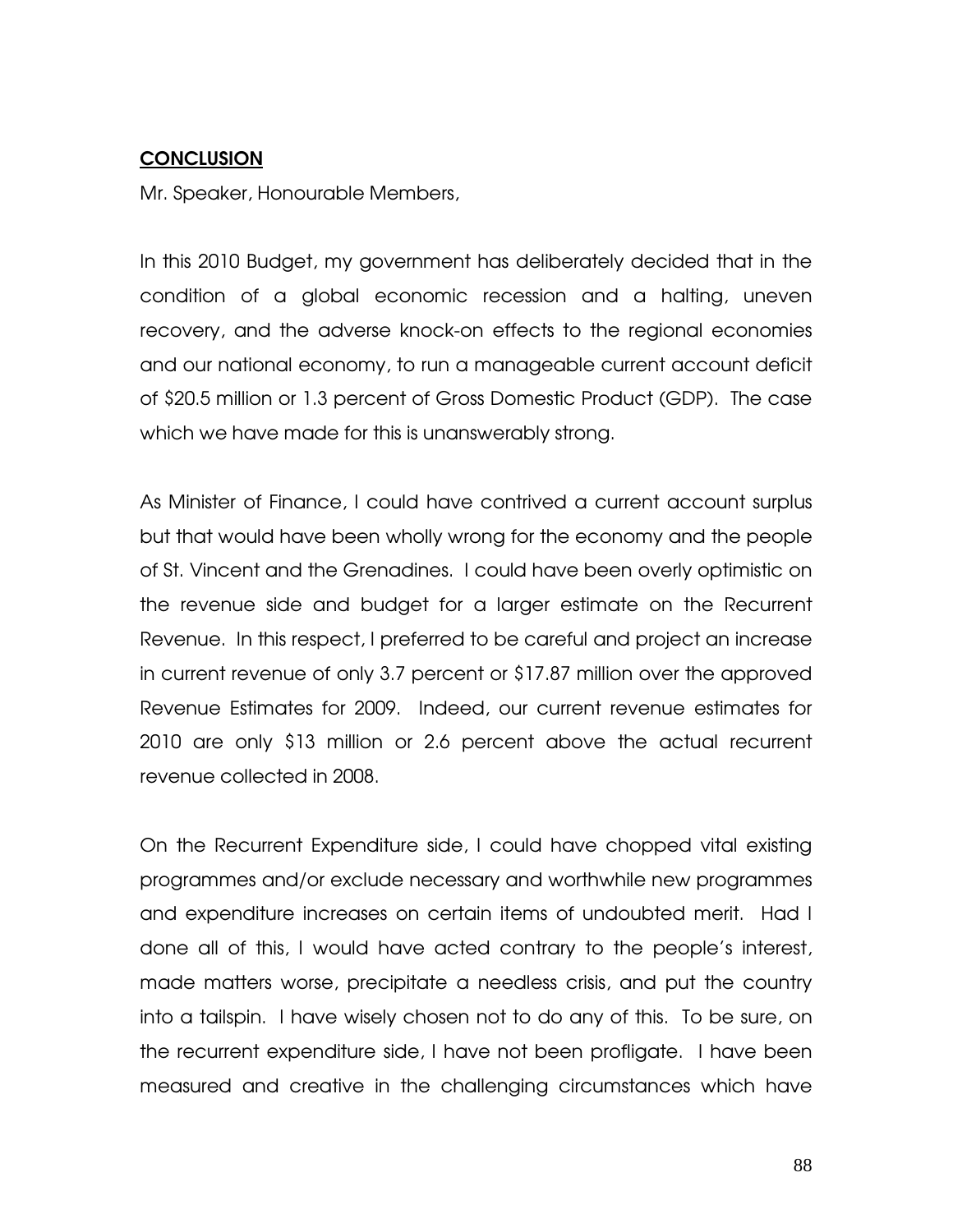## CONCLUSION

Mr. Speaker, Honourable Members,

In this 2010 Budget, my government has deliberately decided that in the condition of a global economic recession and a halting, uneven recovery, and the adverse knock-on effects to the regional economies and our national economy, to run a manageable current account deficit of $20.5 million or 1.3 percent of Gross Domestic Product (GDP). The case which we have made for this is unanswerably strong.

As Minister of Finance, I could have contrived a current account surplus but that would have been wholly wrong for the economy and the people of St. Vincent and the Grenadines. I could have been overly optimistic on the revenue side and budget for a larger estimate on the Recurrent Revenue. In this respect, I preferred to be careful and project an increase in current revenue of only 3.7 percent or $17.87 million over the approved Revenue Estimates for 2009. Indeed, our current revenue estimates for 2010 are only $13 million or 2.6 percent above the actual recurrent revenue collected in 2008.

On the Recurrent Expenditure side, I could have chopped vital existing programmes and/or exclude necessary and worthwhile new programmes and expenditure increases on certain items of undoubted merit. Had I done all of this, I would have acted contrary to the people's interest, made matters worse, precipitate a needless crisis, and put the country into a tailspin. I have wisely chosen not to do any of this. To be sure, on the recurrent expenditure side, I have not been profligate. I have been measured and creative in the challenging circumstances which have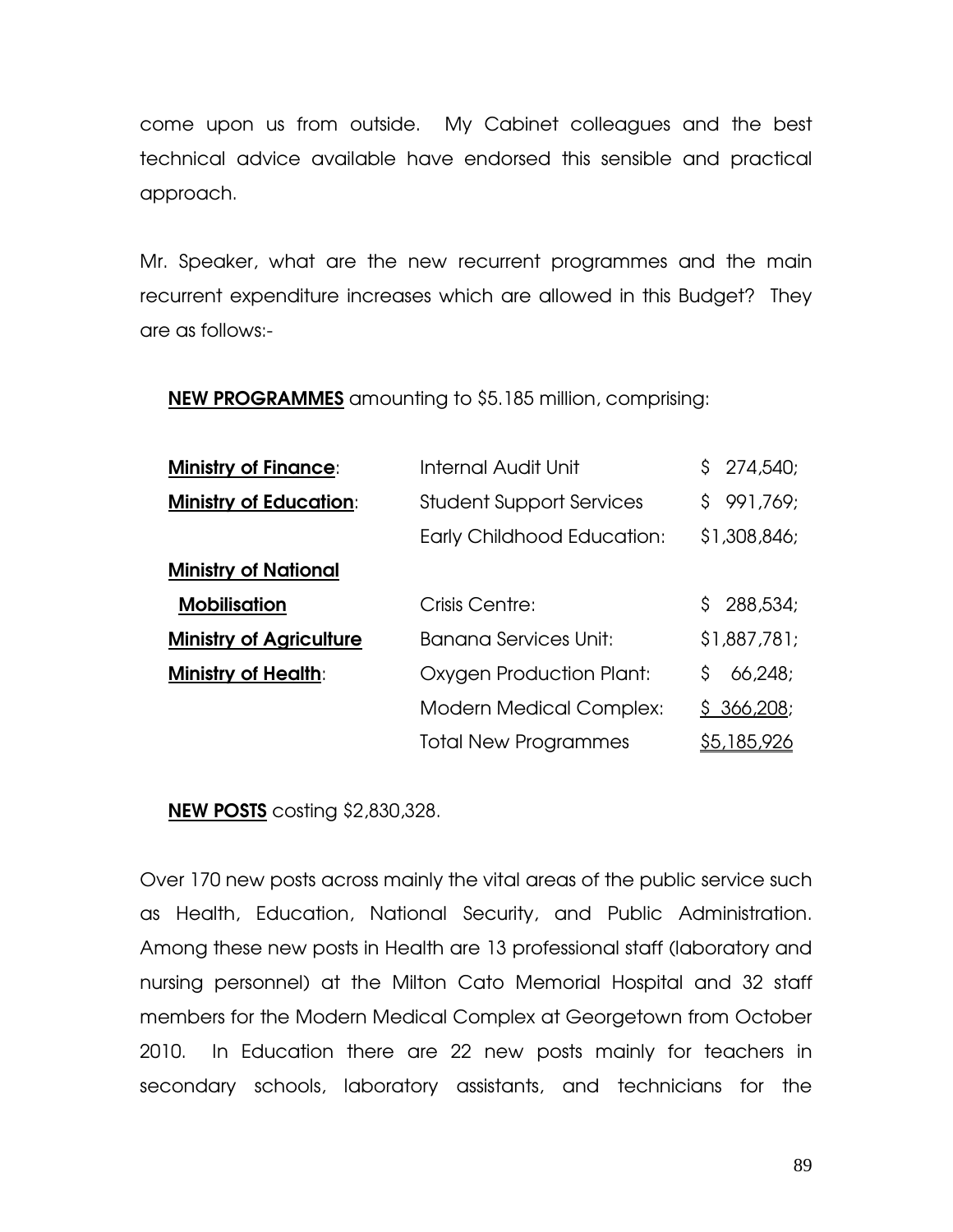come upon us from outside. My Cabinet colleagues and the best technical advice available have endorsed this sensible and practical approach.

Mr. Speaker, what are the new recurrent programmes and the main recurrent expenditure increases which are allowed in this Budget? They are as follows:-

**NEW PROGRAMMES** amounting to $5.185 million, comprising:

| | | |
|---|---|---|
| **Ministry of Finance**: | Internal Audit Unit | $ 274,540; |
| **Ministry of Education**: | Student Support Services | $ 991,769; |
| | Early Childhood Education: | $1,308,846; |
| **Ministry of National Mobilisation** | Crisis Centre: | $ 288,534; |
| **Ministry of Agriculture** | Banana Services Unit: | $1,887,781; |
| **Ministry of Health**: | Oxygen Production Plant: | $ 66,248; |
| | Modern Medical Complex: | $ 366,208; |
| | Total New Programmes | $5,185,926 |

**NEW POSTS** costing $2,830,328.

Over 170 new posts across mainly the vital areas of the public service such as Health, Education, National Security, and Public Administration. Among these new posts in Health are 13 professional staff (laboratory and nursing personnel) at the Milton Cato Memorial Hospital and 32 staff members for the Modern Medical Complex at Georgetown from October 2010. In Education there are 22 new posts mainly for teachers in secondary schools, laboratory assistants, and technicians for the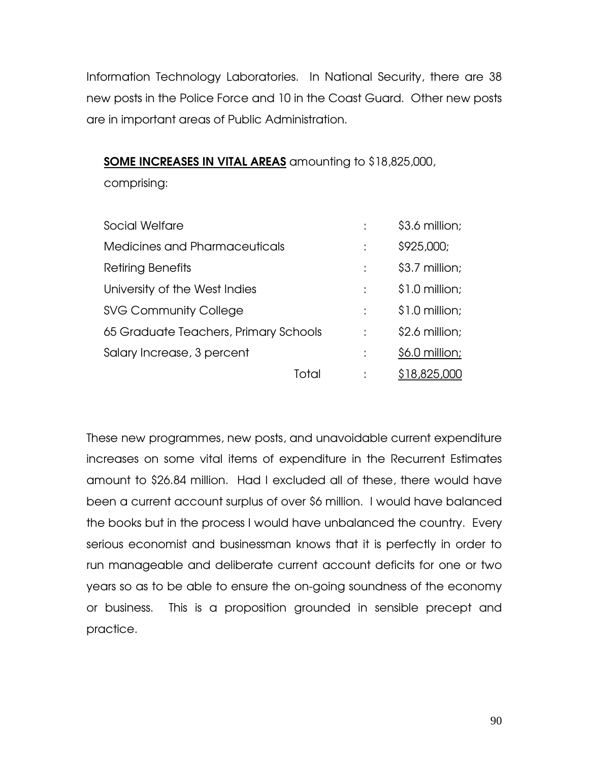Information Technology Laboratories. In National Security, there are 38 new posts in the Police Force and 10 in the Coast Guard. Other new posts are in important areas of Public Administration.

**SOME INCREASES IN VITAL AREAS** amounting to $18,825,000, comprising:

| | | |
|---|---|---|
| Social Welfare | : | $3.6 million; |
| Medicines and Pharmaceuticals | : | $925,000; |
| Retiring Benefits | : | $3.7 million; |
| University of the West Indies | : | $1.0 million; |
| SVG Community College | : | $1.0 million; |
| 65 Graduate Teachers, Primary Schools | : | $2.6 million; |
| Salary Increase, 3 percent | : | $6.0 million; |
| Total | : | $18,825,000 |

These new programmes, new posts, and unavoidable current expenditure increases on some vital items of expenditure in the Recurrent Estimates amount to $26.84 million. Had I excluded all of these, there would have been a current account surplus of over $6 million. I would have balanced the books but in the process I would have unbalanced the country. Every serious economist and businessman knows that it is perfectly in order to run manageable and deliberate current account deficits for one or two years so as to be able to ensure the on-going soundness of the economy or business. This is a proposition grounded in sensible precept and practice.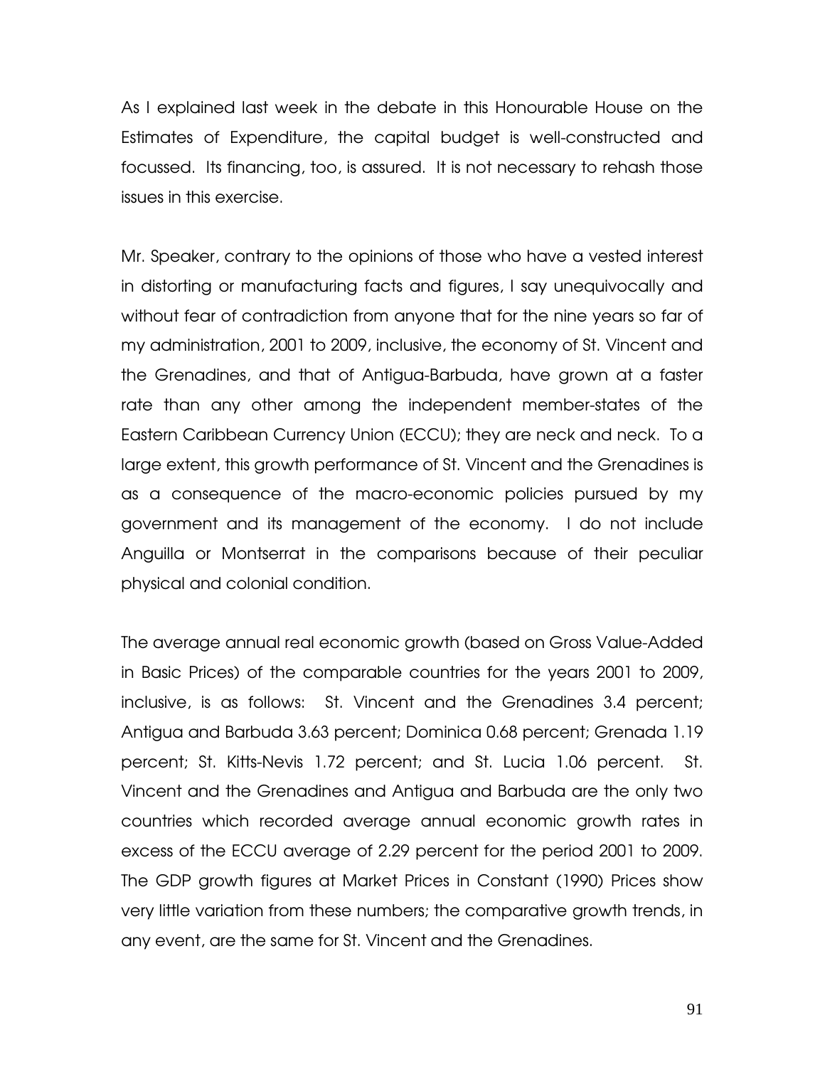As I explained last week in the debate in this Honourable House on the Estimates of Expenditure, the capital budget is well-constructed and focussed. Its financing, too, is assured. It is not necessary to rehash those issues in this exercise.

Mr. Speaker, contrary to the opinions of those who have a vested interest in distorting or manufacturing facts and figures, I say unequivocally and without fear of contradiction from anyone that for the nine years so far of my administration, 2001 to 2009, inclusive, the economy of St. Vincent and the Grenadines, and that of Antigua-Barbuda, have grown at a faster rate than any other among the independent member-states of the Eastern Caribbean Currency Union (ECCU); they are neck and neck. To a large extent, this growth performance of St. Vincent and the Grenadines is as a consequence of the macro-economic policies pursued by my government and its management of the economy. I do not include Anguilla or Montserrat in the comparisons because of their peculiar physical and colonial condition.

The average annual real economic growth (based on Gross Value-Added in Basic Prices) of the comparable countries for the years 2001 to 2009, inclusive, is as follows: St. Vincent and the Grenadines 3.4 percent; Antigua and Barbuda 3.63 percent; Dominica 0.68 percent; Grenada 1.19 percent; St. Kitts-Nevis 1.72 percent; and St. Lucia 1.06 percent. St. Vincent and the Grenadines and Antigua and Barbuda are the only two countries which recorded average annual economic growth rates in excess of the ECCU average of 2.29 percent for the period 2001 to 2009. The GDP growth figures at Market Prices in Constant (1990) Prices show very little variation from these numbers; the comparative growth trends, in any event, are the same for St. Vincent and the Grenadines.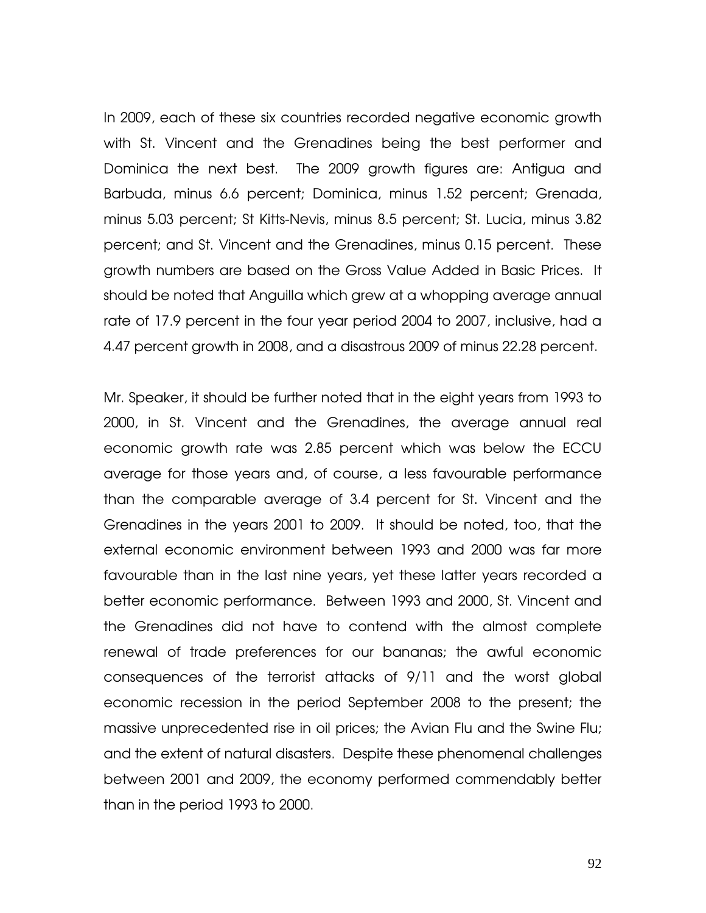In 2009, each of these six countries recorded negative economic growth with St. Vincent and the Grenadines being the best performer and Dominica the next best. The 2009 growth figures are: Antigua and Barbuda, minus 6.6 percent; Dominica, minus 1.52 percent; Grenada, minus 5.03 percent; St Kitts-Nevis, minus 8.5 percent; St. Lucia, minus 3.82 percent; and St. Vincent and the Grenadines, minus 0.15 percent. These growth numbers are based on the Gross Value Added in Basic Prices. It should be noted that Anguilla which grew at a whopping average annual rate of 17.9 percent in the four year period 2004 to 2007, inclusive, had a 4.47 percent growth in 2008, and a disastrous 2009 of minus 22.28 percent.

Mr. Speaker, it should be further noted that in the eight years from 1993 to 2000, in St. Vincent and the Grenadines, the average annual real economic growth rate was 2.85 percent which was below the ECCU average for those years and, of course, a less favourable performance than the comparable average of 3.4 percent for St. Vincent and the Grenadines in the years 2001 to 2009. It should be noted, too, that the external economic environment between 1993 and 2000 was far more favourable than in the last nine years, yet these latter years recorded a better economic performance. Between 1993 and 2000, St. Vincent and the Grenadines did not have to contend with the almost complete renewal of trade preferences for our bananas; the awful economic consequences of the terrorist attacks of 9/11 and the worst global economic recession in the period September 2008 to the present; the massive unprecedented rise in oil prices; the Avian Flu and the Swine Flu; and the extent of natural disasters. Despite these phenomenal challenges between 2001 and 2009, the economy performed commendably better than in the period 1993 to 2000.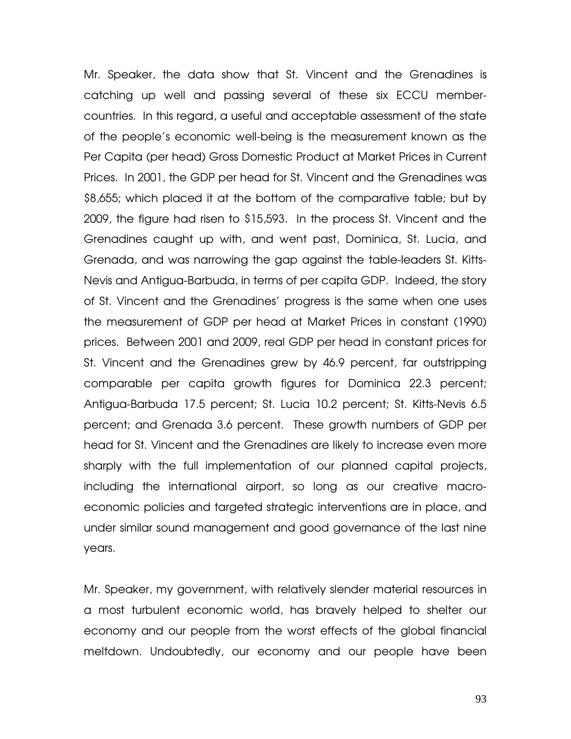Mr. Speaker, the data show that St. Vincent and the Grenadines is catching up well and passing several of these six ECCU member-countries. In this regard, a useful and acceptable assessment of the state of the people's economic well-being is the measurement known as the Per Capita (per head) Gross Domestic Product at Market Prices in Current Prices. In 2001, the GDP per head for St. Vincent and the Grenadines was $8,655; which placed it at the bottom of the comparative table; but by 2009, the figure had risen to $15,593. In the process St. Vincent and the Grenadines caught up with, and went past, Dominica, St. Lucia, and Grenada, and was narrowing the gap against the table-leaders St. Kitts-Nevis and Antigua-Barbuda, in terms of per capita GDP. Indeed, the story of St. Vincent and the Grenadines' progress is the same when one uses the measurement of GDP per head at Market Prices in constant (1990) prices. Between 2001 and 2009, real GDP per head in constant prices for St. Vincent and the Grenadines grew by 46.9 percent, far outstripping comparable per capita growth figures for Dominica 22.3 percent; Antigua-Barbuda 17.5 percent; St. Lucia 10.2 percent; St. Kitts-Nevis 6.5 percent; and Grenada 3.6 percent. These growth numbers of GDP per head for St. Vincent and the Grenadines are likely to increase even more sharply with the full implementation of our planned capital projects, including the international airport, so long as our creative macro-economic policies and targeted strategic interventions are in place, and under similar sound management and good governance of the last nine years.

Mr. Speaker, my government, with relatively slender material resources in a most turbulent economic world, has bravely helped to shelter our economy and our people from the worst effects of the global financial meltdown. Undoubtedly, our economy and our people have been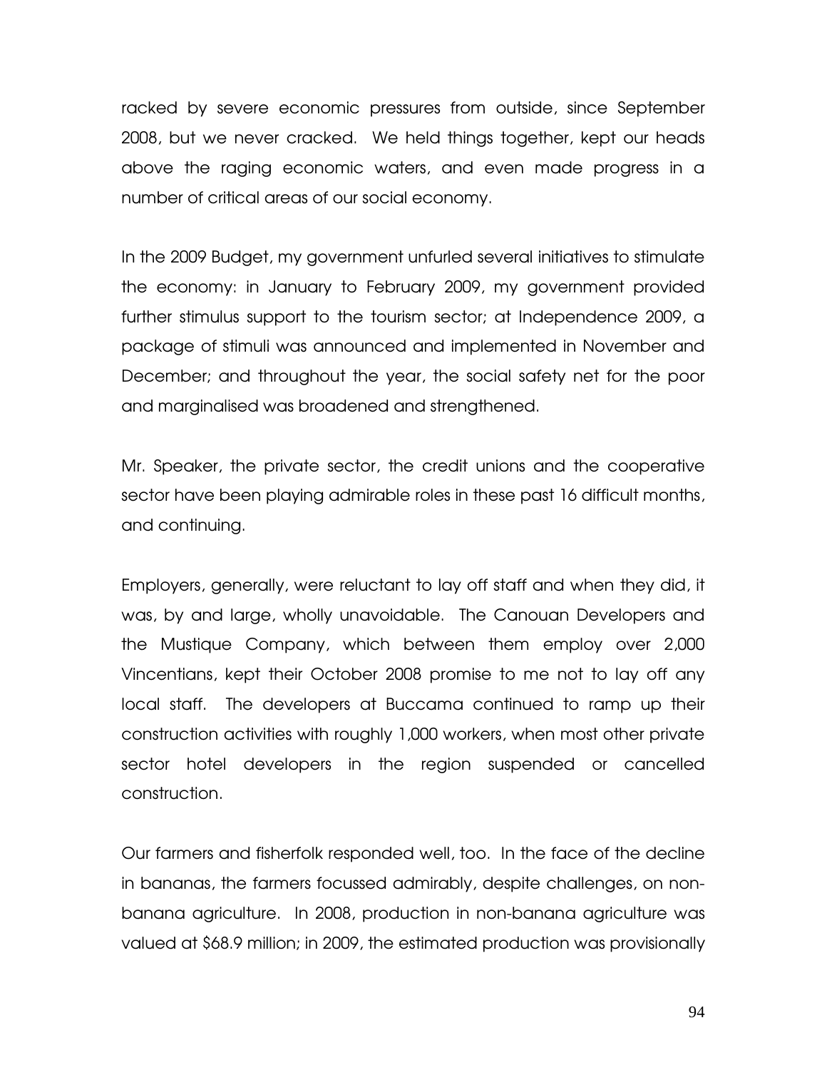racked by severe economic pressures from outside, since September 2008, but we never cracked. We held things together, kept our heads above the raging economic waters, and even made progress in a number of critical areas of our social economy.

In the 2009 Budget, my government unfurled several initiatives to stimulate the economy: in January to February 2009, my government provided further stimulus support to the tourism sector; at Independence 2009, a package of stimuli was announced and implemented in November and December; and throughout the year, the social safety net for the poor and marginalised was broadened and strengthened.

Mr. Speaker, the private sector, the credit unions and the cooperative sector have been playing admirable roles in these past 16 difficult months, and continuing.

Employers, generally, were reluctant to lay off staff and when they did, it was, by and large, wholly unavoidable. The Canouan Developers and the Mustique Company, which between them employ over 2,000 Vincentians, kept their October 2008 promise to me not to lay off any local staff. The developers at Buccama continued to ramp up their construction activities with roughly 1,000 workers, when most other private sector hotel developers in the region suspended or cancelled construction.

Our farmers and fisherfolk responded well, too. In the face of the decline in bananas, the farmers focussed admirably, despite challenges, on non-banana agriculture. In 2008, production in non-banana agriculture was valued at $68.9 million; in 2009, the estimated production was provisionally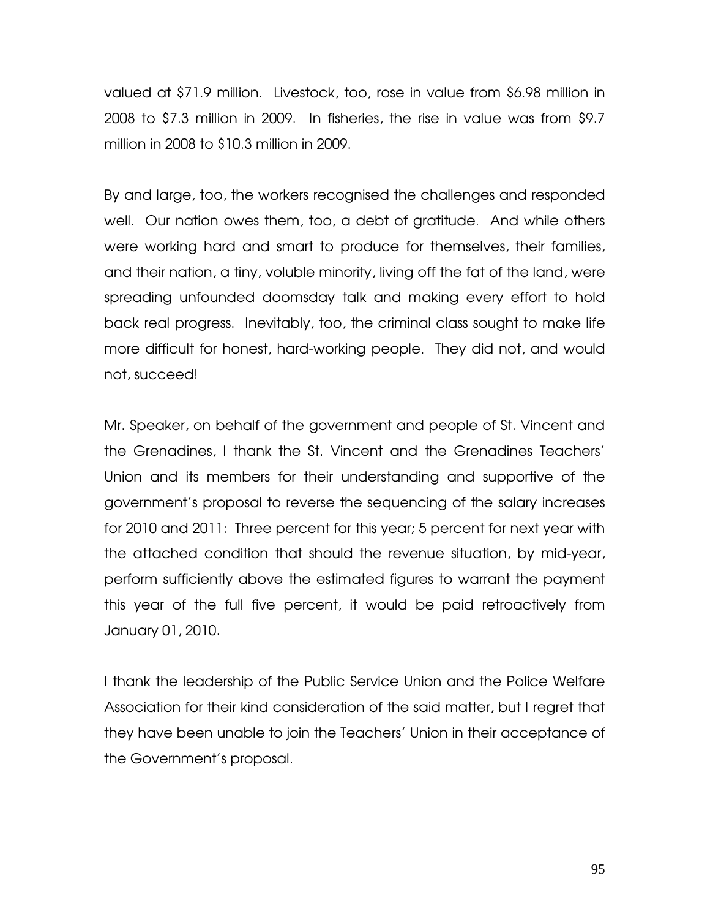valued at $71.9 million. Livestock, too, rose in value from $6.98 million in 2008 to $7.3 million in 2009. In fisheries, the rise in value was from $9.7 million in 2008 to $10.3 million in 2009.

By and large, too, the workers recognised the challenges and responded well. Our nation owes them, too, a debt of gratitude. And while others were working hard and smart to produce for themselves, their families, and their nation, a tiny, voluble minority, living off the fat of the land, were spreading unfounded doomsday talk and making every effort to hold back real progress. Inevitably, too, the criminal class sought to make life more difficult for honest, hard-working people. They did not, and would not, succeed!

Mr. Speaker, on behalf of the government and people of St. Vincent and the Grenadines, I thank the St. Vincent and the Grenadines Teachers' Union and its members for their understanding and supportive of the government's proposal to reverse the sequencing of the salary increases for 2010 and 2011: Three percent for this year; 5 percent for next year with the attached condition that should the revenue situation, by mid-year, perform sufficiently above the estimated figures to warrant the payment this year of the full five percent, it would be paid retroactively from January 01, 2010.

I thank the leadership of the Public Service Union and the Police Welfare Association for their kind consideration of the said matter, but I regret that they have been unable to join the Teachers' Union in their acceptance of the Government's proposal.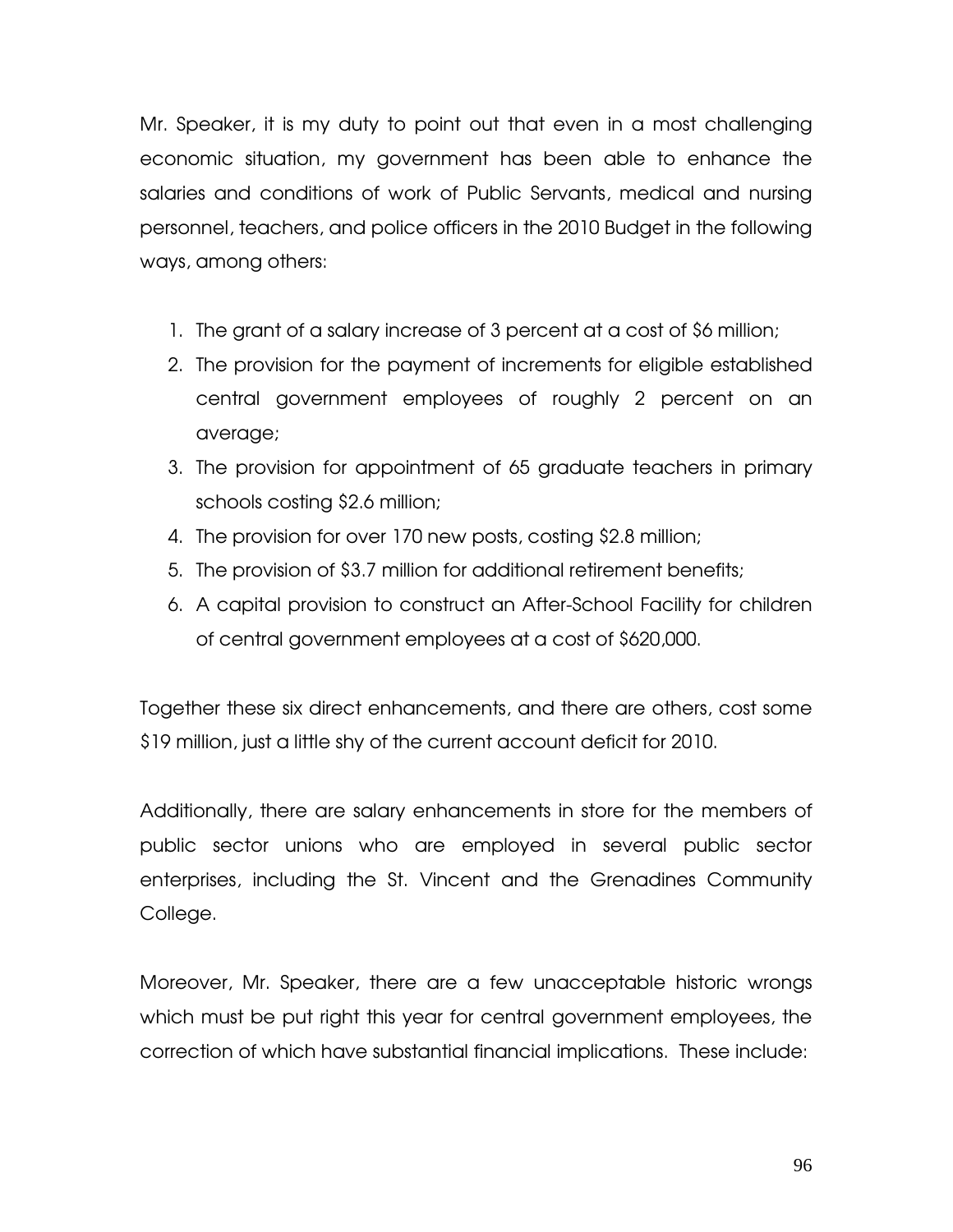Mr. Speaker, it is my duty to point out that even in a most challenging economic situation, my government has been able to enhance the salaries and conditions of work of Public Servants, medical and nursing personnel, teachers, and police officers in the 2010 Budget in the following ways, among others:

1. The grant of a salary increase of 3 percent at a cost of $6 million;
2. The provision for the payment of increments for eligible established central government employees of roughly 2 percent on an average;
3. The provision for appointment of 65 graduate teachers in primary schools costing $2.6 million;
4. The provision for over 170 new posts, costing $2.8 million;
5. The provision of $3.7 million for additional retirement benefits;
6. A capital provision to construct an After-School Facility for children of central government employees at a cost of $620,000.

Together these six direct enhancements, and there are others, cost some $19 million, just a little shy of the current account deficit for 2010.

Additionally, there are salary enhancements in store for the members of public sector unions who are employed in several public sector enterprises, including the St. Vincent and the Grenadines Community College.

Moreover, Mr. Speaker, there are a few unacceptable historic wrongs which must be put right this year for central government employees, the correction of which have substantial financial implications. These include: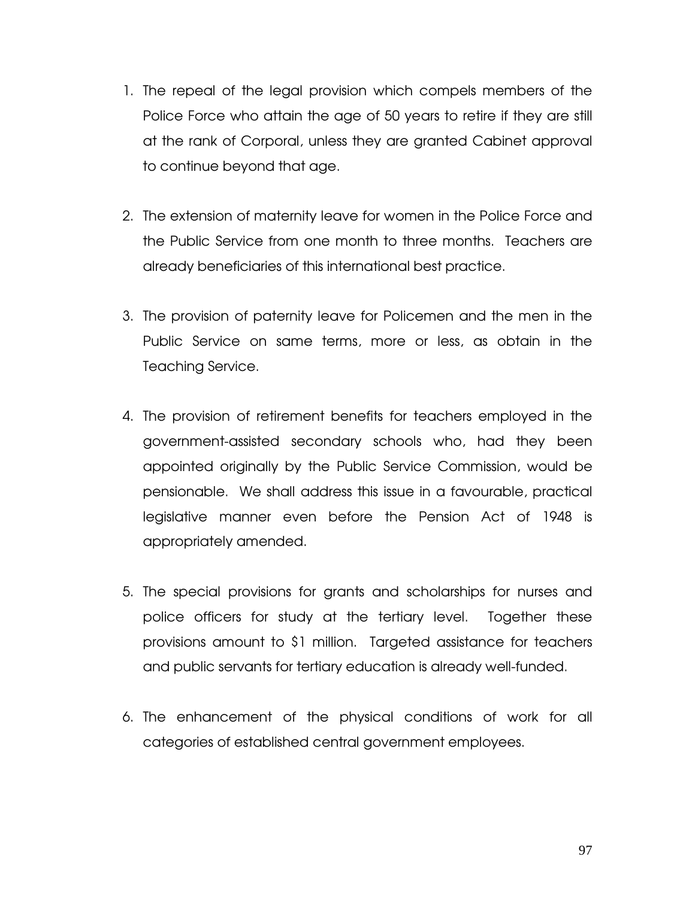1. The repeal of the legal provision which compels members of the Police Force who attain the age of 50 years to retire if they are still at the rank of Corporal, unless they are granted Cabinet approval to continue beyond that age.

2. The extension of maternity leave for women in the Police Force and the Public Service from one month to three months. Teachers are already beneficiaries of this international best practice.

3. The provision of paternity leave for Policemen and the men in the Public Service on same terms, more or less, as obtain in the Teaching Service.

4. The provision of retirement benefits for teachers employed in the government-assisted secondary schools who, had they been appointed originally by the Public Service Commission, would be pensionable. We shall address this issue in a favourable, practical legislative manner even before the Pension Act of 1948 is appropriately amended.

5. The special provisions for grants and scholarships for nurses and police officers for study at the tertiary level. Together these provisions amount to $1 million. Targeted assistance for teachers and public servants for tertiary education is already well-funded.

6. The enhancement of the physical conditions of work for all categories of established central government employees.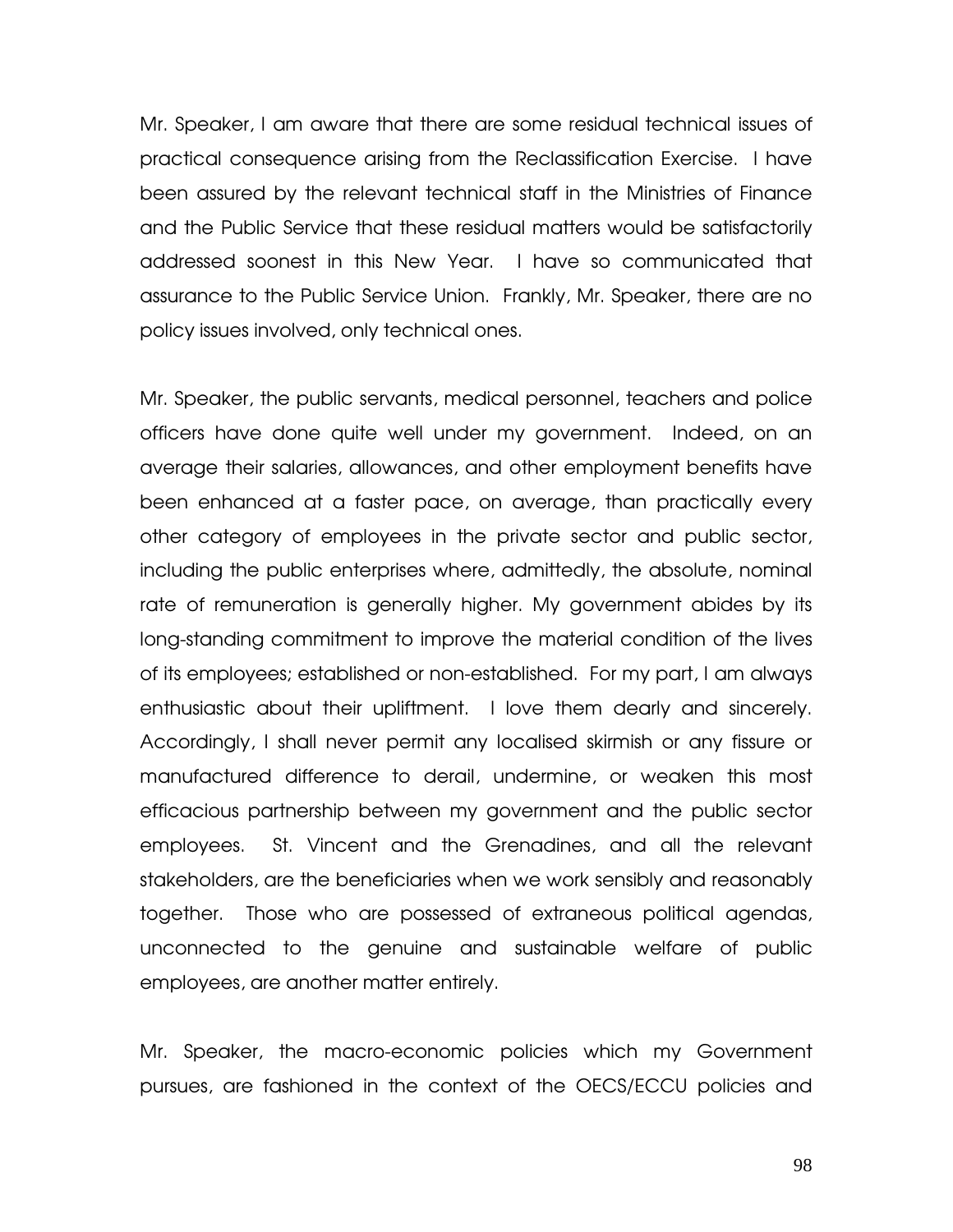Mr. Speaker, I am aware that there are some residual technical issues of practical consequence arising from the Reclassification Exercise. I have been assured by the relevant technical staff in the Ministries of Finance and the Public Service that these residual matters would be satisfactorily addressed soonest in this New Year. I have so communicated that assurance to the Public Service Union. Frankly, Mr. Speaker, there are no policy issues involved, only technical ones.

Mr. Speaker, the public servants, medical personnel, teachers and police officers have done quite well under my government. Indeed, on an average their salaries, allowances, and other employment benefits have been enhanced at a faster pace, on average, than practically every other category of employees in the private sector and public sector, including the public enterprises where, admittedly, the absolute, nominal rate of remuneration is generally higher. My government abides by its long-standing commitment to improve the material condition of the lives of its employees; established or non-established. For my part, I am always enthusiastic about their upliftment. I love them dearly and sincerely. Accordingly, I shall never permit any localised skirmish or any fissure or manufactured difference to derail, undermine, or weaken this most efficacious partnership between my government and the public sector employees. St. Vincent and the Grenadines, and all the relevant stakeholders, are the beneficiaries when we work sensibly and reasonably together. Those who are possessed of extraneous political agendas, unconnected to the genuine and sustainable welfare of public employees, are another matter entirely.

Mr. Speaker, the macro-economic policies which my Government pursues, are fashioned in the context of the OECS/ECCU policies and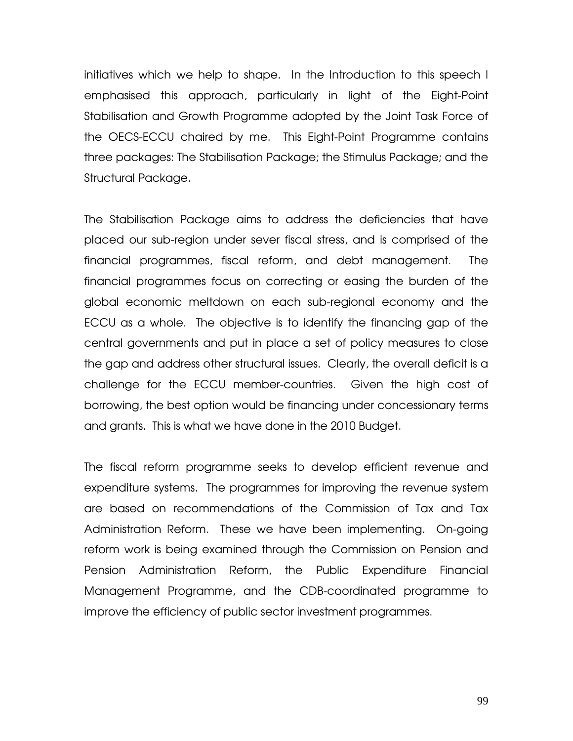initiatives which we help to shape. In the Introduction to this speech I emphasised this approach, particularly in light of the Eight-Point Stabilisation and Growth Programme adopted by the Joint Task Force of the OECS-ECCU chaired by me. This Eight-Point Programme contains three packages: The Stabilisation Package; the Stimulus Package; and the Structural Package.

The Stabilisation Package aims to address the deficiencies that have placed our sub-region under sever fiscal stress, and is comprised of the financial programmes, fiscal reform, and debt management. The financial programmes focus on correcting or easing the burden of the global economic meltdown on each sub-regional economy and the ECCU as a whole. The objective is to identify the financing gap of the central governments and put in place a set of policy measures to close the gap and address other structural issues. Clearly, the overall deficit is a challenge for the ECCU member-countries. Given the high cost of borrowing, the best option would be financing under concessionary terms and grants. This is what we have done in the 2010 Budget.

The fiscal reform programme seeks to develop efficient revenue and expenditure systems. The programmes for improving the revenue system are based on recommendations of the Commission of Tax and Tax Administration Reform. These we have been implementing. On-going reform work is being examined through the Commission on Pension and Pension Administration Reform, the Public Expenditure Financial Management Programme, and the CDB-coordinated programme to improve the efficiency of public sector investment programmes.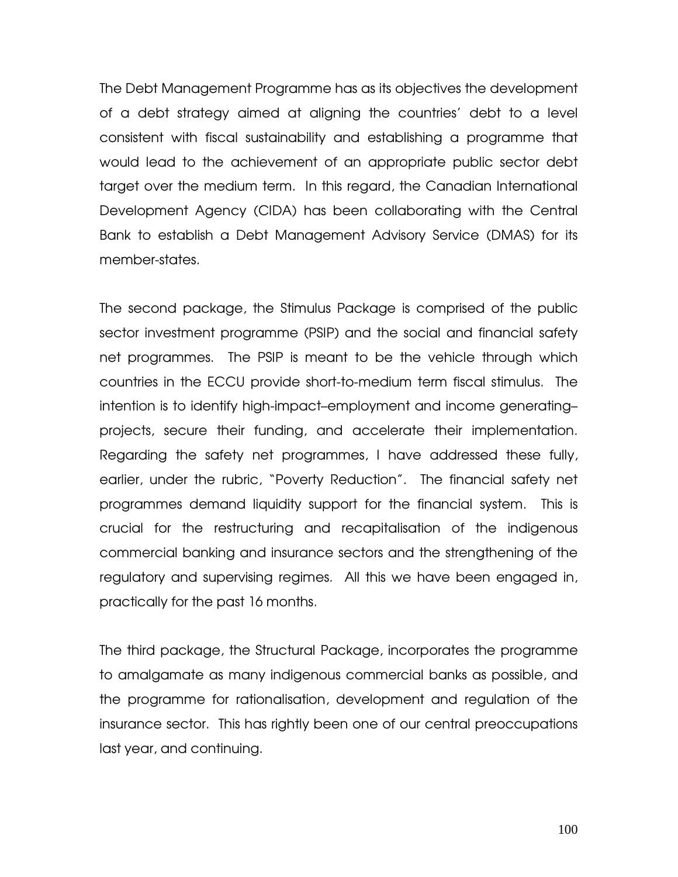The Debt Management Programme has as its objectives the development of a debt strategy aimed at aligning the countries' debt to a level consistent with fiscal sustainability and establishing a programme that would lead to the achievement of an appropriate public sector debt target over the medium term. In this regard, the Canadian International Development Agency (CIDA) has been collaborating with the Central Bank to establish a Debt Management Advisory Service (DMAS) for its member-states.

The second package, the Stimulus Package is comprised of the public sector investment programme (PSIP) and the social and financial safety net programmes. The PSIP is meant to be the vehicle through which countries in the ECCU provide short-to-medium term fiscal stimulus. The intention is to identify high-impact–employment and income generating–projects, secure their funding, and accelerate their implementation. Regarding the safety net programmes, I have addressed these fully, earlier, under the rubric, "Poverty Reduction". The financial safety net programmes demand liquidity support for the financial system. This is crucial for the restructuring and recapitalisation of the indigenous commercial banking and insurance sectors and the strengthening of the regulatory and supervising regimes. All this we have been engaged in, practically for the past 16 months.

The third package, the Structural Package, incorporates the programme to amalgamate as many indigenous commercial banks as possible, and the programme for rationalisation, development and regulation of the insurance sector. This has rightly been one of our central preoccupations last year, and continuing.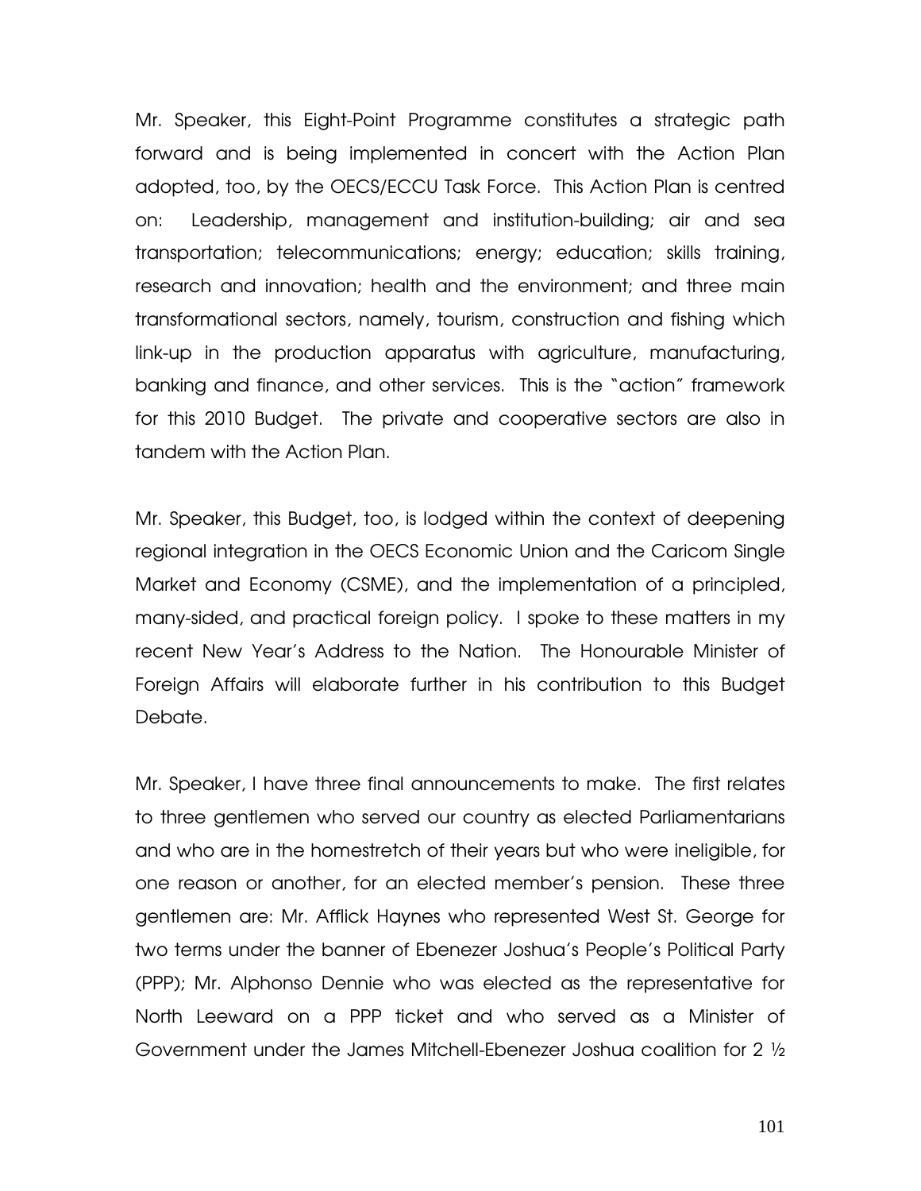Mr. Speaker, this Eight-Point Programme constitutes a strategic path forward and is being implemented in concert with the Action Plan adopted, too, by the OECS/ECCU Task Force. This Action Plan is centred on: Leadership, management and institution-building; air and sea transportation; telecommunications; energy; education; skills training, research and innovation; health and the environment; and three main transformational sectors, namely, tourism, construction and fishing which link-up in the production apparatus with agriculture, manufacturing, banking and finance, and other services. This is the "action" framework for this 2010 Budget. The private and cooperative sectors are also in tandem with the Action Plan.

Mr. Speaker, this Budget, too, is lodged within the context of deepening regional integration in the OECS Economic Union and the Caricom Single Market and Economy (CSME), and the implementation of a principled, many-sided, and practical foreign policy. I spoke to these matters in my recent New Year's Address to the Nation. The Honourable Minister of Foreign Affairs will elaborate further in his contribution to this Budget Debate.

Mr. Speaker, I have three final announcements to make. The first relates to three gentlemen who served our country as elected Parliamentarians and who are in the homestretch of their years but who were ineligible, for one reason or another, for an elected member's pension. These three gentlemen are: Mr. Afflick Haynes who represented West St. George for two terms under the banner of Ebenezer Joshua's People's Political Party (PPP); Mr. Alphonso Dennie who was elected as the representative for North Leeward on a PPP ticket and who served as a Minister of Government under the James Mitchell-Ebenezer Joshua coalition for 2 ½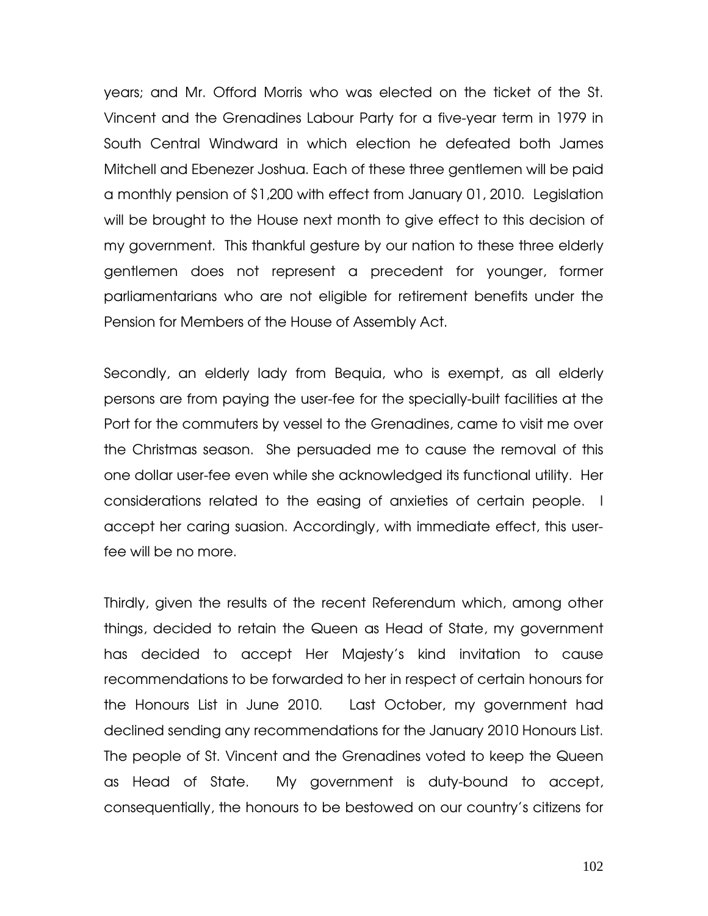years; and Mr. Offord Morris who was elected on the ticket of the St. Vincent and the Grenadines Labour Party for a five-year term in 1979 in South Central Windward in which election he defeated both James Mitchell and Ebenezer Joshua. Each of these three gentlemen will be paid a monthly pension of $1,200 with effect from January 01, 2010. Legislation will be brought to the House next month to give effect to this decision of my government. This thankful gesture by our nation to these three elderly gentlemen does not represent a precedent for younger, former parliamentarians who are not eligible for retirement benefits under the Pension for Members of the House of Assembly Act.

Secondly, an elderly lady from Bequia, who is exempt, as all elderly persons are from paying the user-fee for the specially-built facilities at the Port for the commuters by vessel to the Grenadines, came to visit me over the Christmas season. She persuaded me to cause the removal of this one dollar user-fee even while she acknowledged its functional utility. Her considerations related to the easing of anxieties of certain people. I accept her caring suasion. Accordingly, with immediate effect, this user-fee will be no more.

Thirdly, given the results of the recent Referendum which, among other things, decided to retain the Queen as Head of State, my government has decided to accept Her Majesty's kind invitation to cause recommendations to be forwarded to her in respect of certain honours for the Honours List in June 2010. Last October, my government had declined sending any recommendations for the January 2010 Honours List. The people of St. Vincent and the Grenadines voted to keep the Queen as Head of State. My government is duty-bound to accept, consequentially, the honours to be bestowed on our country's citizens for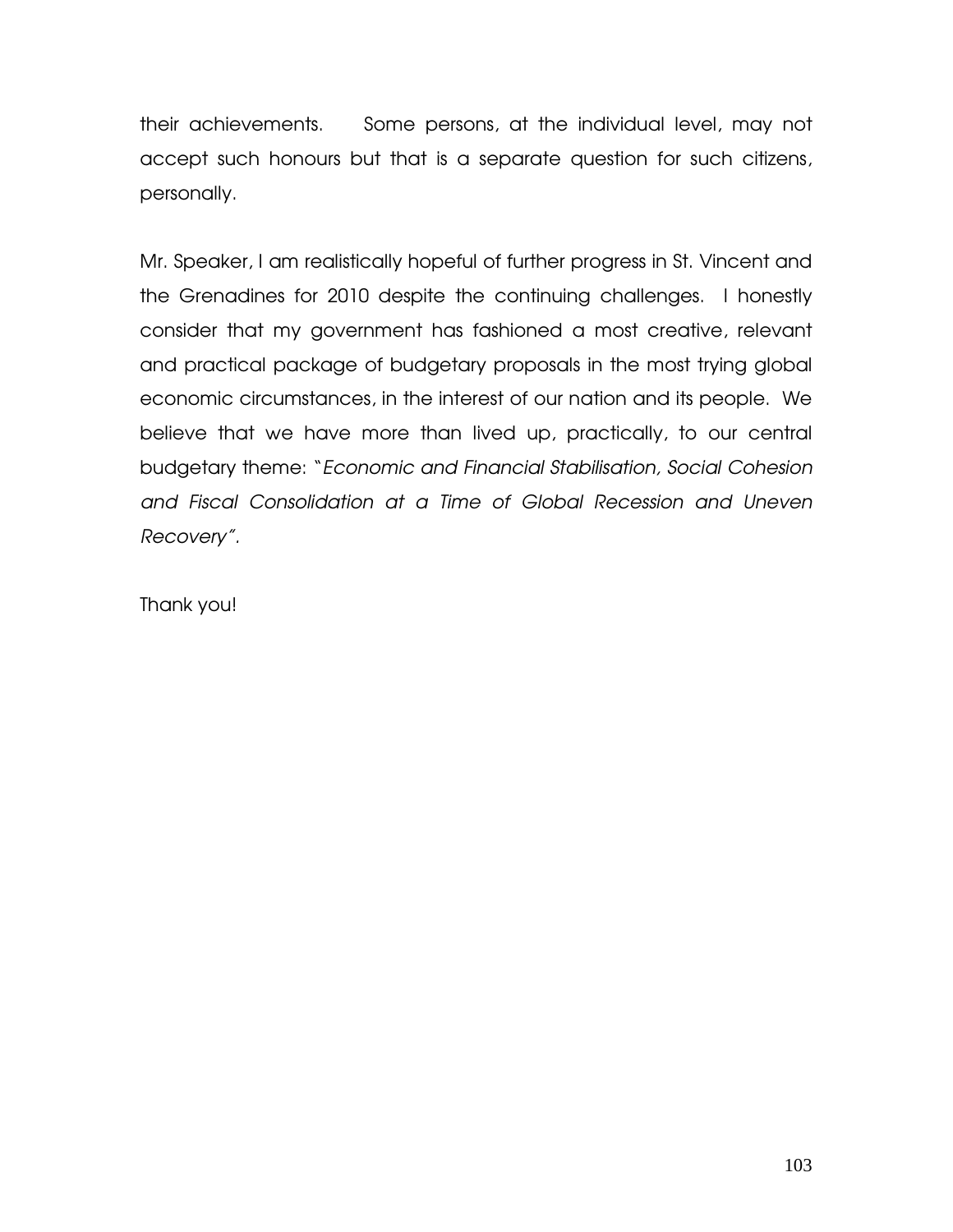their achievements. Some persons, at the individual level, may not accept such honours but that is a separate question for such citizens, personally.

Mr. Speaker, I am realistically hopeful of further progress in St. Vincent and the Grenadines for 2010 despite the continuing challenges. I honestly consider that my government has fashioned a most creative, relevant and practical package of budgetary proposals in the most trying global economic circumstances, in the interest of our nation and its people. We believe that we have more than lived up, practically, to our central budgetary theme: "*Economic and Financial Stabilisation, Social Cohesion and Fiscal Consolidation at a Time of Global Recession and Uneven Recovery"*.

Thank you!